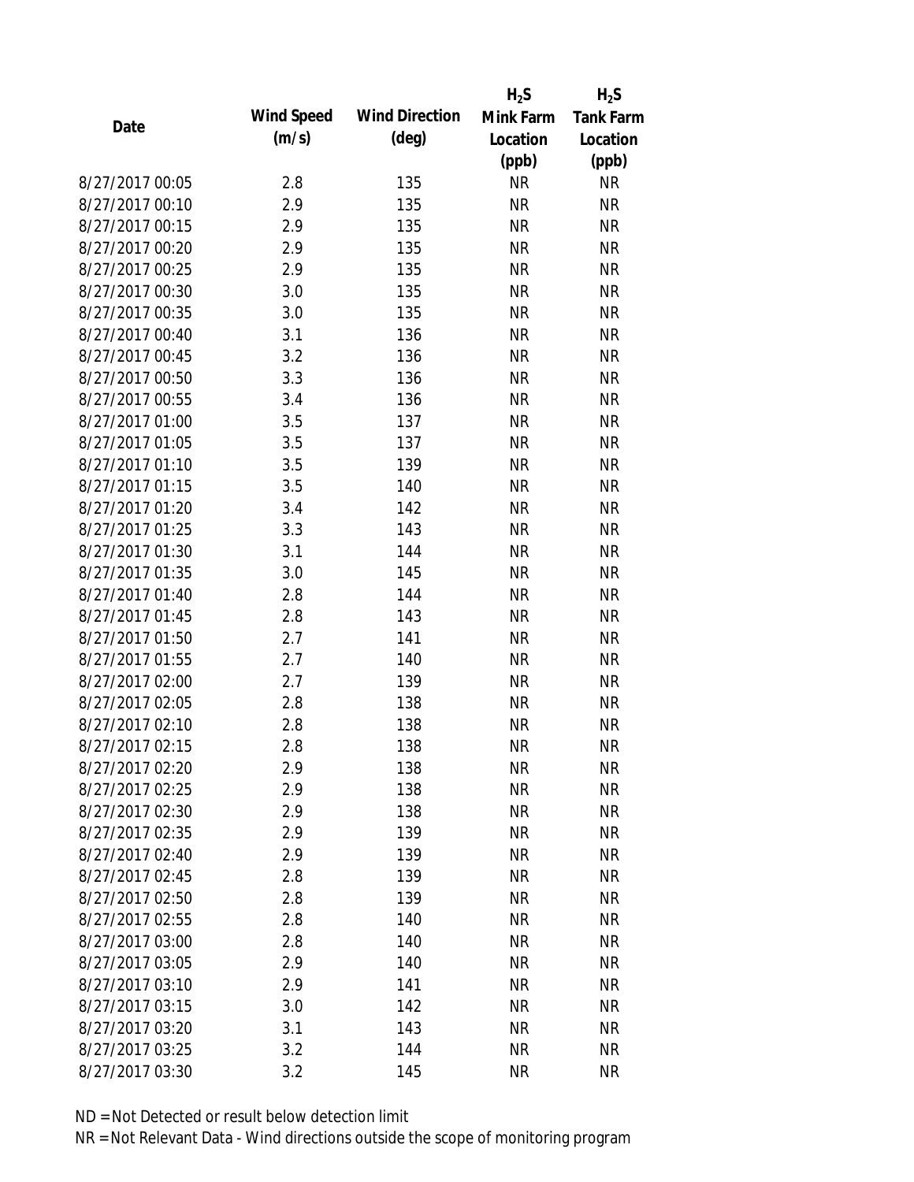| Date | Wind Speed (m/s) | Wind Direction (deg) | $H_2S$ Mink Farm Location (ppb) | $H_2S$ Tank Farm Location (ppb) |
|---|---|---|---|---|
| 8/27/2017 00:05 | 2.8 | 135 | NR | NR |
| 8/27/2017 00:10 | 2.9 | 135 | NR | NR |
| 8/27/2017 00:15 | 2.9 | 135 | NR | NR |
| 8/27/2017 00:20 | 2.9 | 135 | NR | NR |
| 8/27/2017 00:25 | 2.9 | 135 | NR | NR |
| 8/27/2017 00:30 | 3.0 | 135 | NR | NR |
| 8/27/2017 00:35 | 3.0 | 135 | NR | NR |
| 8/27/2017 00:40 | 3.1 | 136 | NR | NR |
| 8/27/2017 00:45 | 3.2 | 136 | NR | NR |
| 8/27/2017 00:50 | 3.3 | 136 | NR | NR |
| 8/27/2017 00:55 | 3.4 | 136 | NR | NR |
| 8/27/2017 01:00 | 3.5 | 137 | NR | NR |
| 8/27/2017 01:05 | 3.5 | 137 | NR | NR |
| 8/27/2017 01:10 | 3.5 | 139 | NR | NR |
| 8/27/2017 01:15 | 3.5 | 140 | NR | NR |
| 8/27/2017 01:20 | 3.4 | 142 | NR | NR |
| 8/27/2017 01:25 | 3.3 | 143 | NR | NR |
| 8/27/2017 01:30 | 3.1 | 144 | NR | NR |
| 8/27/2017 01:35 | 3.0 | 145 | NR | NR |
| 8/27/2017 01:40 | 2.8 | 144 | NR | NR |
| 8/27/2017 01:45 | 2.8 | 143 | NR | NR |
| 8/27/2017 01:50 | 2.7 | 141 | NR | NR |
| 8/27/2017 01:55 | 2.7 | 140 | NR | NR |
| 8/27/2017 02:00 | 2.7 | 139 | NR | NR |
| 8/27/2017 02:05 | 2.8 | 138 | NR | NR |
| 8/27/2017 02:10 | 2.8 | 138 | NR | NR |
| 8/27/2017 02:15 | 2.8 | 138 | NR | NR |
| 8/27/2017 02:20 | 2.9 | 138 | NR | NR |
| 8/27/2017 02:25 | 2.9 | 138 | NR | NR |
| 8/27/2017 02:30 | 2.9 | 138 | NR | NR |
| 8/27/2017 02:35 | 2.9 | 139 | NR | NR |
| 8/27/2017 02:40 | 2.9 | 139 | NR | NR |
| 8/27/2017 02:45 | 2.8 | 139 | NR | NR |
| 8/27/2017 02:50 | 2.8 | 139 | NR | NR |
| 8/27/2017 02:55 | 2.8 | 140 | NR | NR |
| 8/27/2017 03:00 | 2.8 | 140 | NR | NR |
| 8/27/2017 03:05 | 2.9 | 140 | NR | NR |
| 8/27/2017 03:10 | 2.9 | 141 | NR | NR |
| 8/27/2017 03:15 | 3.0 | 142 | NR | NR |
| 8/27/2017 03:20 | 3.1 | 143 | NR | NR |
| 8/27/2017 03:25 | 3.2 | 144 | NR | NR |
| 8/27/2017 03:30 | 3.2 | 145 | NR | NR |

ND = Not Detected or result below detection limit

NR = Not Relevant Data - Wind directions outside the scope of monitoring program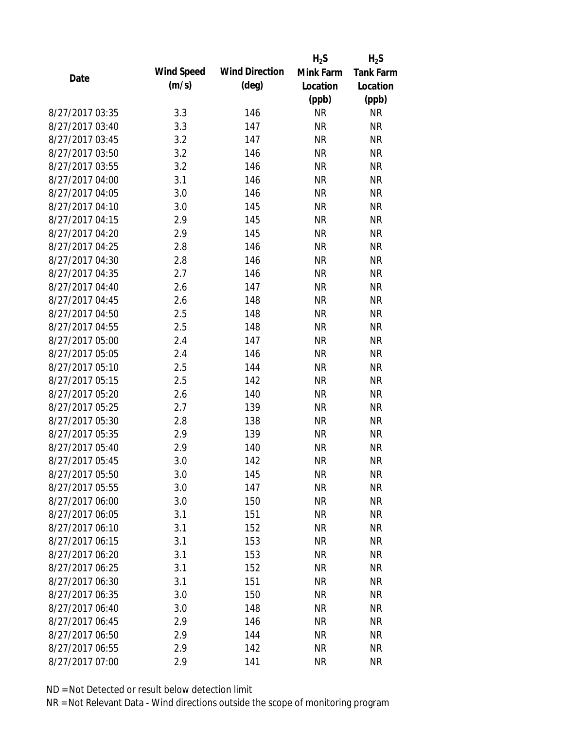| Date | Wind Speed (m/s) | Wind Direction (deg) | $H_2S$ Mink Farm Location (ppb) | $H_2S$ Tank Farm Location (ppb) |
|---|---|---|---|---|
| 8/27/2017 03:35 | 3.3 | 146 | NR | NR |
| 8/27/2017 03:40 | 3.3 | 147 | NR | NR |
| 8/27/2017 03:45 | 3.2 | 147 | NR | NR |
| 8/27/2017 03:50 | 3.2 | 146 | NR | NR |
| 8/27/2017 03:55 | 3.2 | 146 | NR | NR |
| 8/27/2017 04:00 | 3.1 | 146 | NR | NR |
| 8/27/2017 04:05 | 3.0 | 146 | NR | NR |
| 8/27/2017 04:10 | 3.0 | 145 | NR | NR |
| 8/27/2017 04:15 | 2.9 | 145 | NR | NR |
| 8/27/2017 04:20 | 2.9 | 145 | NR | NR |
| 8/27/2017 04:25 | 2.8 | 146 | NR | NR |
| 8/27/2017 04:30 | 2.8 | 146 | NR | NR |
| 8/27/2017 04:35 | 2.7 | 146 | NR | NR |
| 8/27/2017 04:40 | 2.6 | 147 | NR | NR |
| 8/27/2017 04:45 | 2.6 | 148 | NR | NR |
| 8/27/2017 04:50 | 2.5 | 148 | NR | NR |
| 8/27/2017 04:55 | 2.5 | 148 | NR | NR |
| 8/27/2017 05:00 | 2.4 | 147 | NR | NR |
| 8/27/2017 05:05 | 2.4 | 146 | NR | NR |
| 8/27/2017 05:10 | 2.5 | 144 | NR | NR |
| 8/27/2017 05:15 | 2.5 | 142 | NR | NR |
| 8/27/2017 05:20 | 2.6 | 140 | NR | NR |
| 8/27/2017 05:25 | 2.7 | 139 | NR | NR |
| 8/27/2017 05:30 | 2.8 | 138 | NR | NR |
| 8/27/2017 05:35 | 2.9 | 139 | NR | NR |
| 8/27/2017 05:40 | 2.9 | 140 | NR | NR |
| 8/27/2017 05:45 | 3.0 | 142 | NR | NR |
| 8/27/2017 05:50 | 3.0 | 145 | NR | NR |
| 8/27/2017 05:55 | 3.0 | 147 | NR | NR |
| 8/27/2017 06:00 | 3.0 | 150 | NR | NR |
| 8/27/2017 06:05 | 3.1 | 151 | NR | NR |
| 8/27/2017 06:10 | 3.1 | 152 | NR | NR |
| 8/27/2017 06:15 | 3.1 | 153 | NR | NR |
| 8/27/2017 06:20 | 3.1 | 153 | NR | NR |
| 8/27/2017 06:25 | 3.1 | 152 | NR | NR |
| 8/27/2017 06:30 | 3.1 | 151 | NR | NR |
| 8/27/2017 06:35 | 3.0 | 150 | NR | NR |
| 8/27/2017 06:40 | 3.0 | 148 | NR | NR |
| 8/27/2017 06:45 | 2.9 | 146 | NR | NR |
| 8/27/2017 06:50 | 2.9 | 144 | NR | NR |
| 8/27/2017 06:55 | 2.9 | 142 | NR | NR |
| 8/27/2017 07:00 | 2.9 | 141 | NR | NR |

ND = Not Detected or result below detection limit

NR = Not Relevant Data - Wind directions outside the scope of monitoring program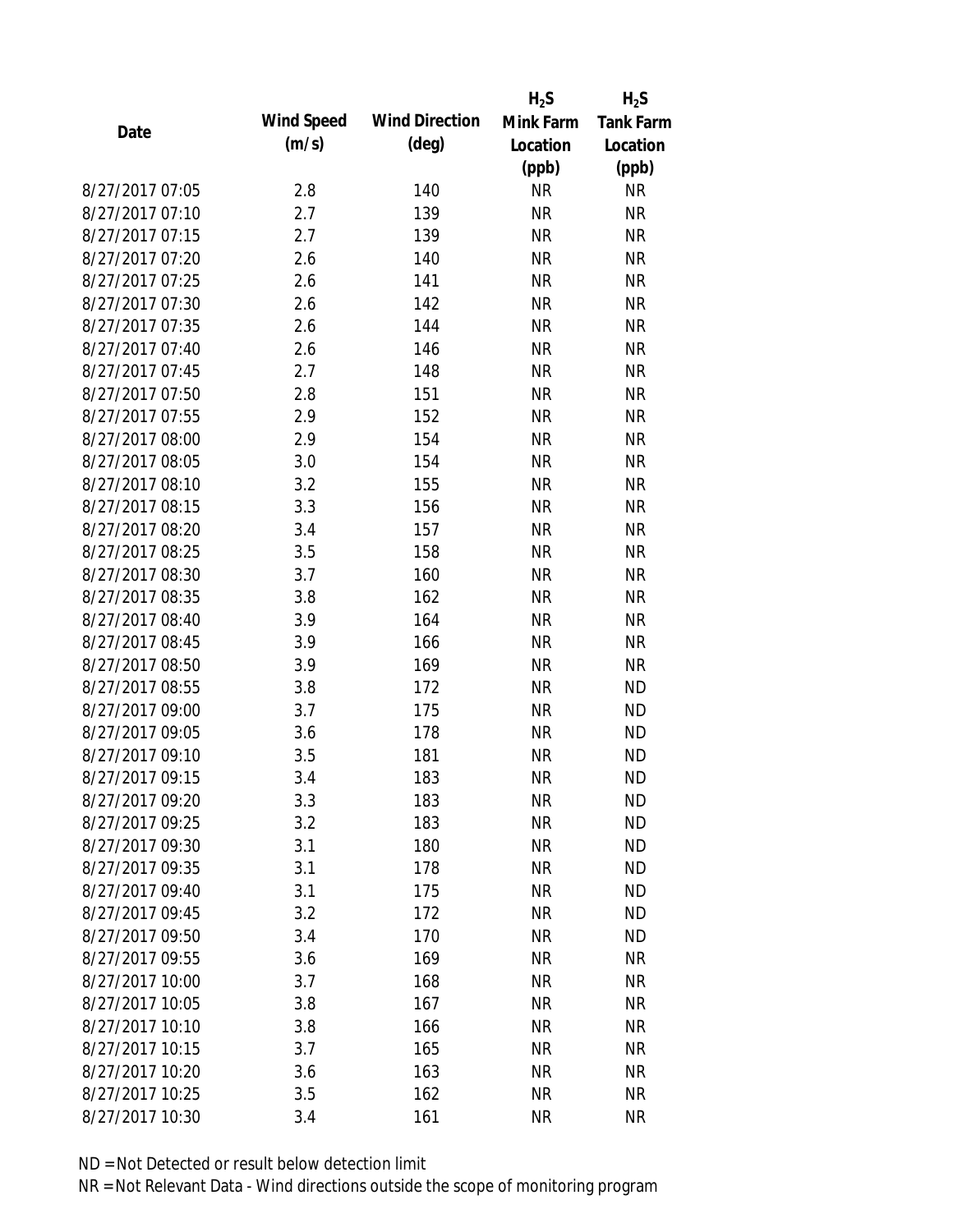| Date | Wind Speed (m/s) | Wind Direction (deg) | $H_2S$ Mink Farm Location (ppb) | $H_2S$ Tank Farm Location (ppb) |
|---|---|---|---|---|
| 8/27/2017 07:05 | 2.8 | 140 | NR | NR |
| 8/27/2017 07:10 | 2.7 | 139 | NR | NR |
| 8/27/2017 07:15 | 2.7 | 139 | NR | NR |
| 8/27/2017 07:20 | 2.6 | 140 | NR | NR |
| 8/27/2017 07:25 | 2.6 | 141 | NR | NR |
| 8/27/2017 07:30 | 2.6 | 142 | NR | NR |
| 8/27/2017 07:35 | 2.6 | 144 | NR | NR |
| 8/27/2017 07:40 | 2.6 | 146 | NR | NR |
| 8/27/2017 07:45 | 2.7 | 148 | NR | NR |
| 8/27/2017 07:50 | 2.8 | 151 | NR | NR |
| 8/27/2017 07:55 | 2.9 | 152 | NR | NR |
| 8/27/2017 08:00 | 2.9 | 154 | NR | NR |
| 8/27/2017 08:05 | 3.0 | 154 | NR | NR |
| 8/27/2017 08:10 | 3.2 | 155 | NR | NR |
| 8/27/2017 08:15 | 3.3 | 156 | NR | NR |
| 8/27/2017 08:20 | 3.4 | 157 | NR | NR |
| 8/27/2017 08:25 | 3.5 | 158 | NR | NR |
| 8/27/2017 08:30 | 3.7 | 160 | NR | NR |
| 8/27/2017 08:35 | 3.8 | 162 | NR | NR |
| 8/27/2017 08:40 | 3.9 | 164 | NR | NR |
| 8/27/2017 08:45 | 3.9 | 166 | NR | NR |
| 8/27/2017 08:50 | 3.9 | 169 | NR | NR |
| 8/27/2017 08:55 | 3.8 | 172 | NR | ND |
| 8/27/2017 09:00 | 3.7 | 175 | NR | ND |
| 8/27/2017 09:05 | 3.6 | 178 | NR | ND |
| 8/27/2017 09:10 | 3.5 | 181 | NR | ND |
| 8/27/2017 09:15 | 3.4 | 183 | NR | ND |
| 8/27/2017 09:20 | 3.3 | 183 | NR | ND |
| 8/27/2017 09:25 | 3.2 | 183 | NR | ND |
| 8/27/2017 09:30 | 3.1 | 180 | NR | ND |
| 8/27/2017 09:35 | 3.1 | 178 | NR | ND |
| 8/27/2017 09:40 | 3.1 | 175 | NR | ND |
| 8/27/2017 09:45 | 3.2 | 172 | NR | ND |
| 8/27/2017 09:50 | 3.4 | 170 | NR | ND |
| 8/27/2017 09:55 | 3.6 | 169 | NR | NR |
| 8/27/2017 10:00 | 3.7 | 168 | NR | NR |
| 8/27/2017 10:05 | 3.8 | 167 | NR | NR |
| 8/27/2017 10:10 | 3.8 | 166 | NR | NR |
| 8/27/2017 10:15 | 3.7 | 165 | NR | NR |
| 8/27/2017 10:20 | 3.6 | 163 | NR | NR |
| 8/27/2017 10:25 | 3.5 | 162 | NR | NR |
| 8/27/2017 10:30 | 3.4 | 161 | NR | NR |

ND = Not Detected or result below detection limit

NR = Not Relevant Data - Wind directions outside the scope of monitoring program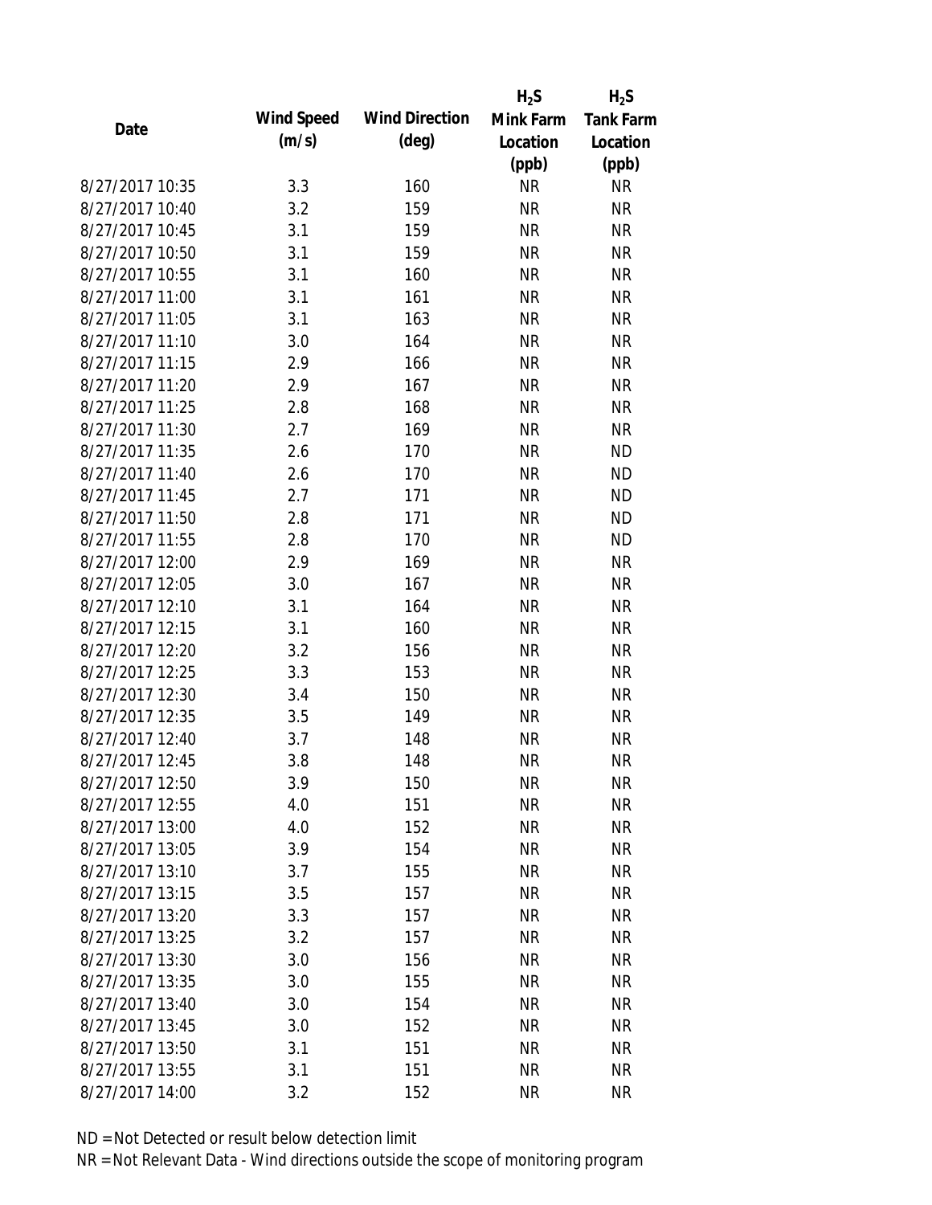| Date | Wind Speed (m/s) | Wind Direction (deg) | $H_2S$ Mink Farm Location (ppb) | $H_2S$ Tank Farm Location (ppb) |
|---|---|---|---|---|
| 8/27/2017 10:35 | 3.3 | 160 | NR | NR |
| 8/27/2017 10:40 | 3.2 | 159 | NR | NR |
| 8/27/2017 10:45 | 3.1 | 159 | NR | NR |
| 8/27/2017 10:50 | 3.1 | 159 | NR | NR |
| 8/27/2017 10:55 | 3.1 | 160 | NR | NR |
| 8/27/2017 11:00 | 3.1 | 161 | NR | NR |
| 8/27/2017 11:05 | 3.1 | 163 | NR | NR |
| 8/27/2017 11:10 | 3.0 | 164 | NR | NR |
| 8/27/2017 11:15 | 2.9 | 166 | NR | NR |
| 8/27/2017 11:20 | 2.9 | 167 | NR | NR |
| 8/27/2017 11:25 | 2.8 | 168 | NR | NR |
| 8/27/2017 11:30 | 2.7 | 169 | NR | NR |
| 8/27/2017 11:35 | 2.6 | 170 | NR | ND |
| 8/27/2017 11:40 | 2.6 | 170 | NR | ND |
| 8/27/2017 11:45 | 2.7 | 171 | NR | ND |
| 8/27/2017 11:50 | 2.8 | 171 | NR | ND |
| 8/27/2017 11:55 | 2.8 | 170 | NR | ND |
| 8/27/2017 12:00 | 2.9 | 169 | NR | NR |
| 8/27/2017 12:05 | 3.0 | 167 | NR | NR |
| 8/27/2017 12:10 | 3.1 | 164 | NR | NR |
| 8/27/2017 12:15 | 3.1 | 160 | NR | NR |
| 8/27/2017 12:20 | 3.2 | 156 | NR | NR |
| 8/27/2017 12:25 | 3.3 | 153 | NR | NR |
| 8/27/2017 12:30 | 3.4 | 150 | NR | NR |
| 8/27/2017 12:35 | 3.5 | 149 | NR | NR |
| 8/27/2017 12:40 | 3.7 | 148 | NR | NR |
| 8/27/2017 12:45 | 3.8 | 148 | NR | NR |
| 8/27/2017 12:50 | 3.9 | 150 | NR | NR |
| 8/27/2017 12:55 | 4.0 | 151 | NR | NR |
| 8/27/2017 13:00 | 4.0 | 152 | NR | NR |
| 8/27/2017 13:05 | 3.9 | 154 | NR | NR |
| 8/27/2017 13:10 | 3.7 | 155 | NR | NR |
| 8/27/2017 13:15 | 3.5 | 157 | NR | NR |
| 8/27/2017 13:20 | 3.3 | 157 | NR | NR |
| 8/27/2017 13:25 | 3.2 | 157 | NR | NR |
| 8/27/2017 13:30 | 3.0 | 156 | NR | NR |
| 8/27/2017 13:35 | 3.0 | 155 | NR | NR |
| 8/27/2017 13:40 | 3.0 | 154 | NR | NR |
| 8/27/2017 13:45 | 3.0 | 152 | NR | NR |
| 8/27/2017 13:50 | 3.1 | 151 | NR | NR |
| 8/27/2017 13:55 | 3.1 | 151 | NR | NR |
| 8/27/2017 14:00 | 3.2 | 152 | NR | NR |

ND = Not Detected or result below detection limit

NR = Not Relevant Data - Wind directions outside the scope of monitoring program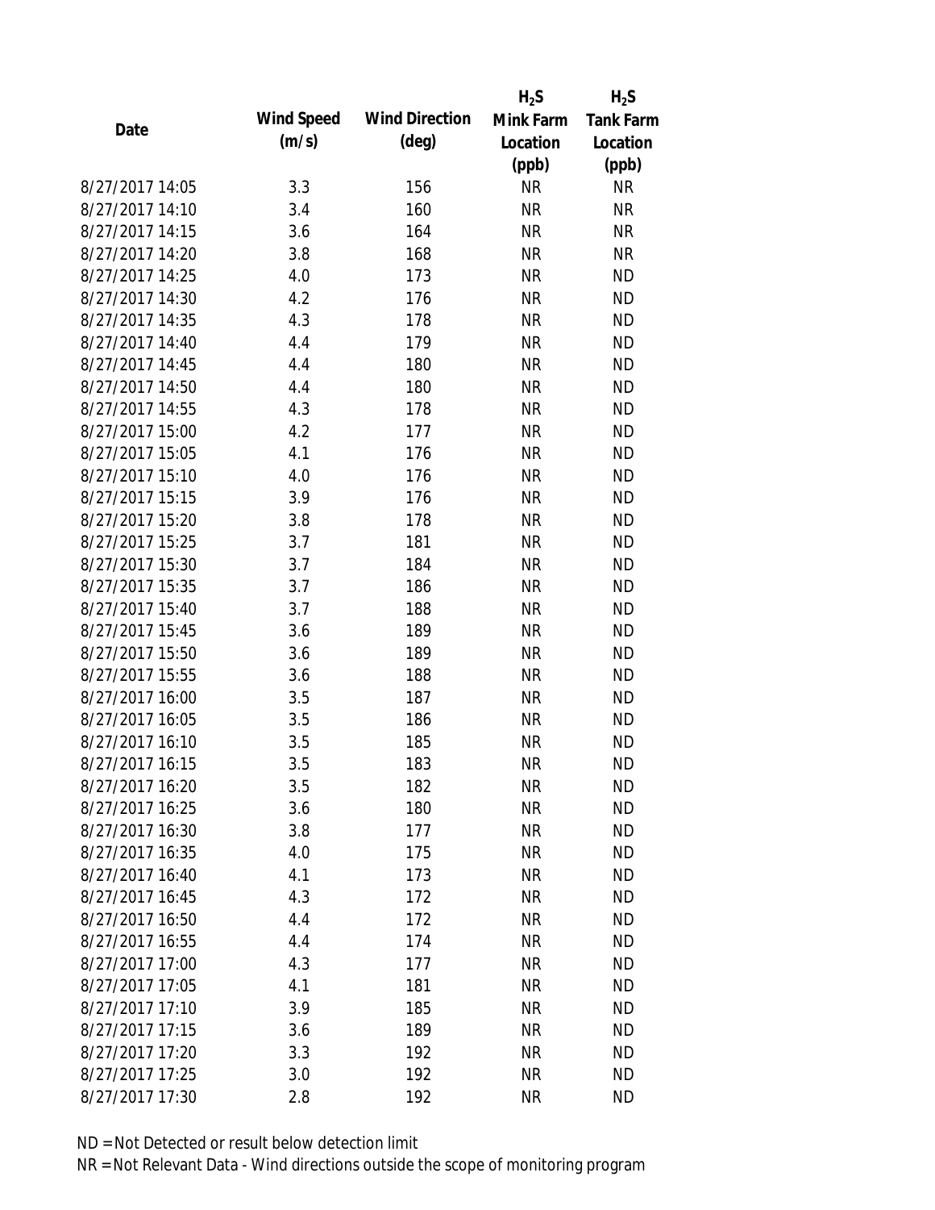| Date | Wind Speed (m/s) | Wind Direction (deg) | $H_2S$ Mink Farm Location (ppb) | $H_2S$ Tank Farm Location (ppb) |
| --- | --- | --- | --- | --- |
| 8/27/2017 14:05 | 3.3 | 156 | NR | NR |
| 8/27/2017 14:10 | 3.4 | 160 | NR | NR |
| 8/27/2017 14:15 | 3.6 | 164 | NR | NR |
| 8/27/2017 14:20 | 3.8 | 168 | NR | NR |
| 8/27/2017 14:25 | 4.0 | 173 | NR | ND |
| 8/27/2017 14:30 | 4.2 | 176 | NR | ND |
| 8/27/2017 14:35 | 4.3 | 178 | NR | ND |
| 8/27/2017 14:40 | 4.4 | 179 | NR | ND |
| 8/27/2017 14:45 | 4.4 | 180 | NR | ND |
| 8/27/2017 14:50 | 4.4 | 180 | NR | ND |
| 8/27/2017 14:55 | 4.3 | 178 | NR | ND |
| 8/27/2017 15:00 | 4.2 | 177 | NR | ND |
| 8/27/2017 15:05 | 4.1 | 176 | NR | ND |
| 8/27/2017 15:10 | 4.0 | 176 | NR | ND |
| 8/27/2017 15:15 | 3.9 | 176 | NR | ND |
| 8/27/2017 15:20 | 3.8 | 178 | NR | ND |
| 8/27/2017 15:25 | 3.7 | 181 | NR | ND |
| 8/27/2017 15:30 | 3.7 | 184 | NR | ND |
| 8/27/2017 15:35 | 3.7 | 186 | NR | ND |
| 8/27/2017 15:40 | 3.7 | 188 | NR | ND |
| 8/27/2017 15:45 | 3.6 | 189 | NR | ND |
| 8/27/2017 15:50 | 3.6 | 189 | NR | ND |
| 8/27/2017 15:55 | 3.6 | 188 | NR | ND |
| 8/27/2017 16:00 | 3.5 | 187 | NR | ND |
| 8/27/2017 16:05 | 3.5 | 186 | NR | ND |
| 8/27/2017 16:10 | 3.5 | 185 | NR | ND |
| 8/27/2017 16:15 | 3.5 | 183 | NR | ND |
| 8/27/2017 16:20 | 3.5 | 182 | NR | ND |
| 8/27/2017 16:25 | 3.6 | 180 | NR | ND |
| 8/27/2017 16:30 | 3.8 | 177 | NR | ND |
| 8/27/2017 16:35 | 4.0 | 175 | NR | ND |
| 8/27/2017 16:40 | 4.1 | 173 | NR | ND |
| 8/27/2017 16:45 | 4.3 | 172 | NR | ND |
| 8/27/2017 16:50 | 4.4 | 172 | NR | ND |
| 8/27/2017 16:55 | 4.4 | 174 | NR | ND |
| 8/27/2017 17:00 | 4.3 | 177 | NR | ND |
| 8/27/2017 17:05 | 4.1 | 181 | NR | ND |
| 8/27/2017 17:10 | 3.9 | 185 | NR | ND |
| 8/27/2017 17:15 | 3.6 | 189 | NR | ND |
| 8/27/2017 17:20 | 3.3 | 192 | NR | ND |
| 8/27/2017 17:25 | 3.0 | 192 | NR | ND |
| 8/27/2017 17:30 | 2.8 | 192 | NR | ND |

ND = Not Detected or result below detection limit

NR = Not Relevant Data - Wind directions outside the scope of monitoring program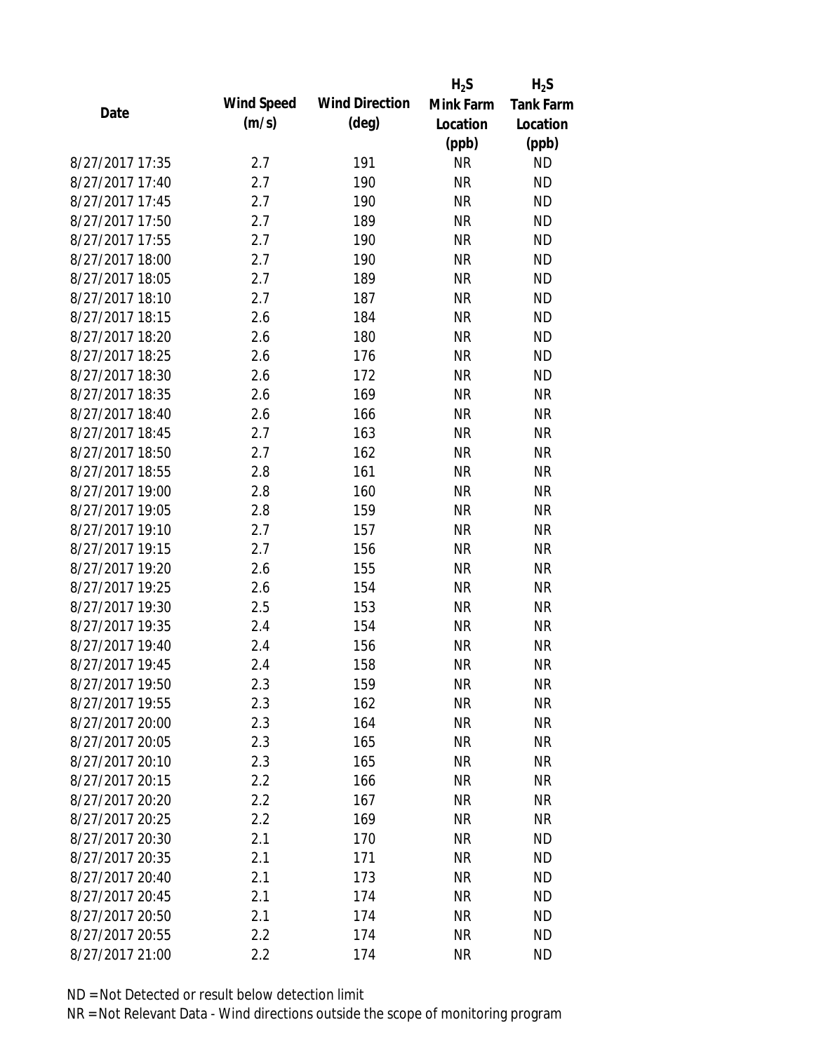| Date | Wind Speed (m/s) | Wind Direction (deg) | $H_2S$ Mink Farm Location (ppb) | $H_2S$ Tank Farm Location (ppb) |
|---|---|---|---|---|
| 8/27/2017 17:35 | 2.7 | 191 | NR | ND |
| 8/27/2017 17:40 | 2.7 | 190 | NR | ND |
| 8/27/2017 17:45 | 2.7 | 190 | NR | ND |
| 8/27/2017 17:50 | 2.7 | 189 | NR | ND |
| 8/27/2017 17:55 | 2.7 | 190 | NR | ND |
| 8/27/2017 18:00 | 2.7 | 190 | NR | ND |
| 8/27/2017 18:05 | 2.7 | 189 | NR | ND |
| 8/27/2017 18:10 | 2.7 | 187 | NR | ND |
| 8/27/2017 18:15 | 2.6 | 184 | NR | ND |
| 8/27/2017 18:20 | 2.6 | 180 | NR | ND |
| 8/27/2017 18:25 | 2.6 | 176 | NR | ND |
| 8/27/2017 18:30 | 2.6 | 172 | NR | ND |
| 8/27/2017 18:35 | 2.6 | 169 | NR | NR |
| 8/27/2017 18:40 | 2.6 | 166 | NR | NR |
| 8/27/2017 18:45 | 2.7 | 163 | NR | NR |
| 8/27/2017 18:50 | 2.7 | 162 | NR | NR |
| 8/27/2017 18:55 | 2.8 | 161 | NR | NR |
| 8/27/2017 19:00 | 2.8 | 160 | NR | NR |
| 8/27/2017 19:05 | 2.8 | 159 | NR | NR |
| 8/27/2017 19:10 | 2.7 | 157 | NR | NR |
| 8/27/2017 19:15 | 2.7 | 156 | NR | NR |
| 8/27/2017 19:20 | 2.6 | 155 | NR | NR |
| 8/27/2017 19:25 | 2.6 | 154 | NR | NR |
| 8/27/2017 19:30 | 2.5 | 153 | NR | NR |
| 8/27/2017 19:35 | 2.4 | 154 | NR | NR |
| 8/27/2017 19:40 | 2.4 | 156 | NR | NR |
| 8/27/2017 19:45 | 2.4 | 158 | NR | NR |
| 8/27/2017 19:50 | 2.3 | 159 | NR | NR |
| 8/27/2017 19:55 | 2.3 | 162 | NR | NR |
| 8/27/2017 20:00 | 2.3 | 164 | NR | NR |
| 8/27/2017 20:05 | 2.3 | 165 | NR | NR |
| 8/27/2017 20:10 | 2.3 | 165 | NR | NR |
| 8/27/2017 20:15 | 2.2 | 166 | NR | NR |
| 8/27/2017 20:20 | 2.2 | 167 | NR | NR |
| 8/27/2017 20:25 | 2.2 | 169 | NR | NR |
| 8/27/2017 20:30 | 2.1 | 170 | NR | ND |
| 8/27/2017 20:35 | 2.1 | 171 | NR | ND |
| 8/27/2017 20:40 | 2.1 | 173 | NR | ND |
| 8/27/2017 20:45 | 2.1 | 174 | NR | ND |
| 8/27/2017 20:50 | 2.1 | 174 | NR | ND |
| 8/27/2017 20:55 | 2.2 | 174 | NR | ND |
| 8/27/2017 21:00 | 2.2 | 174 | NR | ND |

ND = Not Detected or result below detection limit

NR = Not Relevant Data - Wind directions outside the scope of monitoring program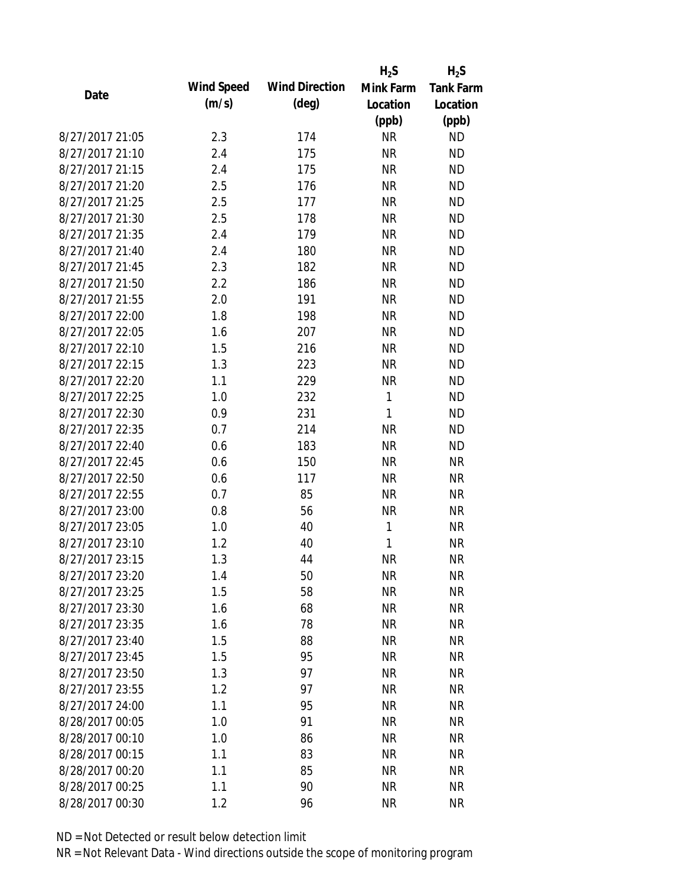| Date | Wind Speed (m/s) | Wind Direction (deg) | $H_2S$ Mink Farm Location (ppb) | $H_2S$ Tank Farm Location (ppb) |
|---|---|---|---|---|
| 8/27/2017 21:05 | 2.3 | 174 | NR | ND |
| 8/27/2017 21:10 | 2.4 | 175 | NR | ND |
| 8/27/2017 21:15 | 2.4 | 175 | NR | ND |
| 8/27/2017 21:20 | 2.5 | 176 | NR | ND |
| 8/27/2017 21:25 | 2.5 | 177 | NR | ND |
| 8/27/2017 21:30 | 2.5 | 178 | NR | ND |
| 8/27/2017 21:35 | 2.4 | 179 | NR | ND |
| 8/27/2017 21:40 | 2.4 | 180 | NR | ND |
| 8/27/2017 21:45 | 2.3 | 182 | NR | ND |
| 8/27/2017 21:50 | 2.2 | 186 | NR | ND |
| 8/27/2017 21:55 | 2.0 | 191 | NR | ND |
| 8/27/2017 22:00 | 1.8 | 198 | NR | ND |
| 8/27/2017 22:05 | 1.6 | 207 | NR | ND |
| 8/27/2017 22:10 | 1.5 | 216 | NR | ND |
| 8/27/2017 22:15 | 1.3 | 223 | NR | ND |
| 8/27/2017 22:20 | 1.1 | 229 | NR | ND |
| 8/27/2017 22:25 | 1.0 | 232 | 1 | ND |
| 8/27/2017 22:30 | 0.9 | 231 | 1 | ND |
| 8/27/2017 22:35 | 0.7 | 214 | NR | ND |
| 8/27/2017 22:40 | 0.6 | 183 | NR | ND |
| 8/27/2017 22:45 | 0.6 | 150 | NR | NR |
| 8/27/2017 22:50 | 0.6 | 117 | NR | NR |
| 8/27/2017 22:55 | 0.7 | 85 | NR | NR |
| 8/27/2017 23:00 | 0.8 | 56 | NR | NR |
| 8/27/2017 23:05 | 1.0 | 40 | 1 | NR |
| 8/27/2017 23:10 | 1.2 | 40 | 1 | NR |
| 8/27/2017 23:15 | 1.3 | 44 | NR | NR |
| 8/27/2017 23:20 | 1.4 | 50 | NR | NR |
| 8/27/2017 23:25 | 1.5 | 58 | NR | NR |
| 8/27/2017 23:30 | 1.6 | 68 | NR | NR |
| 8/27/2017 23:35 | 1.6 | 78 | NR | NR |
| 8/27/2017 23:40 | 1.5 | 88 | NR | NR |
| 8/27/2017 23:45 | 1.5 | 95 | NR | NR |
| 8/27/2017 23:50 | 1.3 | 97 | NR | NR |
| 8/27/2017 23:55 | 1.2 | 97 | NR | NR |
| 8/27/2017 24:00 | 1.1 | 95 | NR | NR |
| 8/28/2017 00:05 | 1.0 | 91 | NR | NR |
| 8/28/2017 00:10 | 1.0 | 86 | NR | NR |
| 8/28/2017 00:15 | 1.1 | 83 | NR | NR |
| 8/28/2017 00:20 | 1.1 | 85 | NR | NR |
| 8/28/2017 00:25 | 1.1 | 90 | NR | NR |
| 8/28/2017 00:30 | 1.2 | 96 | NR | NR |

ND = Not Detected or result below detection limit

NR = Not Relevant Data - Wind directions outside the scope of monitoring program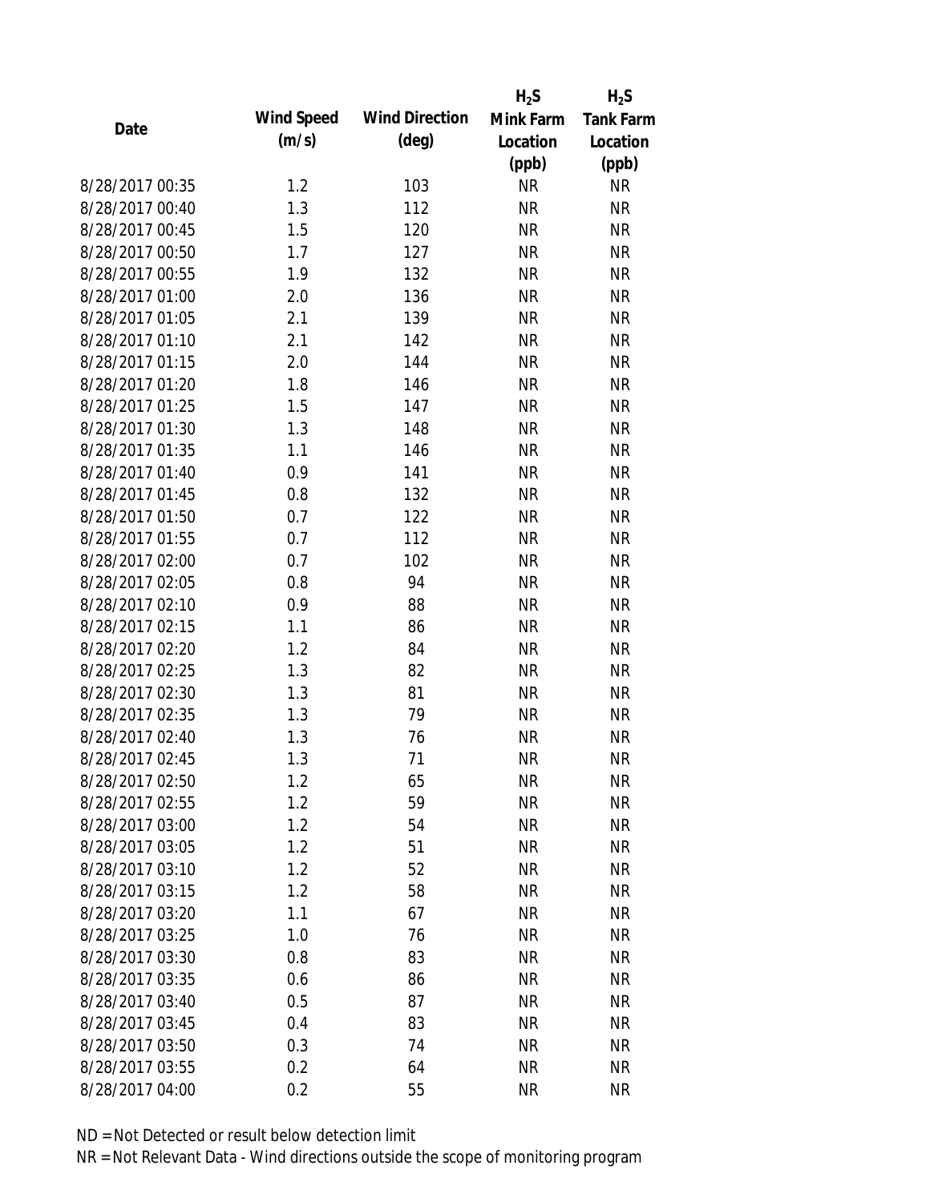| Date | Wind Speed (m/s) | Wind Direction (deg) | $H_2S$ Mink Farm Location (ppb) | $H_2S$ Tank Farm Location (ppb) |
|---|---|---|---|---|
| 8/28/2017 00:35 | 1.2 | 103 | NR | NR |
| 8/28/2017 00:40 | 1.3 | 112 | NR | NR |
| 8/28/2017 00:45 | 1.5 | 120 | NR | NR |
| 8/28/2017 00:50 | 1.7 | 127 | NR | NR |
| 8/28/2017 00:55 | 1.9 | 132 | NR | NR |
| 8/28/2017 01:00 | 2.0 | 136 | NR | NR |
| 8/28/2017 01:05 | 2.1 | 139 | NR | NR |
| 8/28/2017 01:10 | 2.1 | 142 | NR | NR |
| 8/28/2017 01:15 | 2.0 | 144 | NR | NR |
| 8/28/2017 01:20 | 1.8 | 146 | NR | NR |
| 8/28/2017 01:25 | 1.5 | 147 | NR | NR |
| 8/28/2017 01:30 | 1.3 | 148 | NR | NR |
| 8/28/2017 01:35 | 1.1 | 146 | NR | NR |
| 8/28/2017 01:40 | 0.9 | 141 | NR | NR |
| 8/28/2017 01:45 | 0.8 | 132 | NR | NR |
| 8/28/2017 01:50 | 0.7 | 122 | NR | NR |
| 8/28/2017 01:55 | 0.7 | 112 | NR | NR |
| 8/28/2017 02:00 | 0.7 | 102 | NR | NR |
| 8/28/2017 02:05 | 0.8 | 94 | NR | NR |
| 8/28/2017 02:10 | 0.9 | 88 | NR | NR |
| 8/28/2017 02:15 | 1.1 | 86 | NR | NR |
| 8/28/2017 02:20 | 1.2 | 84 | NR | NR |
| 8/28/2017 02:25 | 1.3 | 82 | NR | NR |
| 8/28/2017 02:30 | 1.3 | 81 | NR | NR |
| 8/28/2017 02:35 | 1.3 | 79 | NR | NR |
| 8/28/2017 02:40 | 1.3 | 76 | NR | NR |
| 8/28/2017 02:45 | 1.3 | 71 | NR | NR |
| 8/28/2017 02:50 | 1.2 | 65 | NR | NR |
| 8/28/2017 02:55 | 1.2 | 59 | NR | NR |
| 8/28/2017 03:00 | 1.2 | 54 | NR | NR |
| 8/28/2017 03:05 | 1.2 | 51 | NR | NR |
| 8/28/2017 03:10 | 1.2 | 52 | NR | NR |
| 8/28/2017 03:15 | 1.2 | 58 | NR | NR |
| 8/28/2017 03:20 | 1.1 | 67 | NR | NR |
| 8/28/2017 03:25 | 1.0 | 76 | NR | NR |
| 8/28/2017 03:30 | 0.8 | 83 | NR | NR |
| 8/28/2017 03:35 | 0.6 | 86 | NR | NR |
| 8/28/2017 03:40 | 0.5 | 87 | NR | NR |
| 8/28/2017 03:45 | 0.4 | 83 | NR | NR |
| 8/28/2017 03:50 | 0.3 | 74 | NR | NR |
| 8/28/2017 03:55 | 0.2 | 64 | NR | NR |
| 8/28/2017 04:00 | 0.2 | 55 | NR | NR |

ND = Not Detected or result below detection limit

NR = Not Relevant Data - Wind directions outside the scope of monitoring program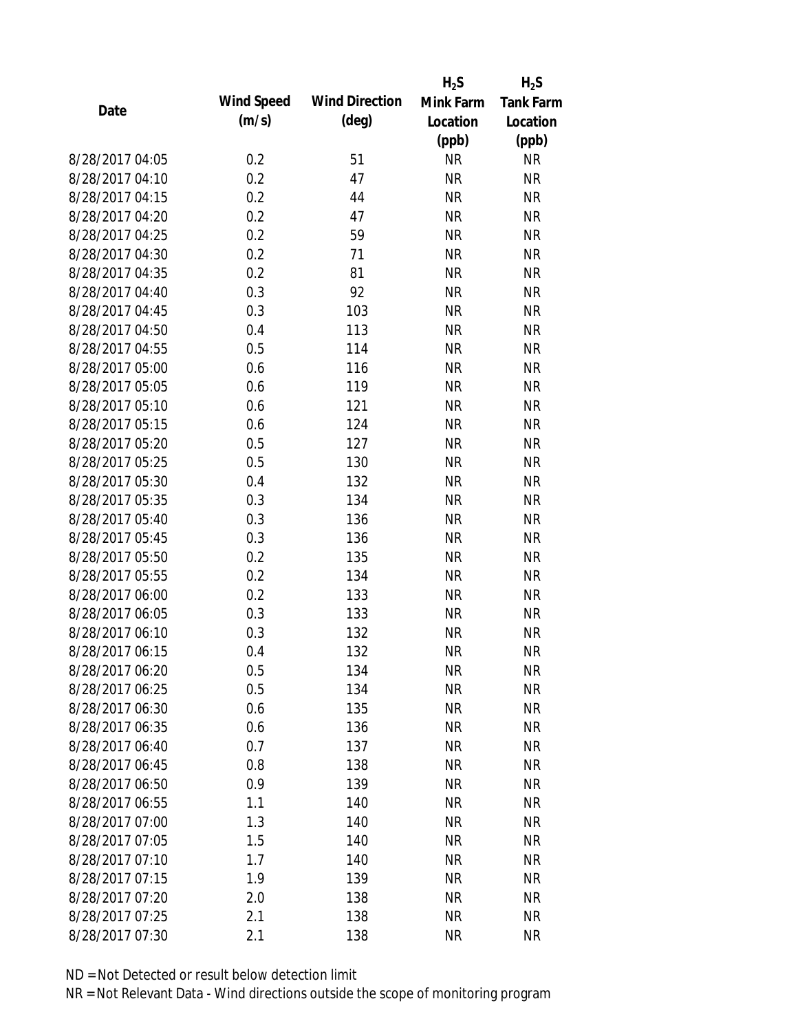| Date | Wind Speed (m/s) | Wind Direction (deg) | $H_2S$ Mink Farm Location (ppb) | $H_2S$ Tank Farm Location (ppb) |
|---|---|---|---|---|
| 8/28/2017 04:05 | 0.2 | 51 | NR | NR |
| 8/28/2017 04:10 | 0.2 | 47 | NR | NR |
| 8/28/2017 04:15 | 0.2 | 44 | NR | NR |
| 8/28/2017 04:20 | 0.2 | 47 | NR | NR |
| 8/28/2017 04:25 | 0.2 | 59 | NR | NR |
| 8/28/2017 04:30 | 0.2 | 71 | NR | NR |
| 8/28/2017 04:35 | 0.2 | 81 | NR | NR |
| 8/28/2017 04:40 | 0.3 | 92 | NR | NR |
| 8/28/2017 04:45 | 0.3 | 103 | NR | NR |
| 8/28/2017 04:50 | 0.4 | 113 | NR | NR |
| 8/28/2017 04:55 | 0.5 | 114 | NR | NR |
| 8/28/2017 05:00 | 0.6 | 116 | NR | NR |
| 8/28/2017 05:05 | 0.6 | 119 | NR | NR |
| 8/28/2017 05:10 | 0.6 | 121 | NR | NR |
| 8/28/2017 05:15 | 0.6 | 124 | NR | NR |
| 8/28/2017 05:20 | 0.5 | 127 | NR | NR |
| 8/28/2017 05:25 | 0.5 | 130 | NR | NR |
| 8/28/2017 05:30 | 0.4 | 132 | NR | NR |
| 8/28/2017 05:35 | 0.3 | 134 | NR | NR |
| 8/28/2017 05:40 | 0.3 | 136 | NR | NR |
| 8/28/2017 05:45 | 0.3 | 136 | NR | NR |
| 8/28/2017 05:50 | 0.2 | 135 | NR | NR |
| 8/28/2017 05:55 | 0.2 | 134 | NR | NR |
| 8/28/2017 06:00 | 0.2 | 133 | NR | NR |
| 8/28/2017 06:05 | 0.3 | 133 | NR | NR |
| 8/28/2017 06:10 | 0.3 | 132 | NR | NR |
| 8/28/2017 06:15 | 0.4 | 132 | NR | NR |
| 8/28/2017 06:20 | 0.5 | 134 | NR | NR |
| 8/28/2017 06:25 | 0.5 | 134 | NR | NR |
| 8/28/2017 06:30 | 0.6 | 135 | NR | NR |
| 8/28/2017 06:35 | 0.6 | 136 | NR | NR |
| 8/28/2017 06:40 | 0.7 | 137 | NR | NR |
| 8/28/2017 06:45 | 0.8 | 138 | NR | NR |
| 8/28/2017 06:50 | 0.9 | 139 | NR | NR |
| 8/28/2017 06:55 | 1.1 | 140 | NR | NR |
| 8/28/2017 07:00 | 1.3 | 140 | NR | NR |
| 8/28/2017 07:05 | 1.5 | 140 | NR | NR |
| 8/28/2017 07:10 | 1.7 | 140 | NR | NR |
| 8/28/2017 07:15 | 1.9 | 139 | NR | NR |
| 8/28/2017 07:20 | 2.0 | 138 | NR | NR |
| 8/28/2017 07:25 | 2.1 | 138 | NR | NR |
| 8/28/2017 07:30 | 2.1 | 138 | NR | NR |

ND = Not Detected or result below detection limit

NR = Not Relevant Data - Wind directions outside the scope of monitoring program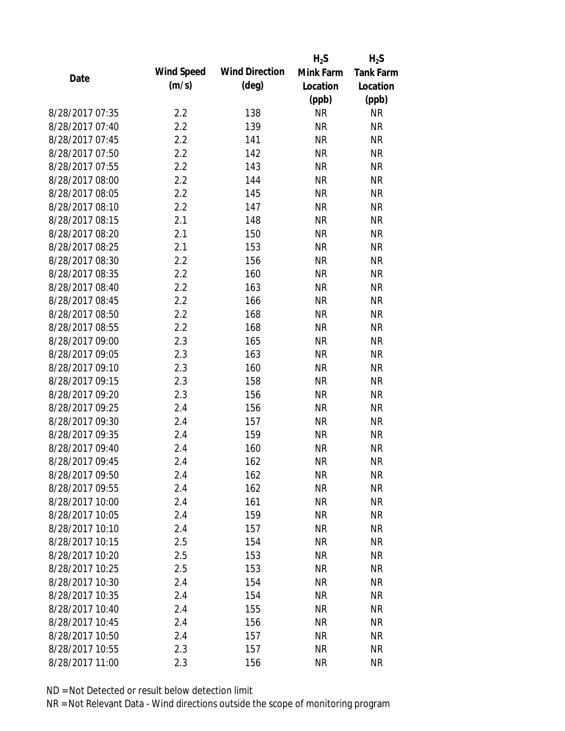| Date | Wind Speed (m/s) | Wind Direction (deg) | $H_2S$ Mink Farm Location (ppb) | $H_2S$ Tank Farm Location (ppb) |
|---|---|---|---|---|
| 8/28/2017 07:35 | 2.2 | 138 | NR | NR |
| 8/28/2017 07:40 | 2.2 | 139 | NR | NR |
| 8/28/2017 07:45 | 2.2 | 141 | NR | NR |
| 8/28/2017 07:50 | 2.2 | 142 | NR | NR |
| 8/28/2017 07:55 | 2.2 | 143 | NR | NR |
| 8/28/2017 08:00 | 2.2 | 144 | NR | NR |
| 8/28/2017 08:05 | 2.2 | 145 | NR | NR |
| 8/28/2017 08:10 | 2.2 | 147 | NR | NR |
| 8/28/2017 08:15 | 2.1 | 148 | NR | NR |
| 8/28/2017 08:20 | 2.1 | 150 | NR | NR |
| 8/28/2017 08:25 | 2.1 | 153 | NR | NR |
| 8/28/2017 08:30 | 2.2 | 156 | NR | NR |
| 8/28/2017 08:35 | 2.2 | 160 | NR | NR |
| 8/28/2017 08:40 | 2.2 | 163 | NR | NR |
| 8/28/2017 08:45 | 2.2 | 166 | NR | NR |
| 8/28/2017 08:50 | 2.2 | 168 | NR | NR |
| 8/28/2017 08:55 | 2.2 | 168 | NR | NR |
| 8/28/2017 09:00 | 2.3 | 165 | NR | NR |
| 8/28/2017 09:05 | 2.3 | 163 | NR | NR |
| 8/28/2017 09:10 | 2.3 | 160 | NR | NR |
| 8/28/2017 09:15 | 2.3 | 158 | NR | NR |
| 8/28/2017 09:20 | 2.3 | 156 | NR | NR |
| 8/28/2017 09:25 | 2.4 | 156 | NR | NR |
| 8/28/2017 09:30 | 2.4 | 157 | NR | NR |
| 8/28/2017 09:35 | 2.4 | 159 | NR | NR |
| 8/28/2017 09:40 | 2.4 | 160 | NR | NR |
| 8/28/2017 09:45 | 2.4 | 162 | NR | NR |
| 8/28/2017 09:50 | 2.4 | 162 | NR | NR |
| 8/28/2017 09:55 | 2.4 | 162 | NR | NR |
| 8/28/2017 10:00 | 2.4 | 161 | NR | NR |
| 8/28/2017 10:05 | 2.4 | 159 | NR | NR |
| 8/28/2017 10:10 | 2.4 | 157 | NR | NR |
| 8/28/2017 10:15 | 2.5 | 154 | NR | NR |
| 8/28/2017 10:20 | 2.5 | 153 | NR | NR |
| 8/28/2017 10:25 | 2.5 | 153 | NR | NR |
| 8/28/2017 10:30 | 2.4 | 154 | NR | NR |
| 8/28/2017 10:35 | 2.4 | 154 | NR | NR |
| 8/28/2017 10:40 | 2.4 | 155 | NR | NR |
| 8/28/2017 10:45 | 2.4 | 156 | NR | NR |
| 8/28/2017 10:50 | 2.4 | 157 | NR | NR |
| 8/28/2017 10:55 | 2.3 | 157 | NR | NR |
| 8/28/2017 11:00 | 2.3 | 156 | NR | NR |

ND = Not Detected or result below detection limit

NR = Not Relevant Data - Wind directions outside the scope of monitoring program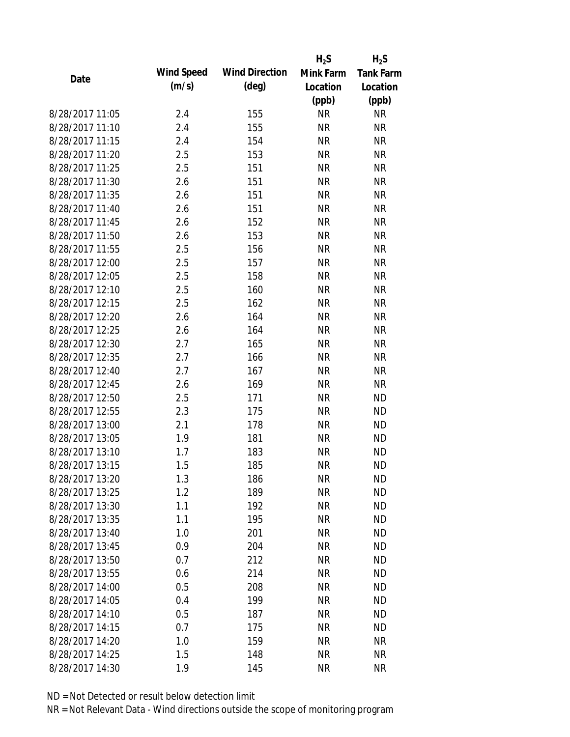| Date | Wind Speed (m/s) | Wind Direction (deg) | $H_2S$ Mink Farm Location (ppb) | $H_2S$ Tank Farm Location (ppb) |
|---|---|---|---|---|
| 8/28/2017 11:05 | 2.4 | 155 | NR | NR |
| 8/28/2017 11:10 | 2.4 | 155 | NR | NR |
| 8/28/2017 11:15 | 2.4 | 154 | NR | NR |
| 8/28/2017 11:20 | 2.5 | 153 | NR | NR |
| 8/28/2017 11:25 | 2.5 | 151 | NR | NR |
| 8/28/2017 11:30 | 2.6 | 151 | NR | NR |
| 8/28/2017 11:35 | 2.6 | 151 | NR | NR |
| 8/28/2017 11:40 | 2.6 | 151 | NR | NR |
| 8/28/2017 11:45 | 2.6 | 152 | NR | NR |
| 8/28/2017 11:50 | 2.6 | 153 | NR | NR |
| 8/28/2017 11:55 | 2.5 | 156 | NR | NR |
| 8/28/2017 12:00 | 2.5 | 157 | NR | NR |
| 8/28/2017 12:05 | 2.5 | 158 | NR | NR |
| 8/28/2017 12:10 | 2.5 | 160 | NR | NR |
| 8/28/2017 12:15 | 2.5 | 162 | NR | NR |
| 8/28/2017 12:20 | 2.6 | 164 | NR | NR |
| 8/28/2017 12:25 | 2.6 | 164 | NR | NR |
| 8/28/2017 12:30 | 2.7 | 165 | NR | NR |
| 8/28/2017 12:35 | 2.7 | 166 | NR | NR |
| 8/28/2017 12:40 | 2.7 | 167 | NR | NR |
| 8/28/2017 12:45 | 2.6 | 169 | NR | NR |
| 8/28/2017 12:50 | 2.5 | 171 | NR | ND |
| 8/28/2017 12:55 | 2.3 | 175 | NR | ND |
| 8/28/2017 13:00 | 2.1 | 178 | NR | ND |
| 8/28/2017 13:05 | 1.9 | 181 | NR | ND |
| 8/28/2017 13:10 | 1.7 | 183 | NR | ND |
| 8/28/2017 13:15 | 1.5 | 185 | NR | ND |
| 8/28/2017 13:20 | 1.3 | 186 | NR | ND |
| 8/28/2017 13:25 | 1.2 | 189 | NR | ND |
| 8/28/2017 13:30 | 1.1 | 192 | NR | ND |
| 8/28/2017 13:35 | 1.1 | 195 | NR | ND |
| 8/28/2017 13:40 | 1.0 | 201 | NR | ND |
| 8/28/2017 13:45 | 0.9 | 204 | NR | ND |
| 8/28/2017 13:50 | 0.7 | 212 | NR | ND |
| 8/28/2017 13:55 | 0.6 | 214 | NR | ND |
| 8/28/2017 14:00 | 0.5 | 208 | NR | ND |
| 8/28/2017 14:05 | 0.4 | 199 | NR | ND |
| 8/28/2017 14:10 | 0.5 | 187 | NR | ND |
| 8/28/2017 14:15 | 0.7 | 175 | NR | ND |
| 8/28/2017 14:20 | 1.0 | 159 | NR | NR |
| 8/28/2017 14:25 | 1.5 | 148 | NR | NR |
| 8/28/2017 14:30 | 1.9 | 145 | NR | NR |

ND = Not Detected or result below detection limit

NR = Not Relevant Data - Wind directions outside the scope of monitoring program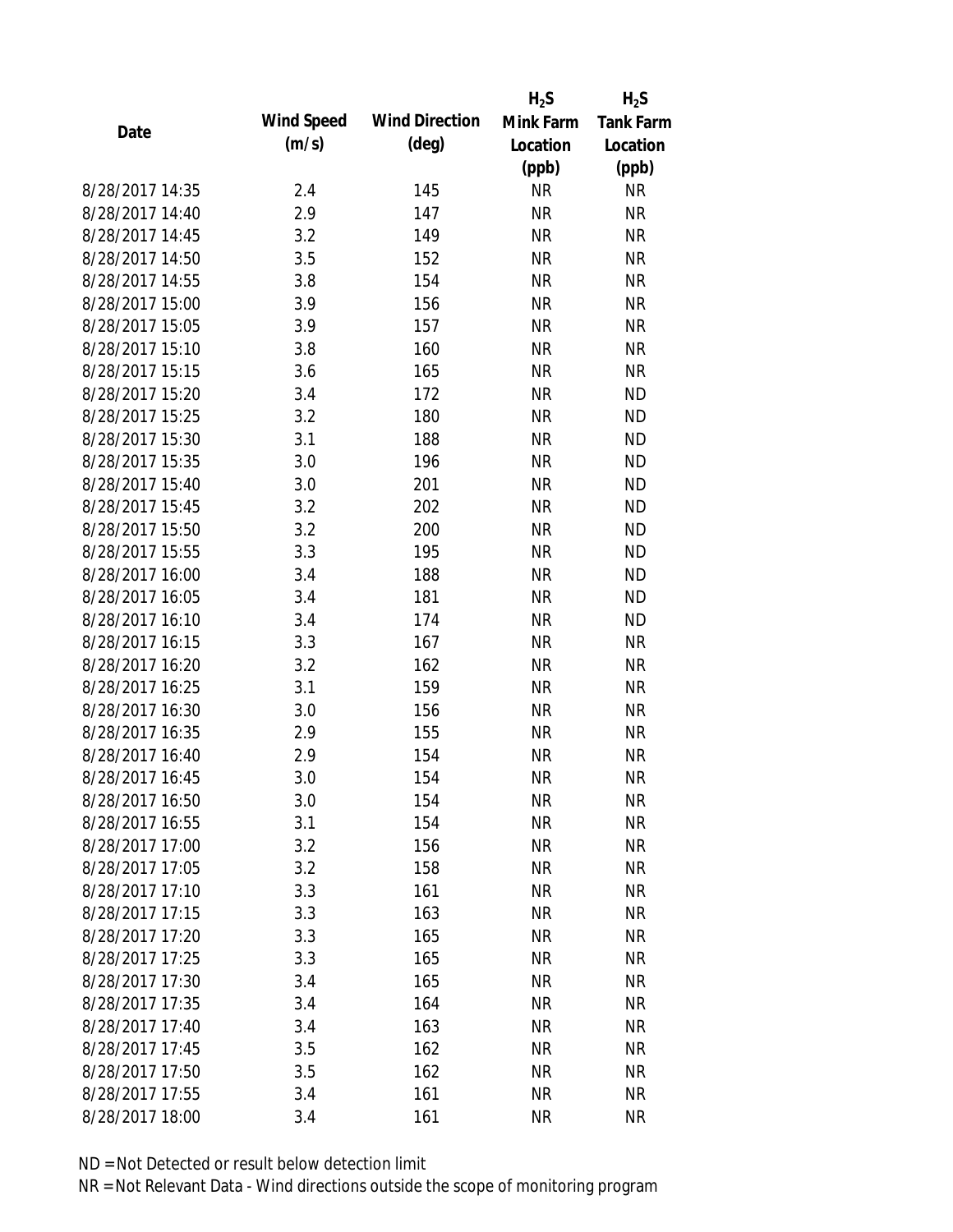| Date | Wind Speed (m/s) | Wind Direction (deg) | $H_2S$ Mink Farm Location (ppb) | $H_2S$ Tank Farm Location (ppb) |
|---|---|---|---|---|
| 8/28/2017 14:35 | 2.4 | 145 | NR | NR |
| 8/28/2017 14:40 | 2.9 | 147 | NR | NR |
| 8/28/2017 14:45 | 3.2 | 149 | NR | NR |
| 8/28/2017 14:50 | 3.5 | 152 | NR | NR |
| 8/28/2017 14:55 | 3.8 | 154 | NR | NR |
| 8/28/2017 15:00 | 3.9 | 156 | NR | NR |
| 8/28/2017 15:05 | 3.9 | 157 | NR | NR |
| 8/28/2017 15:10 | 3.8 | 160 | NR | NR |
| 8/28/2017 15:15 | 3.6 | 165 | NR | NR |
| 8/28/2017 15:20 | 3.4 | 172 | NR | ND |
| 8/28/2017 15:25 | 3.2 | 180 | NR | ND |
| 8/28/2017 15:30 | 3.1 | 188 | NR | ND |
| 8/28/2017 15:35 | 3.0 | 196 | NR | ND |
| 8/28/2017 15:40 | 3.0 | 201 | NR | ND |
| 8/28/2017 15:45 | 3.2 | 202 | NR | ND |
| 8/28/2017 15:50 | 3.2 | 200 | NR | ND |
| 8/28/2017 15:55 | 3.3 | 195 | NR | ND |
| 8/28/2017 16:00 | 3.4 | 188 | NR | ND |
| 8/28/2017 16:05 | 3.4 | 181 | NR | ND |
| 8/28/2017 16:10 | 3.4 | 174 | NR | ND |
| 8/28/2017 16:15 | 3.3 | 167 | NR | NR |
| 8/28/2017 16:20 | 3.2 | 162 | NR | NR |
| 8/28/2017 16:25 | 3.1 | 159 | NR | NR |
| 8/28/2017 16:30 | 3.0 | 156 | NR | NR |
| 8/28/2017 16:35 | 2.9 | 155 | NR | NR |
| 8/28/2017 16:40 | 2.9 | 154 | NR | NR |
| 8/28/2017 16:45 | 3.0 | 154 | NR | NR |
| 8/28/2017 16:50 | 3.0 | 154 | NR | NR |
| 8/28/2017 16:55 | 3.1 | 154 | NR | NR |
| 8/28/2017 17:00 | 3.2 | 156 | NR | NR |
| 8/28/2017 17:05 | 3.2 | 158 | NR | NR |
| 8/28/2017 17:10 | 3.3 | 161 | NR | NR |
| 8/28/2017 17:15 | 3.3 | 163 | NR | NR |
| 8/28/2017 17:20 | 3.3 | 165 | NR | NR |
| 8/28/2017 17:25 | 3.3 | 165 | NR | NR |
| 8/28/2017 17:30 | 3.4 | 165 | NR | NR |
| 8/28/2017 17:35 | 3.4 | 164 | NR | NR |
| 8/28/2017 17:40 | 3.4 | 163 | NR | NR |
| 8/28/2017 17:45 | 3.5 | 162 | NR | NR |
| 8/28/2017 17:50 | 3.5 | 162 | NR | NR |
| 8/28/2017 17:55 | 3.4 | 161 | NR | NR |
| 8/28/2017 18:00 | 3.4 | 161 | NR | NR |

ND = Not Detected or result below detection limit

NR = Not Relevant Data - Wind directions outside the scope of monitoring program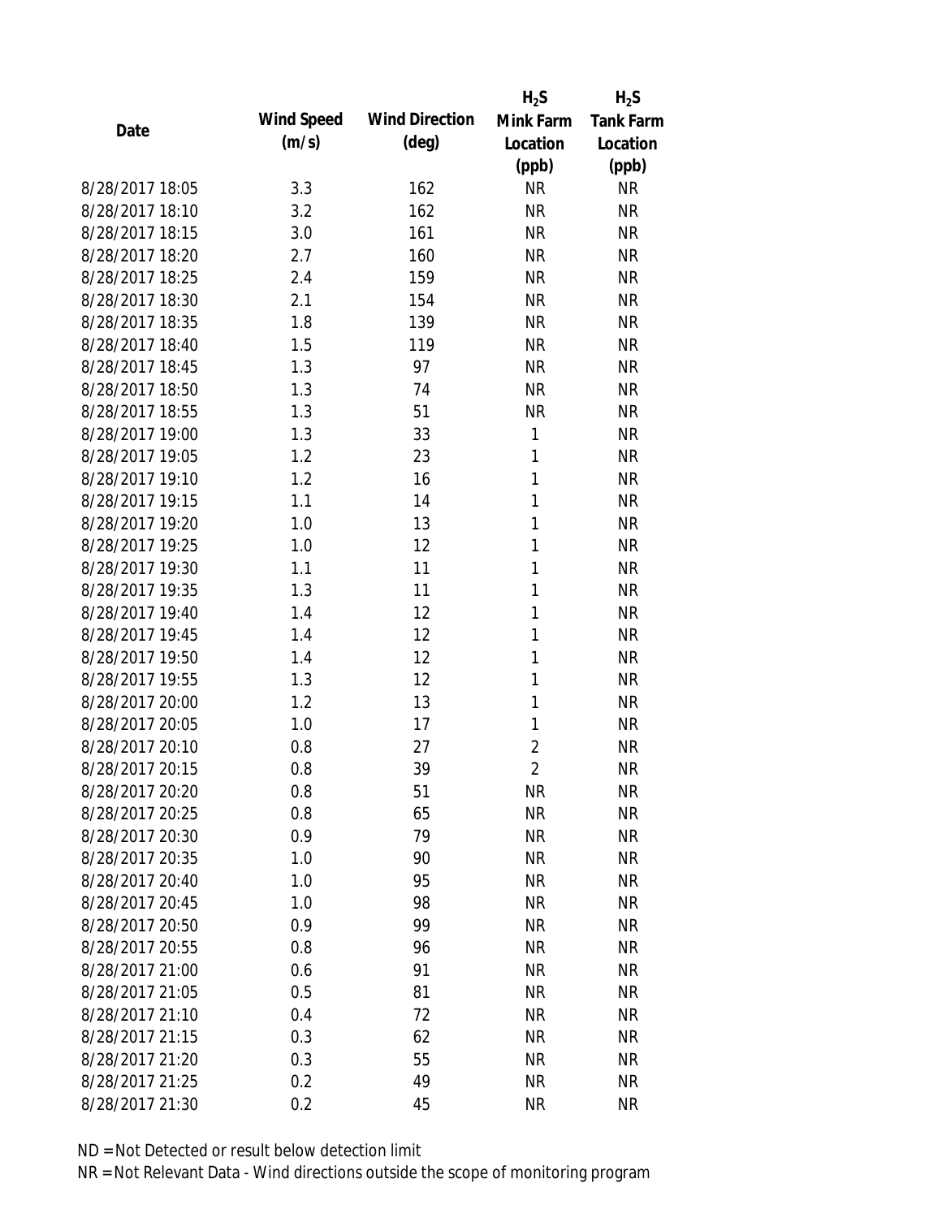| Date | Wind Speed (m/s) | Wind Direction (deg) | $H_2S$ Mink Farm Location (ppb) | $H_2S$ Tank Farm Location (ppb) |
|---|---|---|---|---|
| 8/28/2017 18:05 | 3.3 | 162 | NR | NR |
| 8/28/2017 18:10 | 3.2 | 162 | NR | NR |
| 8/28/2017 18:15 | 3.0 | 161 | NR | NR |
| 8/28/2017 18:20 | 2.7 | 160 | NR | NR |
| 8/28/2017 18:25 | 2.4 | 159 | NR | NR |
| 8/28/2017 18:30 | 2.1 | 154 | NR | NR |
| 8/28/2017 18:35 | 1.8 | 139 | NR | NR |
| 8/28/2017 18:40 | 1.5 | 119 | NR | NR |
| 8/28/2017 18:45 | 1.3 | 97 | NR | NR |
| 8/28/2017 18:50 | 1.3 | 74 | NR | NR |
| 8/28/2017 18:55 | 1.3 | 51 | NR | NR |
| 8/28/2017 19:00 | 1.3 | 33 | 1 | NR |
| 8/28/2017 19:05 | 1.2 | 23 | 1 | NR |
| 8/28/2017 19:10 | 1.2 | 16 | 1 | NR |
| 8/28/2017 19:15 | 1.1 | 14 | 1 | NR |
| 8/28/2017 19:20 | 1.0 | 13 | 1 | NR |
| 8/28/2017 19:25 | 1.0 | 12 | 1 | NR |
| 8/28/2017 19:30 | 1.1 | 11 | 1 | NR |
| 8/28/2017 19:35 | 1.3 | 11 | 1 | NR |
| 8/28/2017 19:40 | 1.4 | 12 | 1 | NR |
| 8/28/2017 19:45 | 1.4 | 12 | 1 | NR |
| 8/28/2017 19:50 | 1.4 | 12 | 1 | NR |
| 8/28/2017 19:55 | 1.3 | 12 | 1 | NR |
| 8/28/2017 20:00 | 1.2 | 13 | 1 | NR |
| 8/28/2017 20:05 | 1.0 | 17 | 1 | NR |
| 8/28/2017 20:10 | 0.8 | 27 | 2 | NR |
| 8/28/2017 20:15 | 0.8 | 39 | 2 | NR |
| 8/28/2017 20:20 | 0.8 | 51 | NR | NR |
| 8/28/2017 20:25 | 0.8 | 65 | NR | NR |
| 8/28/2017 20:30 | 0.9 | 79 | NR | NR |
| 8/28/2017 20:35 | 1.0 | 90 | NR | NR |
| 8/28/2017 20:40 | 1.0 | 95 | NR | NR |
| 8/28/2017 20:45 | 1.0 | 98 | NR | NR |
| 8/28/2017 20:50 | 0.9 | 99 | NR | NR |
| 8/28/2017 20:55 | 0.8 | 96 | NR | NR |
| 8/28/2017 21:00 | 0.6 | 91 | NR | NR |
| 8/28/2017 21:05 | 0.5 | 81 | NR | NR |
| 8/28/2017 21:10 | 0.4 | 72 | NR | NR |
| 8/28/2017 21:15 | 0.3 | 62 | NR | NR |
| 8/28/2017 21:20 | 0.3 | 55 | NR | NR |
| 8/28/2017 21:25 | 0.2 | 49 | NR | NR |
| 8/28/2017 21:30 | 0.2 | 45 | NR | NR |

ND = Not Detected or result below detection limit

NR = Not Relevant Data - Wind directions outside the scope of monitoring program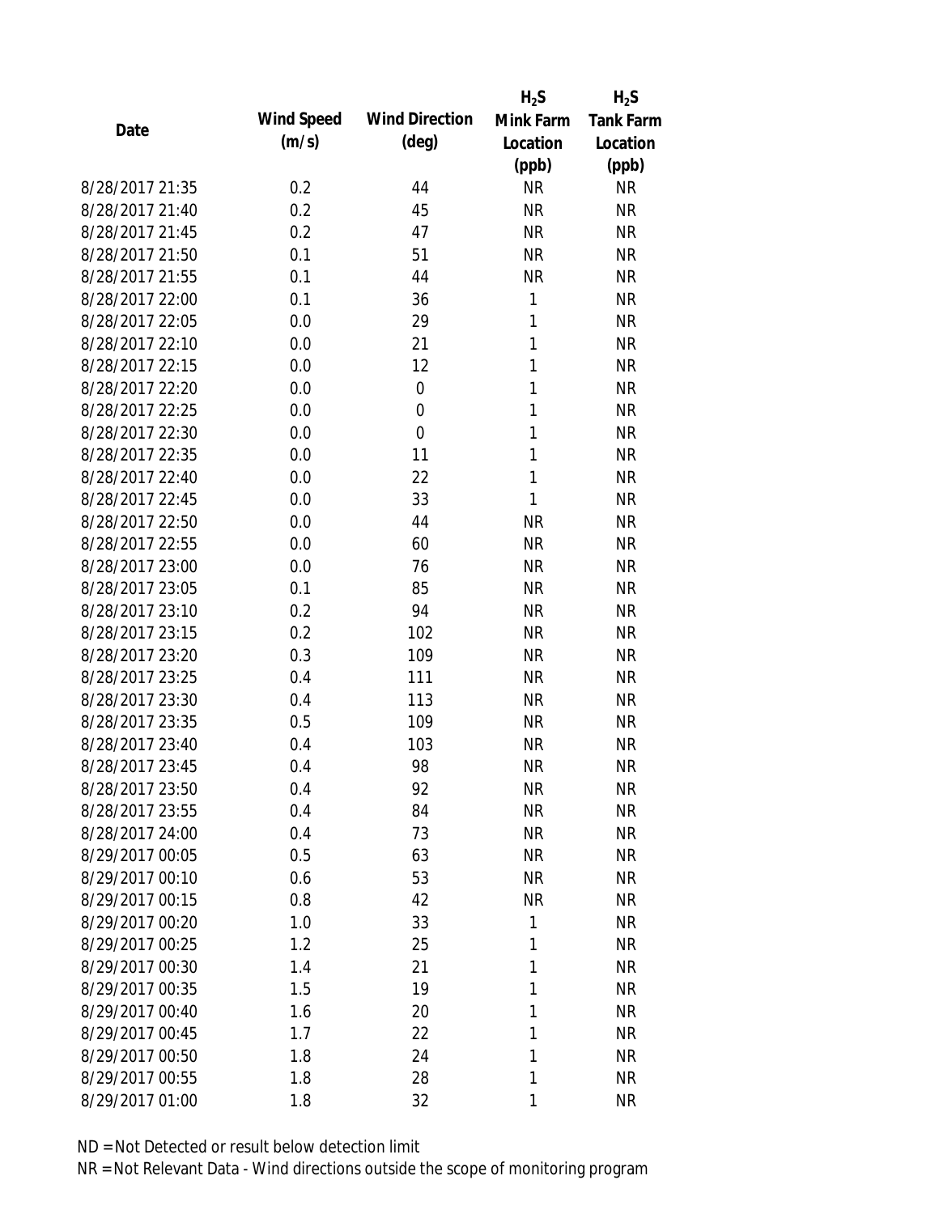| Date | Wind Speed (m/s) | Wind Direction (deg) | $H_2S$ Mink Farm Location (ppb) | $H_2S$ Tank Farm Location (ppb) |
|---|---|---|---|---|
| 8/28/2017 21:35 | 0.2 | 44 | NR | NR |
| 8/28/2017 21:40 | 0.2 | 45 | NR | NR |
| 8/28/2017 21:45 | 0.2 | 47 | NR | NR |
| 8/28/2017 21:50 | 0.1 | 51 | NR | NR |
| 8/28/2017 21:55 | 0.1 | 44 | NR | NR |
| 8/28/2017 22:00 | 0.1 | 36 | 1 | NR |
| 8/28/2017 22:05 | 0.0 | 29 | 1 | NR |
| 8/28/2017 22:10 | 0.0 | 21 | 1 | NR |
| 8/28/2017 22:15 | 0.0 | 12 | 1 | NR |
| 8/28/2017 22:20 | 0.0 | 0 | 1 | NR |
| 8/28/2017 22:25 | 0.0 | 0 | 1 | NR |
| 8/28/2017 22:30 | 0.0 | 0 | 1 | NR |
| 8/28/2017 22:35 | 0.0 | 11 | 1 | NR |
| 8/28/2017 22:40 | 0.0 | 22 | 1 | NR |
| 8/28/2017 22:45 | 0.0 | 33 | 1 | NR |
| 8/28/2017 22:50 | 0.0 | 44 | NR | NR |
| 8/28/2017 22:55 | 0.0 | 60 | NR | NR |
| 8/28/2017 23:00 | 0.0 | 76 | NR | NR |
| 8/28/2017 23:05 | 0.1 | 85 | NR | NR |
| 8/28/2017 23:10 | 0.2 | 94 | NR | NR |
| 8/28/2017 23:15 | 0.2 | 102 | NR | NR |
| 8/28/2017 23:20 | 0.3 | 109 | NR | NR |
| 8/28/2017 23:25 | 0.4 | 111 | NR | NR |
| 8/28/2017 23:30 | 0.4 | 113 | NR | NR |
| 8/28/2017 23:35 | 0.5 | 109 | NR | NR |
| 8/28/2017 23:40 | 0.4 | 103 | NR | NR |
| 8/28/2017 23:45 | 0.4 | 98 | NR | NR |
| 8/28/2017 23:50 | 0.4 | 92 | NR | NR |
| 8/28/2017 23:55 | 0.4 | 84 | NR | NR |
| 8/28/2017 24:00 | 0.4 | 73 | NR | NR |
| 8/29/2017 00:05 | 0.5 | 63 | NR | NR |
| 8/29/2017 00:10 | 0.6 | 53 | NR | NR |
| 8/29/2017 00:15 | 0.8 | 42 | NR | NR |
| 8/29/2017 00:20 | 1.0 | 33 | 1 | NR |
| 8/29/2017 00:25 | 1.2 | 25 | 1 | NR |
| 8/29/2017 00:30 | 1.4 | 21 | 1 | NR |
| 8/29/2017 00:35 | 1.5 | 19 | 1 | NR |
| 8/29/2017 00:40 | 1.6 | 20 | 1 | NR |
| 8/29/2017 00:45 | 1.7 | 22 | 1 | NR |
| 8/29/2017 00:50 | 1.8 | 24 | 1 | NR |
| 8/29/2017 00:55 | 1.8 | 28 | 1 | NR |
| 8/29/2017 01:00 | 1.8 | 32 | 1 | NR |

ND = Not Detected or result below detection limit

NR = Not Relevant Data - Wind directions outside the scope of monitoring program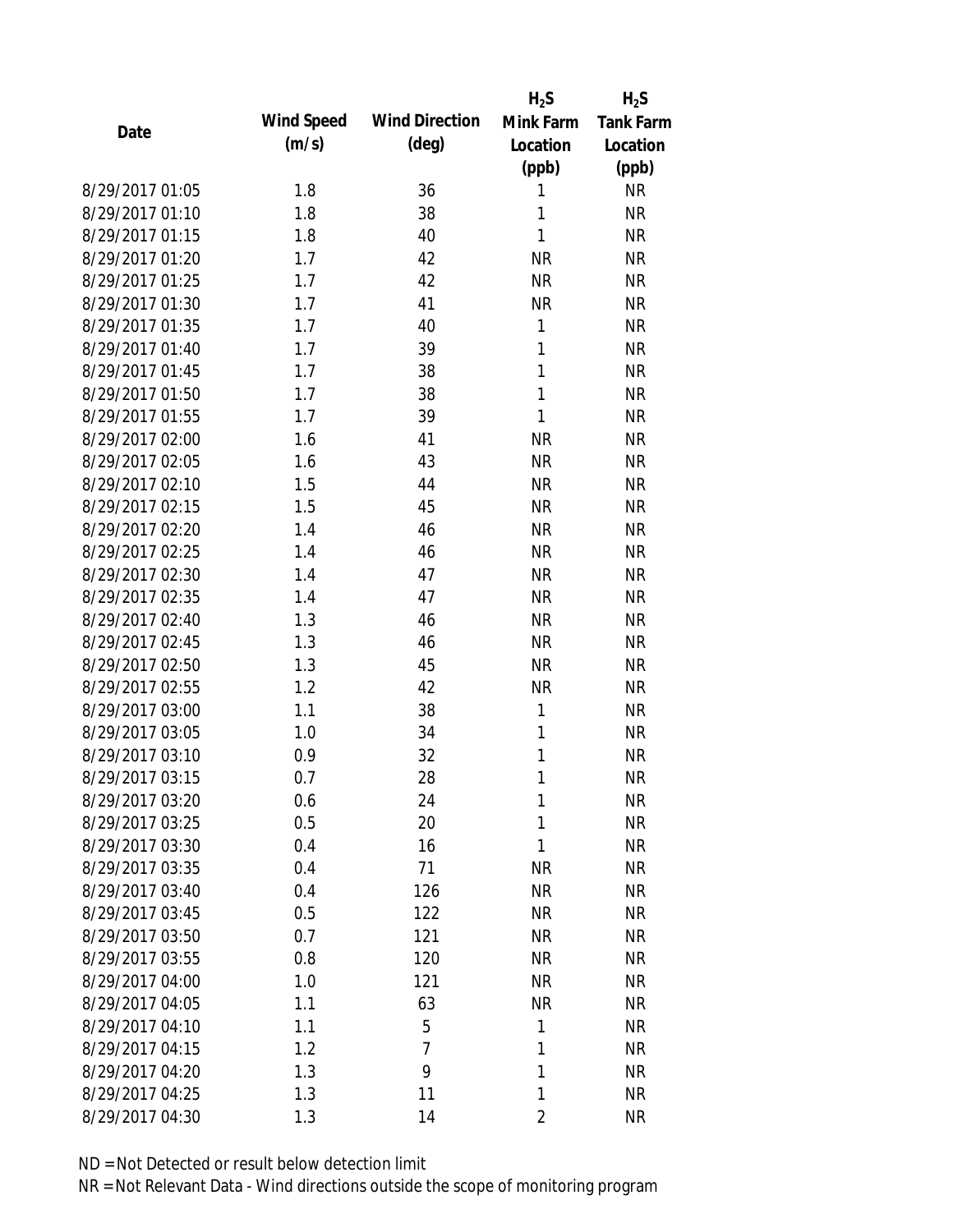| Date | Wind Speed (m/s) | Wind Direction (deg) | $H_2S$ Mink Farm Location (ppb) | $H_2S$ Tank Farm Location (ppb) |
|---|---|---|---|---|
| 8/29/2017 01:05 | 1.8 | 36 | 1 | NR |
| 8/29/2017 01:10 | 1.8 | 38 | 1 | NR |
| 8/29/2017 01:15 | 1.8 | 40 | 1 | NR |
| 8/29/2017 01:20 | 1.7 | 42 | NR | NR |
| 8/29/2017 01:25 | 1.7 | 42 | NR | NR |
| 8/29/2017 01:30 | 1.7 | 41 | NR | NR |
| 8/29/2017 01:35 | 1.7 | 40 | 1 | NR |
| 8/29/2017 01:40 | 1.7 | 39 | 1 | NR |
| 8/29/2017 01:45 | 1.7 | 38 | 1 | NR |
| 8/29/2017 01:50 | 1.7 | 38 | 1 | NR |
| 8/29/2017 01:55 | 1.7 | 39 | 1 | NR |
| 8/29/2017 02:00 | 1.6 | 41 | NR | NR |
| 8/29/2017 02:05 | 1.6 | 43 | NR | NR |
| 8/29/2017 02:10 | 1.5 | 44 | NR | NR |
| 8/29/2017 02:15 | 1.5 | 45 | NR | NR |
| 8/29/2017 02:20 | 1.4 | 46 | NR | NR |
| 8/29/2017 02:25 | 1.4 | 46 | NR | NR |
| 8/29/2017 02:30 | 1.4 | 47 | NR | NR |
| 8/29/2017 02:35 | 1.4 | 47 | NR | NR |
| 8/29/2017 02:40 | 1.3 | 46 | NR | NR |
| 8/29/2017 02:45 | 1.3 | 46 | NR | NR |
| 8/29/2017 02:50 | 1.3 | 45 | NR | NR |
| 8/29/2017 02:55 | 1.2 | 42 | NR | NR |
| 8/29/2017 03:00 | 1.1 | 38 | 1 | NR |
| 8/29/2017 03:05 | 1.0 | 34 | 1 | NR |
| 8/29/2017 03:10 | 0.9 | 32 | 1 | NR |
| 8/29/2017 03:15 | 0.7 | 28 | 1 | NR |
| 8/29/2017 03:20 | 0.6 | 24 | 1 | NR |
| 8/29/2017 03:25 | 0.5 | 20 | 1 | NR |
| 8/29/2017 03:30 | 0.4 | 16 | 1 | NR |
| 8/29/2017 03:35 | 0.4 | 71 | NR | NR |
| 8/29/2017 03:40 | 0.4 | 126 | NR | NR |
| 8/29/2017 03:45 | 0.5 | 122 | NR | NR |
| 8/29/2017 03:50 | 0.7 | 121 | NR | NR |
| 8/29/2017 03:55 | 0.8 | 120 | NR | NR |
| 8/29/2017 04:00 | 1.0 | 121 | NR | NR |
| 8/29/2017 04:05 | 1.1 | 63 | NR | NR |
| 8/29/2017 04:10 | 1.1 | 5 | 1 | NR |
| 8/29/2017 04:15 | 1.2 | 7 | 1 | NR |
| 8/29/2017 04:20 | 1.3 | 9 | 1 | NR |
| 8/29/2017 04:25 | 1.3 | 11 | 1 | NR |
| 8/29/2017 04:30 | 1.3 | 14 | 2 | NR |

ND = Not Detected or result below detection limit

NR = Not Relevant Data - Wind directions outside the scope of monitoring program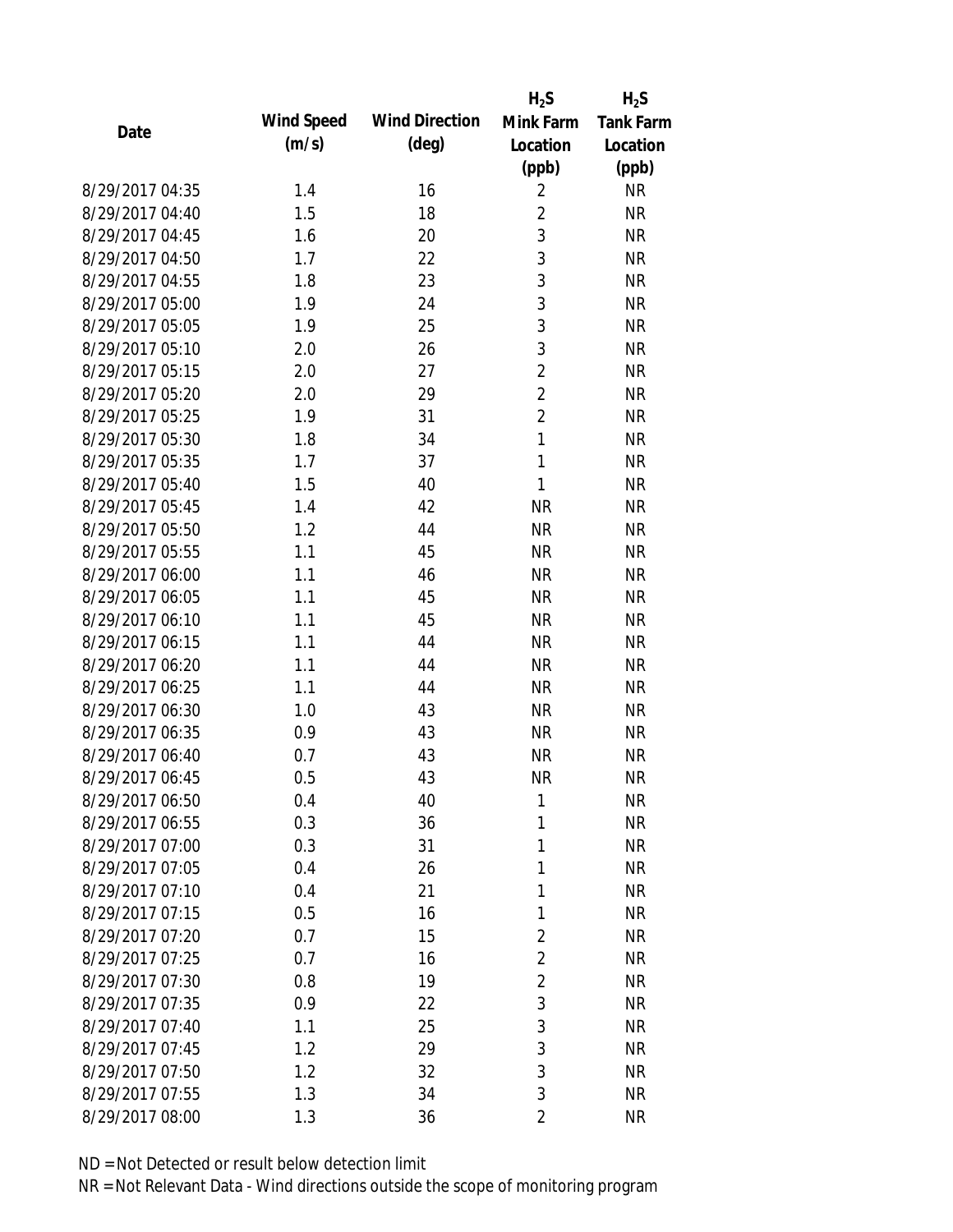| Date | Wind Speed (m/s) | Wind Direction (deg) | $H_2S$ Mink Farm Location (ppb) | $H_2S$ Tank Farm Location (ppb) |
|---|---|---|---|---|
| 8/29/2017 04:35 | 1.4 | 16 | 2 | NR |
| 8/29/2017 04:40 | 1.5 | 18 | 2 | NR |
| 8/29/2017 04:45 | 1.6 | 20 | 3 | NR |
| 8/29/2017 04:50 | 1.7 | 22 | 3 | NR |
| 8/29/2017 04:55 | 1.8 | 23 | 3 | NR |
| 8/29/2017 05:00 | 1.9 | 24 | 3 | NR |
| 8/29/2017 05:05 | 1.9 | 25 | 3 | NR |
| 8/29/2017 05:10 | 2.0 | 26 | 3 | NR |
| 8/29/2017 05:15 | 2.0 | 27 | 2 | NR |
| 8/29/2017 05:20 | 2.0 | 29 | 2 | NR |
| 8/29/2017 05:25 | 1.9 | 31 | 2 | NR |
| 8/29/2017 05:30 | 1.8 | 34 | 1 | NR |
| 8/29/2017 05:35 | 1.7 | 37 | 1 | NR |
| 8/29/2017 05:40 | 1.5 | 40 | 1 | NR |
| 8/29/2017 05:45 | 1.4 | 42 | NR | NR |
| 8/29/2017 05:50 | 1.2 | 44 | NR | NR |
| 8/29/2017 05:55 | 1.1 | 45 | NR | NR |
| 8/29/2017 06:00 | 1.1 | 46 | NR | NR |
| 8/29/2017 06:05 | 1.1 | 45 | NR | NR |
| 8/29/2017 06:10 | 1.1 | 45 | NR | NR |
| 8/29/2017 06:15 | 1.1 | 44 | NR | NR |
| 8/29/2017 06:20 | 1.1 | 44 | NR | NR |
| 8/29/2017 06:25 | 1.1 | 44 | NR | NR |
| 8/29/2017 06:30 | 1.0 | 43 | NR | NR |
| 8/29/2017 06:35 | 0.9 | 43 | NR | NR |
| 8/29/2017 06:40 | 0.7 | 43 | NR | NR |
| 8/29/2017 06:45 | 0.5 | 43 | NR | NR |
| 8/29/2017 06:50 | 0.4 | 40 | 1 | NR |
| 8/29/2017 06:55 | 0.3 | 36 | 1 | NR |
| 8/29/2017 07:00 | 0.3 | 31 | 1 | NR |
| 8/29/2017 07:05 | 0.4 | 26 | 1 | NR |
| 8/29/2017 07:10 | 0.4 | 21 | 1 | NR |
| 8/29/2017 07:15 | 0.5 | 16 | 1 | NR |
| 8/29/2017 07:20 | 0.7 | 15 | 2 | NR |
| 8/29/2017 07:25 | 0.7 | 16 | 2 | NR |
| 8/29/2017 07:30 | 0.8 | 19 | 2 | NR |
| 8/29/2017 07:35 | 0.9 | 22 | 3 | NR |
| 8/29/2017 07:40 | 1.1 | 25 | 3 | NR |
| 8/29/2017 07:45 | 1.2 | 29 | 3 | NR |
| 8/29/2017 07:50 | 1.2 | 32 | 3 | NR |
| 8/29/2017 07:55 | 1.3 | 34 | 3 | NR |
| 8/29/2017 08:00 | 1.3 | 36 | 2 | NR |

ND = Not Detected or result below detection limit

NR = Not Relevant Data - Wind directions outside the scope of monitoring program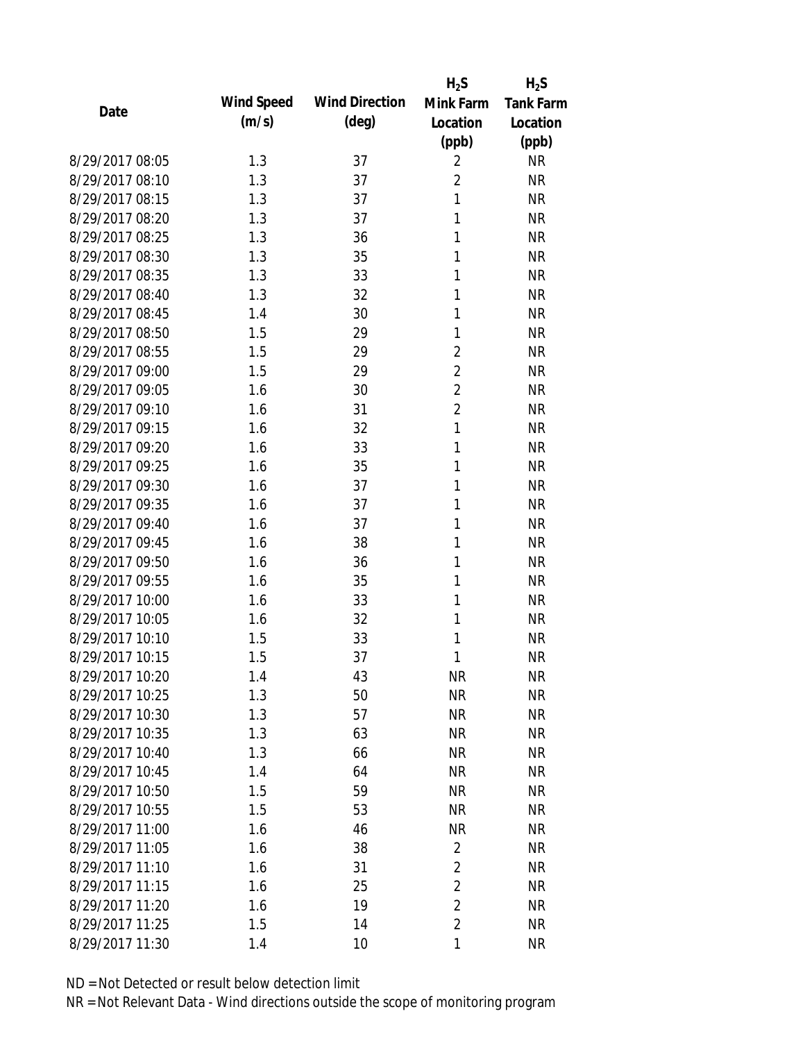| Date | Wind Speed (m/s) | Wind Direction (deg) | $H_2S$ Mink Farm Location (ppb) | $H_2S$ Tank Farm Location (ppb) |
|---|---|---|---|---|
| 8/29/2017 08:05 | 1.3 | 37 | 2 | NR |
| 8/29/2017 08:10 | 1.3 | 37 | 2 | NR |
| 8/29/2017 08:15 | 1.3 | 37 | 1 | NR |
| 8/29/2017 08:20 | 1.3 | 37 | 1 | NR |
| 8/29/2017 08:25 | 1.3 | 36 | 1 | NR |
| 8/29/2017 08:30 | 1.3 | 35 | 1 | NR |
| 8/29/2017 08:35 | 1.3 | 33 | 1 | NR |
| 8/29/2017 08:40 | 1.3 | 32 | 1 | NR |
| 8/29/2017 08:45 | 1.4 | 30 | 1 | NR |
| 8/29/2017 08:50 | 1.5 | 29 | 1 | NR |
| 8/29/2017 08:55 | 1.5 | 29 | 2 | NR |
| 8/29/2017 09:00 | 1.5 | 29 | 2 | NR |
| 8/29/2017 09:05 | 1.6 | 30 | 2 | NR |
| 8/29/2017 09:10 | 1.6 | 31 | 2 | NR |
| 8/29/2017 09:15 | 1.6 | 32 | 1 | NR |
| 8/29/2017 09:20 | 1.6 | 33 | 1 | NR |
| 8/29/2017 09:25 | 1.6 | 35 | 1 | NR |
| 8/29/2017 09:30 | 1.6 | 37 | 1 | NR |
| 8/29/2017 09:35 | 1.6 | 37 | 1 | NR |
| 8/29/2017 09:40 | 1.6 | 37 | 1 | NR |
| 8/29/2017 09:45 | 1.6 | 38 | 1 | NR |
| 8/29/2017 09:50 | 1.6 | 36 | 1 | NR |
| 8/29/2017 09:55 | 1.6 | 35 | 1 | NR |
| 8/29/2017 10:00 | 1.6 | 33 | 1 | NR |
| 8/29/2017 10:05 | 1.6 | 32 | 1 | NR |
| 8/29/2017 10:10 | 1.5 | 33 | 1 | NR |
| 8/29/2017 10:15 | 1.5 | 37 | 1 | NR |
| 8/29/2017 10:20 | 1.4 | 43 | NR | NR |
| 8/29/2017 10:25 | 1.3 | 50 | NR | NR |
| 8/29/2017 10:30 | 1.3 | 57 | NR | NR |
| 8/29/2017 10:35 | 1.3 | 63 | NR | NR |
| 8/29/2017 10:40 | 1.3 | 66 | NR | NR |
| 8/29/2017 10:45 | 1.4 | 64 | NR | NR |
| 8/29/2017 10:50 | 1.5 | 59 | NR | NR |
| 8/29/2017 10:55 | 1.5 | 53 | NR | NR |
| 8/29/2017 11:00 | 1.6 | 46 | NR | NR |
| 8/29/2017 11:05 | 1.6 | 38 | 2 | NR |
| 8/29/2017 11:10 | 1.6 | 31 | 2 | NR |
| 8/29/2017 11:15 | 1.6 | 25 | 2 | NR |
| 8/29/2017 11:20 | 1.6 | 19 | 2 | NR |
| 8/29/2017 11:25 | 1.5 | 14 | 2 | NR |
| 8/29/2017 11:30 | 1.4 | 10 | 1 | NR |

ND = Not Detected or result below detection limit

NR = Not Relevant Data - Wind directions outside the scope of monitoring program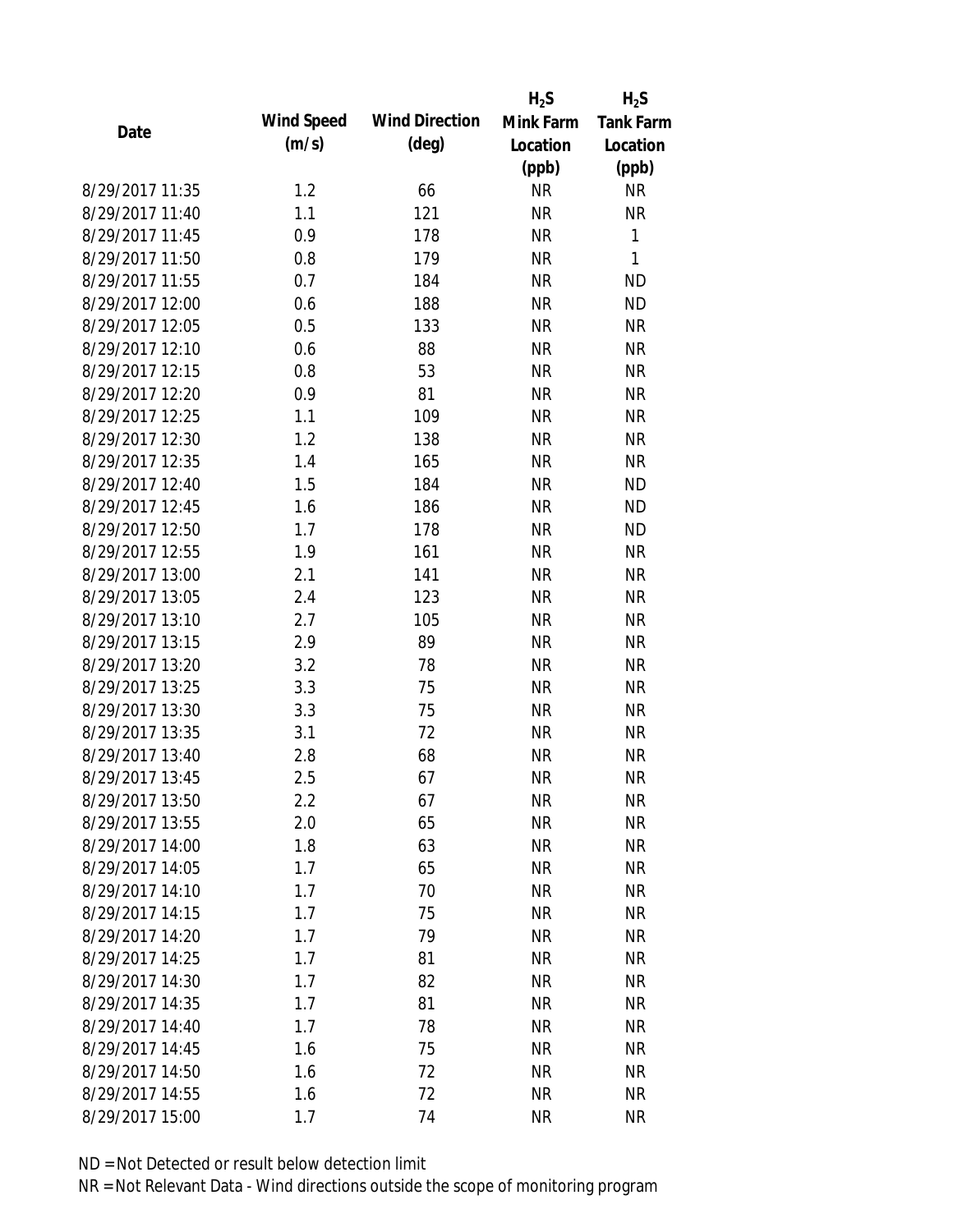| Date | Wind Speed (m/s) | Wind Direction (deg) | $H_2S$ Mink Farm Location (ppb) | $H_2S$ Tank Farm Location (ppb) |
|---|---|---|---|---|
| 8/29/2017 11:35 | 1.2 | 66 | NR | NR |
| 8/29/2017 11:40 | 1.1 | 121 | NR | NR |
| 8/29/2017 11:45 | 0.9 | 178 | NR | 1 |
| 8/29/2017 11:50 | 0.8 | 179 | NR | 1 |
| 8/29/2017 11:55 | 0.7 | 184 | NR | ND |
| 8/29/2017 12:00 | 0.6 | 188 | NR | ND |
| 8/29/2017 12:05 | 0.5 | 133 | NR | NR |
| 8/29/2017 12:10 | 0.6 | 88 | NR | NR |
| 8/29/2017 12:15 | 0.8 | 53 | NR | NR |
| 8/29/2017 12:20 | 0.9 | 81 | NR | NR |
| 8/29/2017 12:25 | 1.1 | 109 | NR | NR |
| 8/29/2017 12:30 | 1.2 | 138 | NR | NR |
| 8/29/2017 12:35 | 1.4 | 165 | NR | NR |
| 8/29/2017 12:40 | 1.5 | 184 | NR | ND |
| 8/29/2017 12:45 | 1.6 | 186 | NR | ND |
| 8/29/2017 12:50 | 1.7 | 178 | NR | ND |
| 8/29/2017 12:55 | 1.9 | 161 | NR | NR |
| 8/29/2017 13:00 | 2.1 | 141 | NR | NR |
| 8/29/2017 13:05 | 2.4 | 123 | NR | NR |
| 8/29/2017 13:10 | 2.7 | 105 | NR | NR |
| 8/29/2017 13:15 | 2.9 | 89 | NR | NR |
| 8/29/2017 13:20 | 3.2 | 78 | NR | NR |
| 8/29/2017 13:25 | 3.3 | 75 | NR | NR |
| 8/29/2017 13:30 | 3.3 | 75 | NR | NR |
| 8/29/2017 13:35 | 3.1 | 72 | NR | NR |
| 8/29/2017 13:40 | 2.8 | 68 | NR | NR |
| 8/29/2017 13:45 | 2.5 | 67 | NR | NR |
| 8/29/2017 13:50 | 2.2 | 67 | NR | NR |
| 8/29/2017 13:55 | 2.0 | 65 | NR | NR |
| 8/29/2017 14:00 | 1.8 | 63 | NR | NR |
| 8/29/2017 14:05 | 1.7 | 65 | NR | NR |
| 8/29/2017 14:10 | 1.7 | 70 | NR | NR |
| 8/29/2017 14:15 | 1.7 | 75 | NR | NR |
| 8/29/2017 14:20 | 1.7 | 79 | NR | NR |
| 8/29/2017 14:25 | 1.7 | 81 | NR | NR |
| 8/29/2017 14:30 | 1.7 | 82 | NR | NR |
| 8/29/2017 14:35 | 1.7 | 81 | NR | NR |
| 8/29/2017 14:40 | 1.7 | 78 | NR | NR |
| 8/29/2017 14:45 | 1.6 | 75 | NR | NR |
| 8/29/2017 14:50 | 1.6 | 72 | NR | NR |
| 8/29/2017 14:55 | 1.6 | 72 | NR | NR |
| 8/29/2017 15:00 | 1.7 | 74 | NR | NR |

ND = Not Detected or result below detection limit

NR = Not Relevant Data - Wind directions outside the scope of monitoring program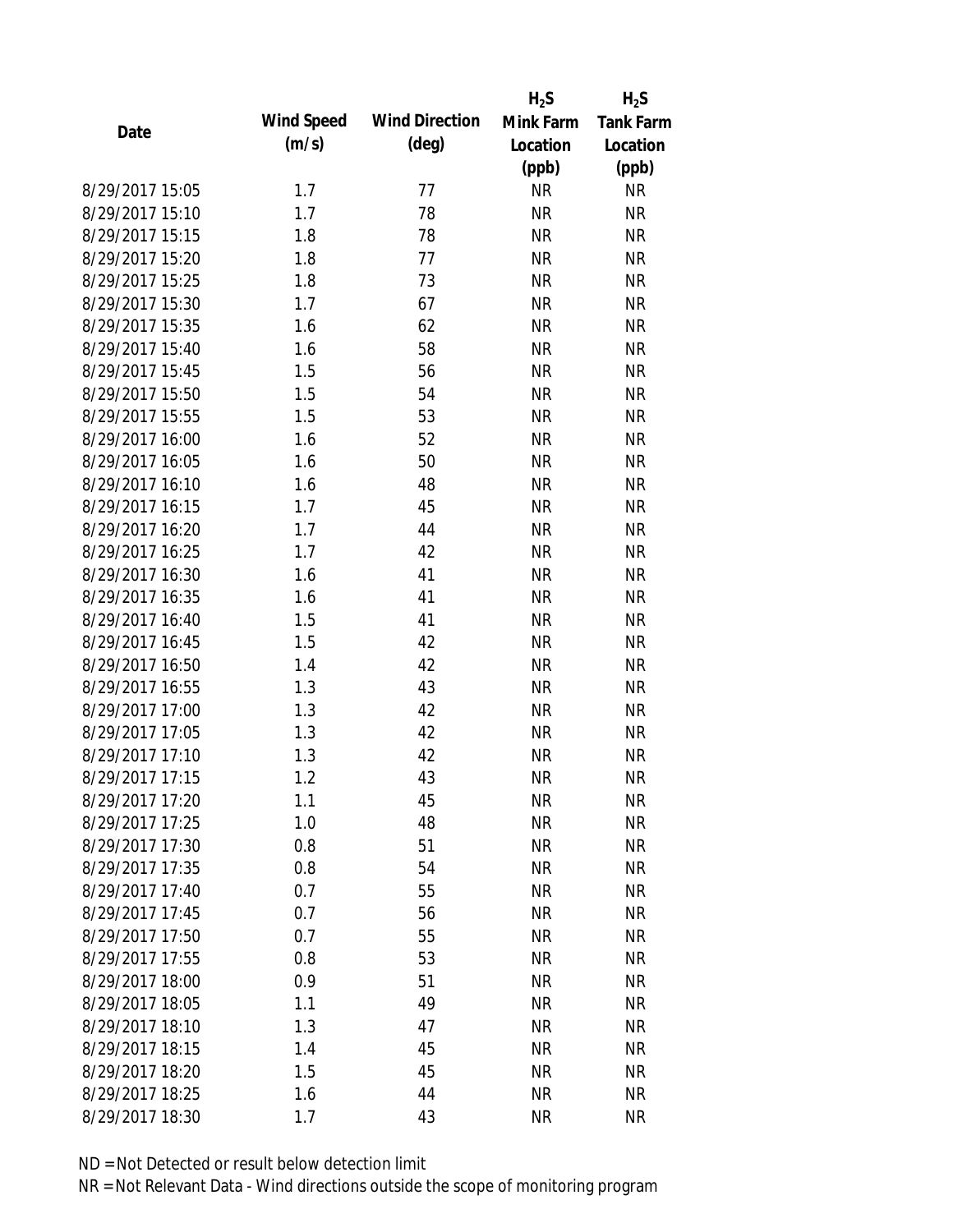| Date | Wind Speed (m/s) | Wind Direction (deg) | $H_2S$ Mink Farm Location (ppb) | $H_2S$ Tank Farm Location (ppb) |
|---|---|---|---|---|
| 8/29/2017 15:05 | 1.7 | 77 | NR | NR |
| 8/29/2017 15:10 | 1.7 | 78 | NR | NR |
| 8/29/2017 15:15 | 1.8 | 78 | NR | NR |
| 8/29/2017 15:20 | 1.8 | 77 | NR | NR |
| 8/29/2017 15:25 | 1.8 | 73 | NR | NR |
| 8/29/2017 15:30 | 1.7 | 67 | NR | NR |
| 8/29/2017 15:35 | 1.6 | 62 | NR | NR |
| 8/29/2017 15:40 | 1.6 | 58 | NR | NR |
| 8/29/2017 15:45 | 1.5 | 56 | NR | NR |
| 8/29/2017 15:50 | 1.5 | 54 | NR | NR |
| 8/29/2017 15:55 | 1.5 | 53 | NR | NR |
| 8/29/2017 16:00 | 1.6 | 52 | NR | NR |
| 8/29/2017 16:05 | 1.6 | 50 | NR | NR |
| 8/29/2017 16:10 | 1.6 | 48 | NR | NR |
| 8/29/2017 16:15 | 1.7 | 45 | NR | NR |
| 8/29/2017 16:20 | 1.7 | 44 | NR | NR |
| 8/29/2017 16:25 | 1.7 | 42 | NR | NR |
| 8/29/2017 16:30 | 1.6 | 41 | NR | NR |
| 8/29/2017 16:35 | 1.6 | 41 | NR | NR |
| 8/29/2017 16:40 | 1.5 | 41 | NR | NR |
| 8/29/2017 16:45 | 1.5 | 42 | NR | NR |
| 8/29/2017 16:50 | 1.4 | 42 | NR | NR |
| 8/29/2017 16:55 | 1.3 | 43 | NR | NR |
| 8/29/2017 17:00 | 1.3 | 42 | NR | NR |
| 8/29/2017 17:05 | 1.3 | 42 | NR | NR |
| 8/29/2017 17:10 | 1.3 | 42 | NR | NR |
| 8/29/2017 17:15 | 1.2 | 43 | NR | NR |
| 8/29/2017 17:20 | 1.1 | 45 | NR | NR |
| 8/29/2017 17:25 | 1.0 | 48 | NR | NR |
| 8/29/2017 17:30 | 0.8 | 51 | NR | NR |
| 8/29/2017 17:35 | 0.8 | 54 | NR | NR |
| 8/29/2017 17:40 | 0.7 | 55 | NR | NR |
| 8/29/2017 17:45 | 0.7 | 56 | NR | NR |
| 8/29/2017 17:50 | 0.7 | 55 | NR | NR |
| 8/29/2017 17:55 | 0.8 | 53 | NR | NR |
| 8/29/2017 18:00 | 0.9 | 51 | NR | NR |
| 8/29/2017 18:05 | 1.1 | 49 | NR | NR |
| 8/29/2017 18:10 | 1.3 | 47 | NR | NR |
| 8/29/2017 18:15 | 1.4 | 45 | NR | NR |
| 8/29/2017 18:20 | 1.5 | 45 | NR | NR |
| 8/29/2017 18:25 | 1.6 | 44 | NR | NR |
| 8/29/2017 18:30 | 1.7 | 43 | NR | NR |

ND = Not Detected or result below detection limit

NR = Not Relevant Data - Wind directions outside the scope of monitoring program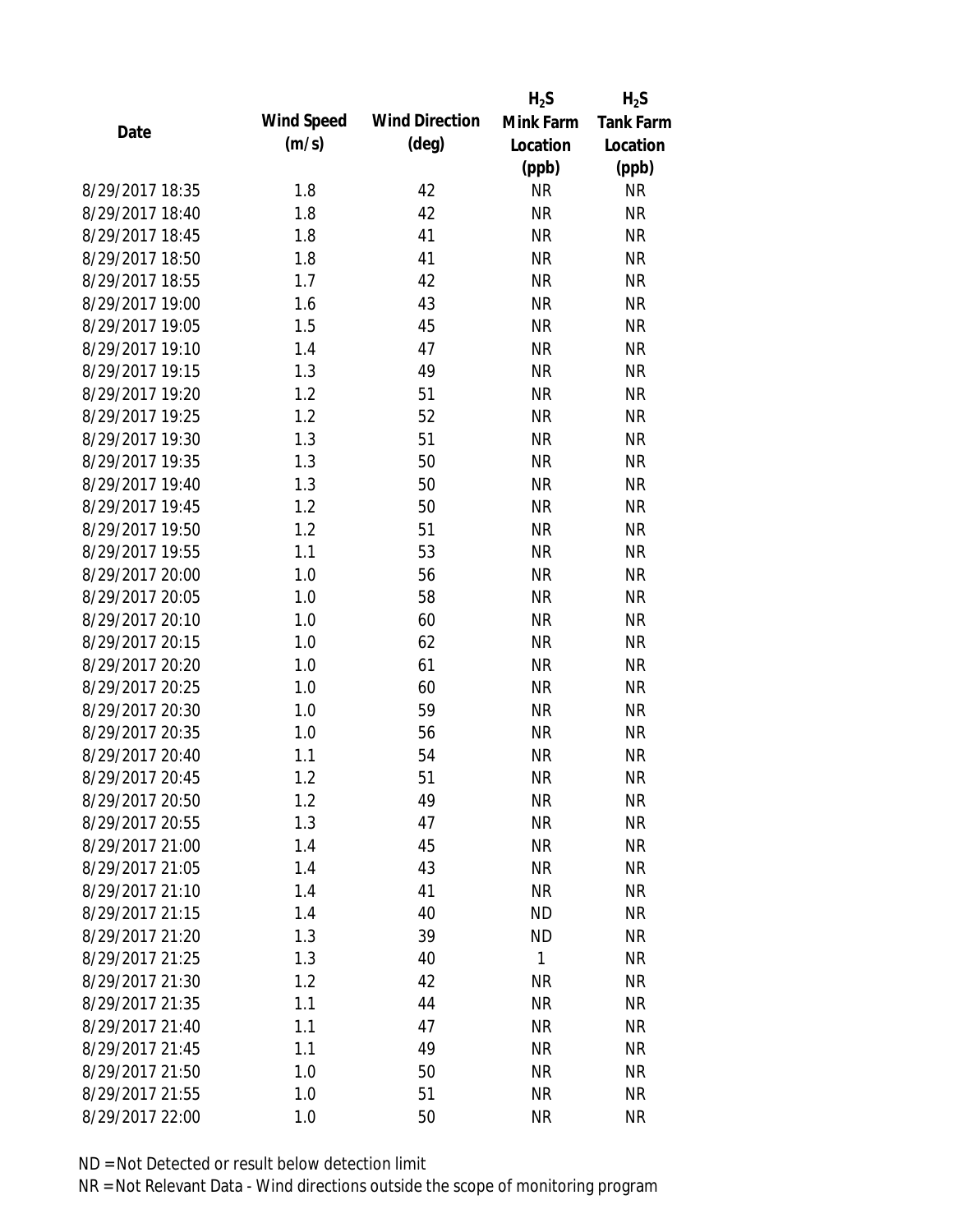| Date | Wind Speed (m/s) | Wind Direction (deg) | $H_2S$ Mink Farm Location (ppb) | $H_2S$ Tank Farm Location (ppb) |
|---|---|---|---|---|
| 8/29/2017 18:35 | 1.8 | 42 | NR | NR |
| 8/29/2017 18:40 | 1.8 | 42 | NR | NR |
| 8/29/2017 18:45 | 1.8 | 41 | NR | NR |
| 8/29/2017 18:50 | 1.8 | 41 | NR | NR |
| 8/29/2017 18:55 | 1.7 | 42 | NR | NR |
| 8/29/2017 19:00 | 1.6 | 43 | NR | NR |
| 8/29/2017 19:05 | 1.5 | 45 | NR | NR |
| 8/29/2017 19:10 | 1.4 | 47 | NR | NR |
| 8/29/2017 19:15 | 1.3 | 49 | NR | NR |
| 8/29/2017 19:20 | 1.2 | 51 | NR | NR |
| 8/29/2017 19:25 | 1.2 | 52 | NR | NR |
| 8/29/2017 19:30 | 1.3 | 51 | NR | NR |
| 8/29/2017 19:35 | 1.3 | 50 | NR | NR |
| 8/29/2017 19:40 | 1.3 | 50 | NR | NR |
| 8/29/2017 19:45 | 1.2 | 50 | NR | NR |
| 8/29/2017 19:50 | 1.2 | 51 | NR | NR |
| 8/29/2017 19:55 | 1.1 | 53 | NR | NR |
| 8/29/2017 20:00 | 1.0 | 56 | NR | NR |
| 8/29/2017 20:05 | 1.0 | 58 | NR | NR |
| 8/29/2017 20:10 | 1.0 | 60 | NR | NR |
| 8/29/2017 20:15 | 1.0 | 62 | NR | NR |
| 8/29/2017 20:20 | 1.0 | 61 | NR | NR |
| 8/29/2017 20:25 | 1.0 | 60 | NR | NR |
| 8/29/2017 20:30 | 1.0 | 59 | NR | NR |
| 8/29/2017 20:35 | 1.0 | 56 | NR | NR |
| 8/29/2017 20:40 | 1.1 | 54 | NR | NR |
| 8/29/2017 20:45 | 1.2 | 51 | NR | NR |
| 8/29/2017 20:50 | 1.2 | 49 | NR | NR |
| 8/29/2017 20:55 | 1.3 | 47 | NR | NR |
| 8/29/2017 21:00 | 1.4 | 45 | NR | NR |
| 8/29/2017 21:05 | 1.4 | 43 | NR | NR |
| 8/29/2017 21:10 | 1.4 | 41 | NR | NR |
| 8/29/2017 21:15 | 1.4 | 40 | ND | NR |
| 8/29/2017 21:20 | 1.3 | 39 | ND | NR |
| 8/29/2017 21:25 | 1.3 | 40 | 1 | NR |
| 8/29/2017 21:30 | 1.2 | 42 | NR | NR |
| 8/29/2017 21:35 | 1.1 | 44 | NR | NR |
| 8/29/2017 21:40 | 1.1 | 47 | NR | NR |
| 8/29/2017 21:45 | 1.1 | 49 | NR | NR |
| 8/29/2017 21:50 | 1.0 | 50 | NR | NR |
| 8/29/2017 21:55 | 1.0 | 51 | NR | NR |
| 8/29/2017 22:00 | 1.0 | 50 | NR | NR |

ND = Not Detected or result below detection limit

NR = Not Relevant Data - Wind directions outside the scope of monitoring program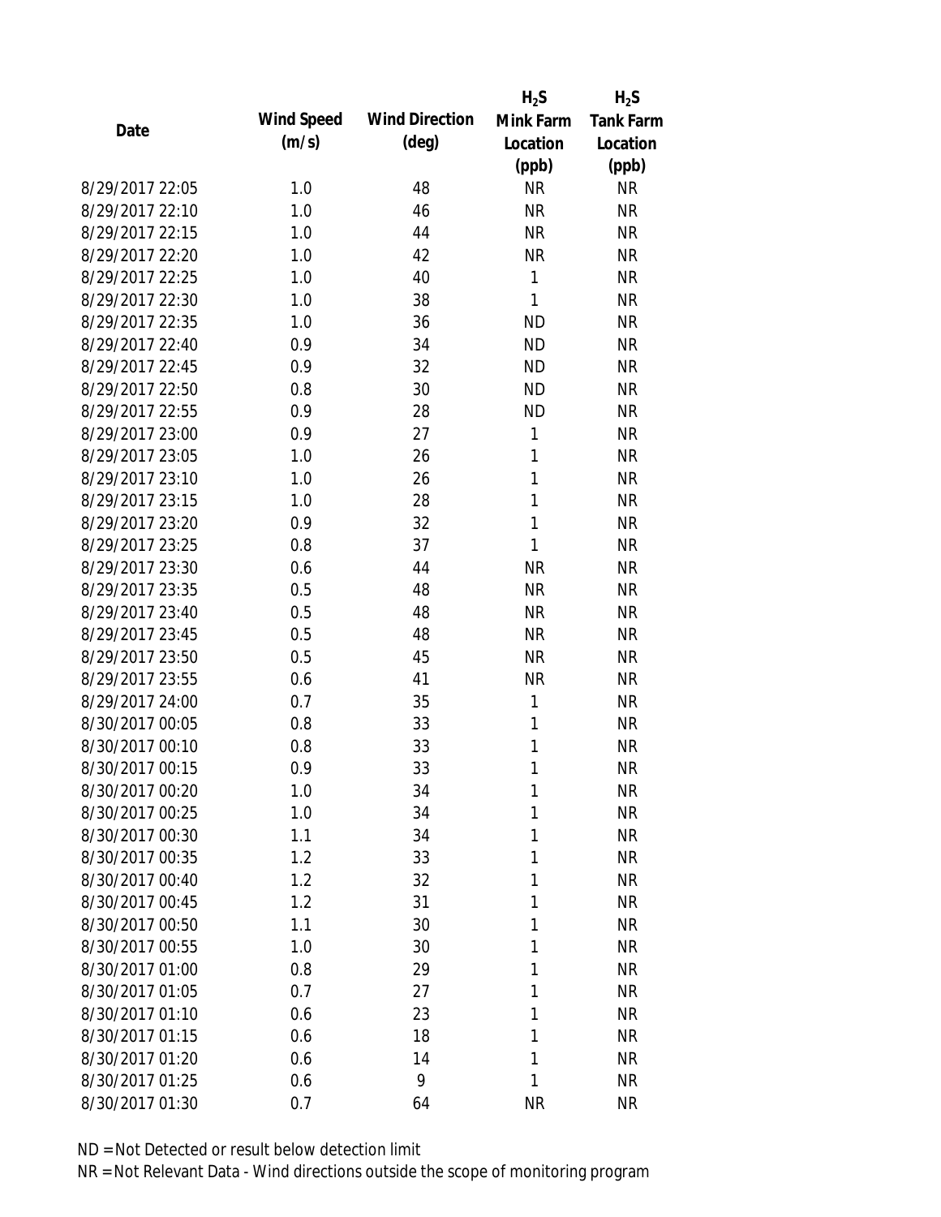| Date | Wind Speed (m/s) | Wind Direction (deg) | $H_2S$ Mink Farm Location (ppb) | $H_2S$ Tank Farm Location (ppb) |
|---|---|---|---|---|
| 8/29/2017 22:05 | 1.0 | 48 | NR | NR |
| 8/29/2017 22:10 | 1.0 | 46 | NR | NR |
| 8/29/2017 22:15 | 1.0 | 44 | NR | NR |
| 8/29/2017 22:20 | 1.0 | 42 | NR | NR |
| 8/29/2017 22:25 | 1.0 | 40 | 1 | NR |
| 8/29/2017 22:30 | 1.0 | 38 | 1 | NR |
| 8/29/2017 22:35 | 1.0 | 36 | ND | NR |
| 8/29/2017 22:40 | 0.9 | 34 | ND | NR |
| 8/29/2017 22:45 | 0.9 | 32 | ND | NR |
| 8/29/2017 22:50 | 0.8 | 30 | ND | NR |
| 8/29/2017 22:55 | 0.9 | 28 | ND | NR |
| 8/29/2017 23:00 | 0.9 | 27 | 1 | NR |
| 8/29/2017 23:05 | 1.0 | 26 | 1 | NR |
| 8/29/2017 23:10 | 1.0 | 26 | 1 | NR |
| 8/29/2017 23:15 | 1.0 | 28 | 1 | NR |
| 8/29/2017 23:20 | 0.9 | 32 | 1 | NR |
| 8/29/2017 23:25 | 0.8 | 37 | 1 | NR |
| 8/29/2017 23:30 | 0.6 | 44 | NR | NR |
| 8/29/2017 23:35 | 0.5 | 48 | NR | NR |
| 8/29/2017 23:40 | 0.5 | 48 | NR | NR |
| 8/29/2017 23:45 | 0.5 | 48 | NR | NR |
| 8/29/2017 23:50 | 0.5 | 45 | NR | NR |
| 8/29/2017 23:55 | 0.6 | 41 | NR | NR |
| 8/29/2017 24:00 | 0.7 | 35 | 1 | NR |
| 8/30/2017 00:05 | 0.8 | 33 | 1 | NR |
| 8/30/2017 00:10 | 0.8 | 33 | 1 | NR |
| 8/30/2017 00:15 | 0.9 | 33 | 1 | NR |
| 8/30/2017 00:20 | 1.0 | 34 | 1 | NR |
| 8/30/2017 00:25 | 1.0 | 34 | 1 | NR |
| 8/30/2017 00:30 | 1.1 | 34 | 1 | NR |
| 8/30/2017 00:35 | 1.2 | 33 | 1 | NR |
| 8/30/2017 00:40 | 1.2 | 32 | 1 | NR |
| 8/30/2017 00:45 | 1.2 | 31 | 1 | NR |
| 8/30/2017 00:50 | 1.1 | 30 | 1 | NR |
| 8/30/2017 00:55 | 1.0 | 30 | 1 | NR |
| 8/30/2017 01:00 | 0.8 | 29 | 1 | NR |
| 8/30/2017 01:05 | 0.7 | 27 | 1 | NR |
| 8/30/2017 01:10 | 0.6 | 23 | 1 | NR |
| 8/30/2017 01:15 | 0.6 | 18 | 1 | NR |
| 8/30/2017 01:20 | 0.6 | 14 | 1 | NR |
| 8/30/2017 01:25 | 0.6 | 9 | 1 | NR |
| 8/30/2017 01:30 | 0.7 | 64 | NR | NR |

ND = Not Detected or result below detection limit

NR = Not Relevant Data - Wind directions outside the scope of monitoring program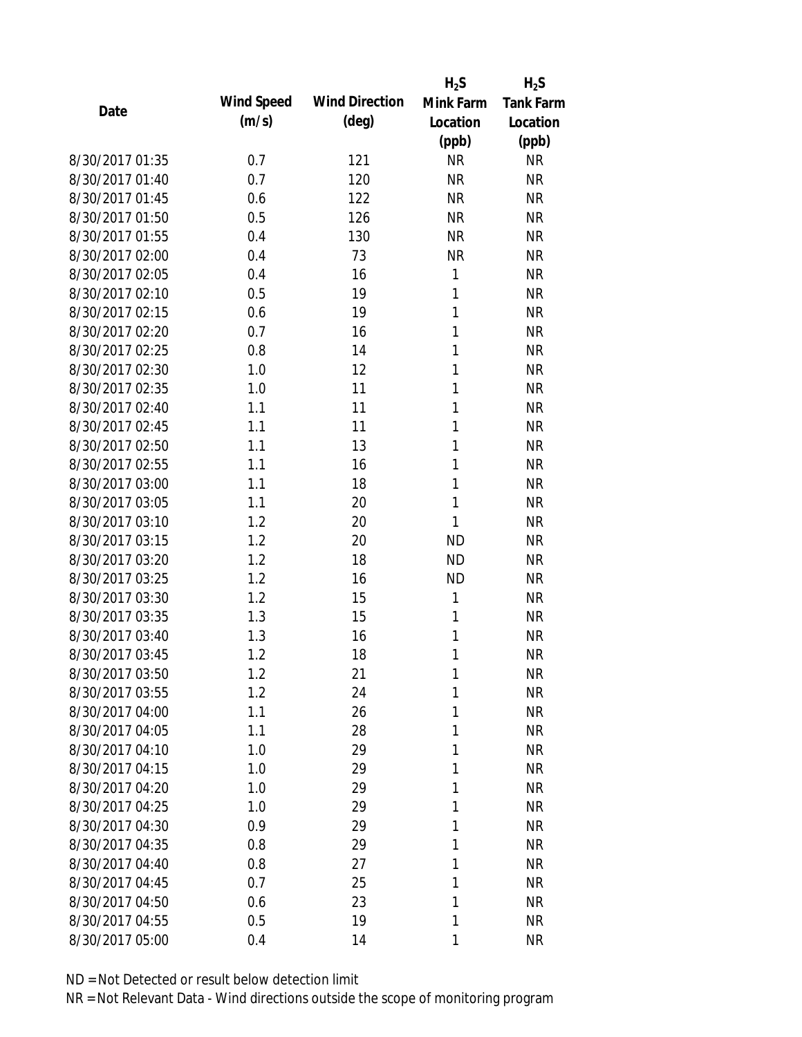| Date | Wind Speed (m/s) | Wind Direction (deg) | $H_2S$ Mink Farm Location (ppb) | $H_2S$ Tank Farm Location (ppb) |
|---|---|---|---|---|
| 8/30/2017 01:35 | 0.7 | 121 | NR | NR |
| 8/30/2017 01:40 | 0.7 | 120 | NR | NR |
| 8/30/2017 01:45 | 0.6 | 122 | NR | NR |
| 8/30/2017 01:50 | 0.5 | 126 | NR | NR |
| 8/30/2017 01:55 | 0.4 | 130 | NR | NR |
| 8/30/2017 02:00 | 0.4 | 73 | NR | NR |
| 8/30/2017 02:05 | 0.4 | 16 | 1 | NR |
| 8/30/2017 02:10 | 0.5 | 19 | 1 | NR |
| 8/30/2017 02:15 | 0.6 | 19 | 1 | NR |
| 8/30/2017 02:20 | 0.7 | 16 | 1 | NR |
| 8/30/2017 02:25 | 0.8 | 14 | 1 | NR |
| 8/30/2017 02:30 | 1.0 | 12 | 1 | NR |
| 8/30/2017 02:35 | 1.0 | 11 | 1 | NR |
| 8/30/2017 02:40 | 1.1 | 11 | 1 | NR |
| 8/30/2017 02:45 | 1.1 | 11 | 1 | NR |
| 8/30/2017 02:50 | 1.1 | 13 | 1 | NR |
| 8/30/2017 02:55 | 1.1 | 16 | 1 | NR |
| 8/30/2017 03:00 | 1.1 | 18 | 1 | NR |
| 8/30/2017 03:05 | 1.1 | 20 | 1 | NR |
| 8/30/2017 03:10 | 1.2 | 20 | 1 | NR |
| 8/30/2017 03:15 | 1.2 | 20 | ND | NR |
| 8/30/2017 03:20 | 1.2 | 18 | ND | NR |
| 8/30/2017 03:25 | 1.2 | 16 | ND | NR |
| 8/30/2017 03:30 | 1.2 | 15 | 1 | NR |
| 8/30/2017 03:35 | 1.3 | 15 | 1 | NR |
| 8/30/2017 03:40 | 1.3 | 16 | 1 | NR |
| 8/30/2017 03:45 | 1.2 | 18 | 1 | NR |
| 8/30/2017 03:50 | 1.2 | 21 | 1 | NR |
| 8/30/2017 03:55 | 1.2 | 24 | 1 | NR |
| 8/30/2017 04:00 | 1.1 | 26 | 1 | NR |
| 8/30/2017 04:05 | 1.1 | 28 | 1 | NR |
| 8/30/2017 04:10 | 1.0 | 29 | 1 | NR |
| 8/30/2017 04:15 | 1.0 | 29 | 1 | NR |
| 8/30/2017 04:20 | 1.0 | 29 | 1 | NR |
| 8/30/2017 04:25 | 1.0 | 29 | 1 | NR |
| 8/30/2017 04:30 | 0.9 | 29 | 1 | NR |
| 8/30/2017 04:35 | 0.8 | 29 | 1 | NR |
| 8/30/2017 04:40 | 0.8 | 27 | 1 | NR |
| 8/30/2017 04:45 | 0.7 | 25 | 1 | NR |
| 8/30/2017 04:50 | 0.6 | 23 | 1 | NR |
| 8/30/2017 04:55 | 0.5 | 19 | 1 | NR |
| 8/30/2017 05:00 | 0.4 | 14 | 1 | NR |

ND = Not Detected or result below detection limit

NR = Not Relevant Data - Wind directions outside the scope of monitoring program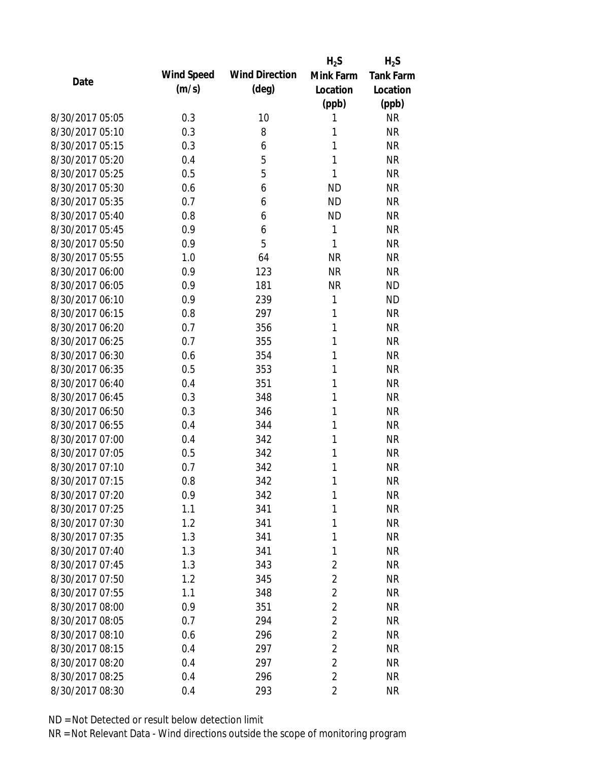| Date | Wind Speed (m/s) | Wind Direction (deg) | $H_2S$ Mink Farm Location (ppb) | $H_2S$ Tank Farm Location (ppb) |
|---|---|---|---|---|
| 8/30/2017 05:05 | 0.3 | 10 | 1 | NR |
| 8/30/2017 05:10 | 0.3 | 8 | 1 | NR |
| 8/30/2017 05:15 | 0.3 | 6 | 1 | NR |
| 8/30/2017 05:20 | 0.4 | 5 | 1 | NR |
| 8/30/2017 05:25 | 0.5 | 5 | 1 | NR |
| 8/30/2017 05:30 | 0.6 | 6 | ND | NR |
| 8/30/2017 05:35 | 0.7 | 6 | ND | NR |
| 8/30/2017 05:40 | 0.8 | 6 | ND | NR |
| 8/30/2017 05:45 | 0.9 | 6 | 1 | NR |
| 8/30/2017 05:50 | 0.9 | 5 | 1 | NR |
| 8/30/2017 05:55 | 1.0 | 64 | NR | NR |
| 8/30/2017 06:00 | 0.9 | 123 | NR | NR |
| 8/30/2017 06:05 | 0.9 | 181 | NR | ND |
| 8/30/2017 06:10 | 0.9 | 239 | 1 | ND |
| 8/30/2017 06:15 | 0.8 | 297 | 1 | NR |
| 8/30/2017 06:20 | 0.7 | 356 | 1 | NR |
| 8/30/2017 06:25 | 0.7 | 355 | 1 | NR |
| 8/30/2017 06:30 | 0.6 | 354 | 1 | NR |
| 8/30/2017 06:35 | 0.5 | 353 | 1 | NR |
| 8/30/2017 06:40 | 0.4 | 351 | 1 | NR |
| 8/30/2017 06:45 | 0.3 | 348 | 1 | NR |
| 8/30/2017 06:50 | 0.3 | 346 | 1 | NR |
| 8/30/2017 06:55 | 0.4 | 344 | 1 | NR |
| 8/30/2017 07:00 | 0.4 | 342 | 1 | NR |
| 8/30/2017 07:05 | 0.5 | 342 | 1 | NR |
| 8/30/2017 07:10 | 0.7 | 342 | 1 | NR |
| 8/30/2017 07:15 | 0.8 | 342 | 1 | NR |
| 8/30/2017 07:20 | 0.9 | 342 | 1 | NR |
| 8/30/2017 07:25 | 1.1 | 341 | 1 | NR |
| 8/30/2017 07:30 | 1.2 | 341 | 1 | NR |
| 8/30/2017 07:35 | 1.3 | 341 | 1 | NR |
| 8/30/2017 07:40 | 1.3 | 341 | 1 | NR |
| 8/30/2017 07:45 | 1.3 | 343 | 2 | NR |
| 8/30/2017 07:50 | 1.2 | 345 | 2 | NR |
| 8/30/2017 07:55 | 1.1 | 348 | 2 | NR |
| 8/30/2017 08:00 | 0.9 | 351 | 2 | NR |
| 8/30/2017 08:05 | 0.7 | 294 | 2 | NR |
| 8/30/2017 08:10 | 0.6 | 296 | 2 | NR |
| 8/30/2017 08:15 | 0.4 | 297 | 2 | NR |
| 8/30/2017 08:20 | 0.4 | 297 | 2 | NR |
| 8/30/2017 08:25 | 0.4 | 296 | 2 | NR |
| 8/30/2017 08:30 | 0.4 | 293 | 2 | NR |

ND = Not Detected or result below detection limit

NR = Not Relevant Data - Wind directions outside the scope of monitoring program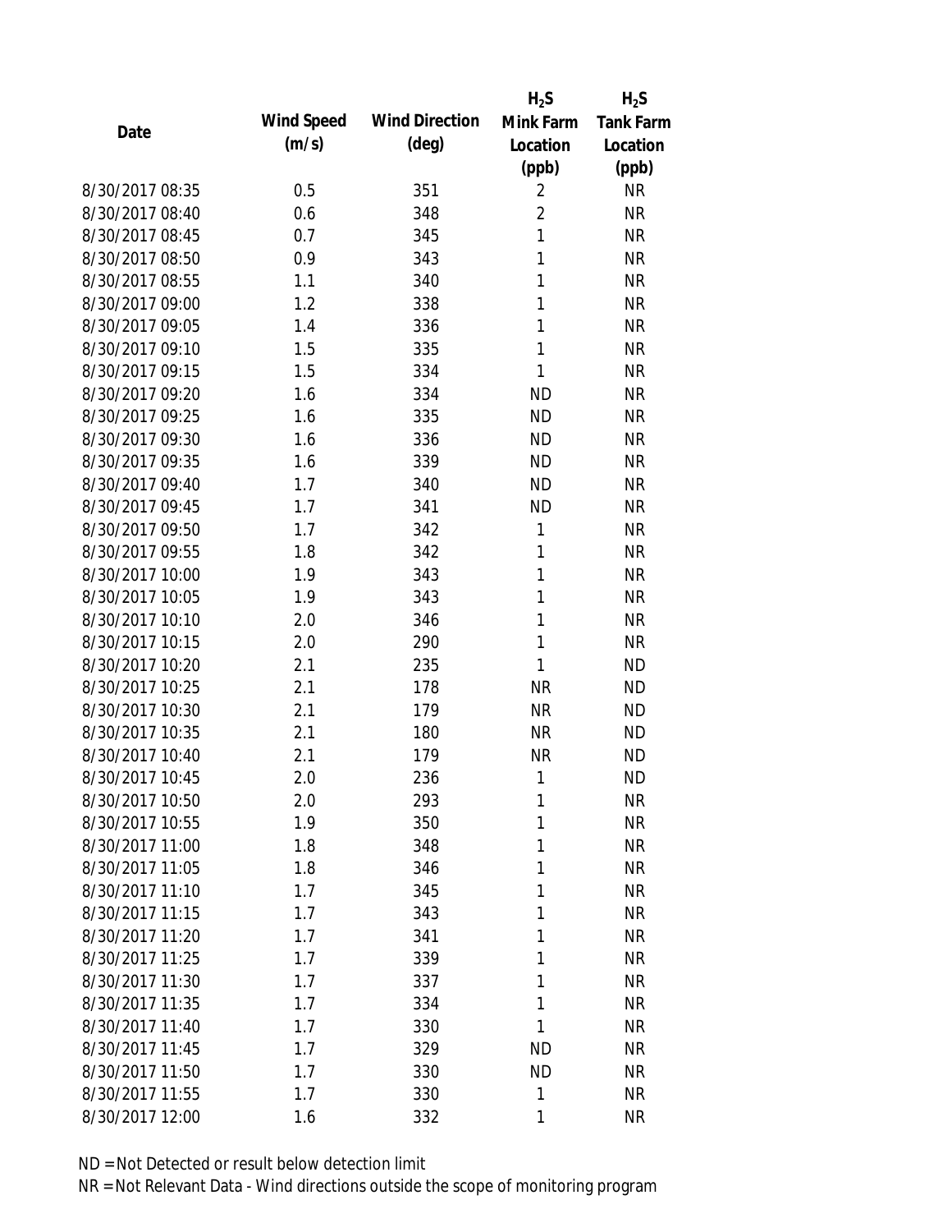| Date | Wind Speed (m/s) | Wind Direction (deg) | $H_2S$ Mink Farm Location (ppb) | $H_2S$ Tank Farm Location (ppb) |
|---|---|---|---|---|
| 8/30/2017 08:35 | 0.5 | 351 | 2 | NR |
| 8/30/2017 08:40 | 0.6 | 348 | 2 | NR |
| 8/30/2017 08:45 | 0.7 | 345 | 1 | NR |
| 8/30/2017 08:50 | 0.9 | 343 | 1 | NR |
| 8/30/2017 08:55 | 1.1 | 340 | 1 | NR |
| 8/30/2017 09:00 | 1.2 | 338 | 1 | NR |
| 8/30/2017 09:05 | 1.4 | 336 | 1 | NR |
| 8/30/2017 09:10 | 1.5 | 335 | 1 | NR |
| 8/30/2017 09:15 | 1.5 | 334 | 1 | NR |
| 8/30/2017 09:20 | 1.6 | 334 | ND | NR |
| 8/30/2017 09:25 | 1.6 | 335 | ND | NR |
| 8/30/2017 09:30 | 1.6 | 336 | ND | NR |
| 8/30/2017 09:35 | 1.6 | 339 | ND | NR |
| 8/30/2017 09:40 | 1.7 | 340 | ND | NR |
| 8/30/2017 09:45 | 1.7 | 341 | ND | NR |
| 8/30/2017 09:50 | 1.7 | 342 | 1 | NR |
| 8/30/2017 09:55 | 1.8 | 342 | 1 | NR |
| 8/30/2017 10:00 | 1.9 | 343 | 1 | NR |
| 8/30/2017 10:05 | 1.9 | 343 | 1 | NR |
| 8/30/2017 10:10 | 2.0 | 346 | 1 | NR |
| 8/30/2017 10:15 | 2.0 | 290 | 1 | NR |
| 8/30/2017 10:20 | 2.1 | 235 | 1 | ND |
| 8/30/2017 10:25 | 2.1 | 178 | NR | ND |
| 8/30/2017 10:30 | 2.1 | 179 | NR | ND |
| 8/30/2017 10:35 | 2.1 | 180 | NR | ND |
| 8/30/2017 10:40 | 2.1 | 179 | NR | ND |
| 8/30/2017 10:45 | 2.0 | 236 | 1 | ND |
| 8/30/2017 10:50 | 2.0 | 293 | 1 | NR |
| 8/30/2017 10:55 | 1.9 | 350 | 1 | NR |
| 8/30/2017 11:00 | 1.8 | 348 | 1 | NR |
| 8/30/2017 11:05 | 1.8 | 346 | 1 | NR |
| 8/30/2017 11:10 | 1.7 | 345 | 1 | NR |
| 8/30/2017 11:15 | 1.7 | 343 | 1 | NR |
| 8/30/2017 11:20 | 1.7 | 341 | 1 | NR |
| 8/30/2017 11:25 | 1.7 | 339 | 1 | NR |
| 8/30/2017 11:30 | 1.7 | 337 | 1 | NR |
| 8/30/2017 11:35 | 1.7 | 334 | 1 | NR |
| 8/30/2017 11:40 | 1.7 | 330 | 1 | NR |
| 8/30/2017 11:45 | 1.7 | 329 | ND | NR |
| 8/30/2017 11:50 | 1.7 | 330 | ND | NR |
| 8/30/2017 11:55 | 1.7 | 330 | 1 | NR |
| 8/30/2017 12:00 | 1.6 | 332 | 1 | NR |

ND = Not Detected or result below detection limit

NR = Not Relevant Data - Wind directions outside the scope of monitoring program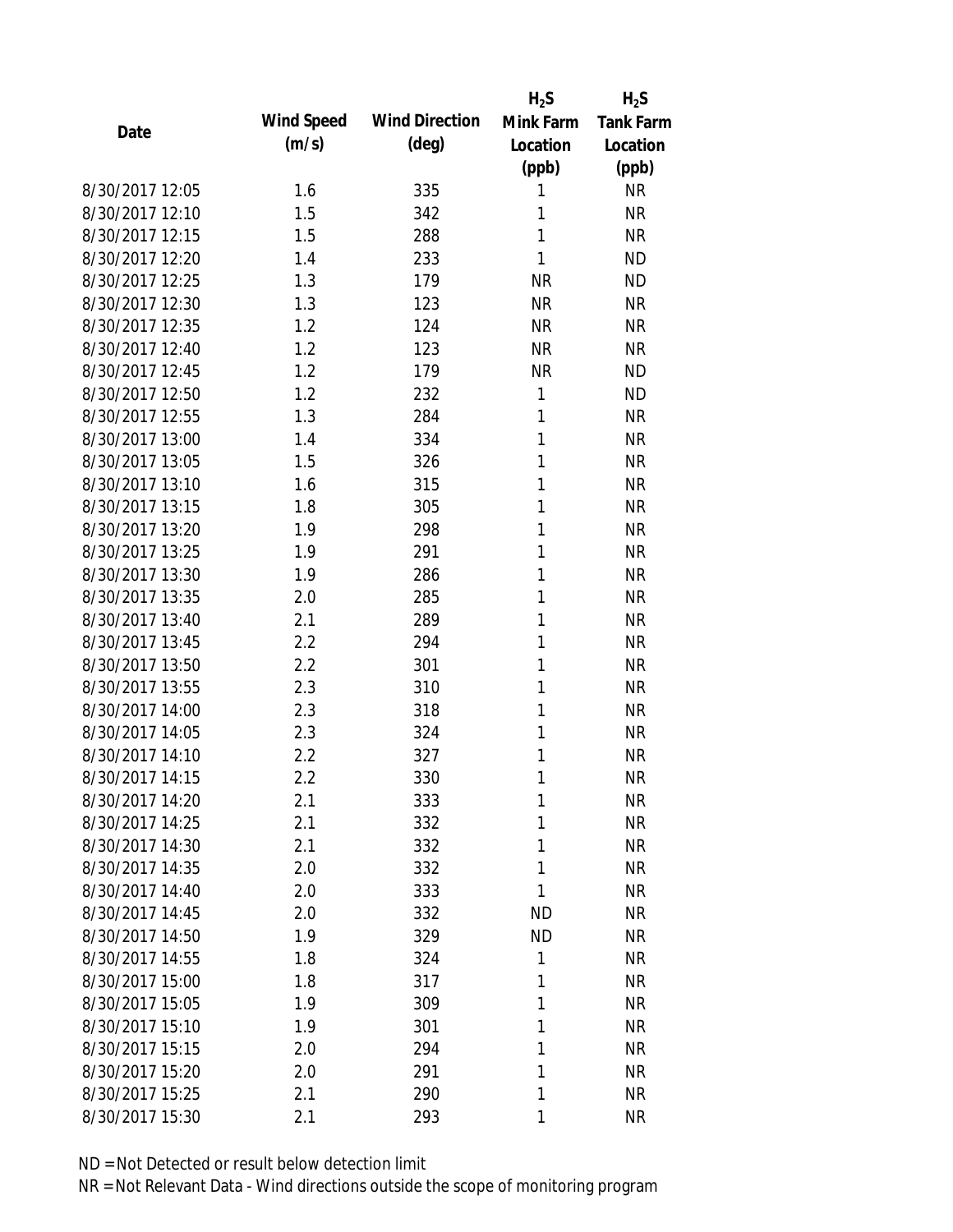| Date | Wind Speed (m/s) | Wind Direction (deg) | $H_2S$ Mink Farm Location (ppb) | $H_2S$ Tank Farm Location (ppb) |
|---|---|---|---|---|
| 8/30/2017 12:05 | 1.6 | 335 | 1 | NR |
| 8/30/2017 12:10 | 1.5 | 342 | 1 | NR |
| 8/30/2017 12:15 | 1.5 | 288 | 1 | NR |
| 8/30/2017 12:20 | 1.4 | 233 | 1 | ND |
| 8/30/2017 12:25 | 1.3 | 179 | NR | ND |
| 8/30/2017 12:30 | 1.3 | 123 | NR | NR |
| 8/30/2017 12:35 | 1.2 | 124 | NR | NR |
| 8/30/2017 12:40 | 1.2 | 123 | NR | NR |
| 8/30/2017 12:45 | 1.2 | 179 | NR | ND |
| 8/30/2017 12:50 | 1.2 | 232 | 1 | ND |
| 8/30/2017 12:55 | 1.3 | 284 | 1 | NR |
| 8/30/2017 13:00 | 1.4 | 334 | 1 | NR |
| 8/30/2017 13:05 | 1.5 | 326 | 1 | NR |
| 8/30/2017 13:10 | 1.6 | 315 | 1 | NR |
| 8/30/2017 13:15 | 1.8 | 305 | 1 | NR |
| 8/30/2017 13:20 | 1.9 | 298 | 1 | NR |
| 8/30/2017 13:25 | 1.9 | 291 | 1 | NR |
| 8/30/2017 13:30 | 1.9 | 286 | 1 | NR |
| 8/30/2017 13:35 | 2.0 | 285 | 1 | NR |
| 8/30/2017 13:40 | 2.1 | 289 | 1 | NR |
| 8/30/2017 13:45 | 2.2 | 294 | 1 | NR |
| 8/30/2017 13:50 | 2.2 | 301 | 1 | NR |
| 8/30/2017 13:55 | 2.3 | 310 | 1 | NR |
| 8/30/2017 14:00 | 2.3 | 318 | 1 | NR |
| 8/30/2017 14:05 | 2.3 | 324 | 1 | NR |
| 8/30/2017 14:10 | 2.2 | 327 | 1 | NR |
| 8/30/2017 14:15 | 2.2 | 330 | 1 | NR |
| 8/30/2017 14:20 | 2.1 | 333 | 1 | NR |
| 8/30/2017 14:25 | 2.1 | 332 | 1 | NR |
| 8/30/2017 14:30 | 2.1 | 332 | 1 | NR |
| 8/30/2017 14:35 | 2.0 | 332 | 1 | NR |
| 8/30/2017 14:40 | 2.0 | 333 | 1 | NR |
| 8/30/2017 14:45 | 2.0 | 332 | ND | NR |
| 8/30/2017 14:50 | 1.9 | 329 | ND | NR |
| 8/30/2017 14:55 | 1.8 | 324 | 1 | NR |
| 8/30/2017 15:00 | 1.8 | 317 | 1 | NR |
| 8/30/2017 15:05 | 1.9 | 309 | 1 | NR |
| 8/30/2017 15:10 | 1.9 | 301 | 1 | NR |
| 8/30/2017 15:15 | 2.0 | 294 | 1 | NR |
| 8/30/2017 15:20 | 2.0 | 291 | 1 | NR |
| 8/30/2017 15:25 | 2.1 | 290 | 1 | NR |
| 8/30/2017 15:30 | 2.1 | 293 | 1 | NR |

ND = Not Detected or result below detection limit

NR = Not Relevant Data - Wind directions outside the scope of monitoring program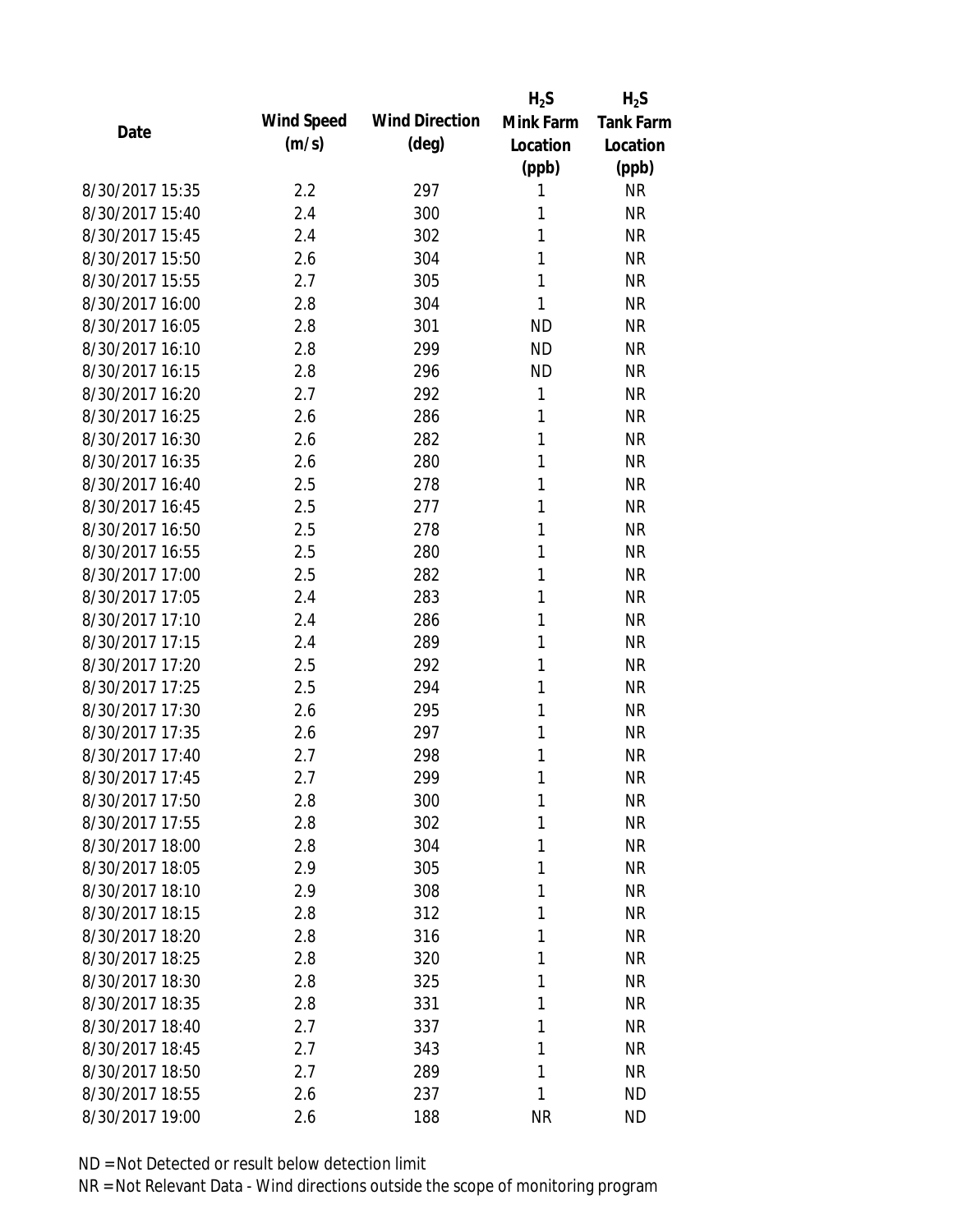| Date | Wind Speed (m/s) | Wind Direction (deg) | $H_2S$ Mink Farm Location (ppb) | $H_2S$ Tank Farm Location (ppb) |
|---|---|---|---|---|
| 8/30/2017 15:35 | 2.2 | 297 | 1 | NR |
| 8/30/2017 15:40 | 2.4 | 300 | 1 | NR |
| 8/30/2017 15:45 | 2.4 | 302 | 1 | NR |
| 8/30/2017 15:50 | 2.6 | 304 | 1 | NR |
| 8/30/2017 15:55 | 2.7 | 305 | 1 | NR |
| 8/30/2017 16:00 | 2.8 | 304 | 1 | NR |
| 8/30/2017 16:05 | 2.8 | 301 | ND | NR |
| 8/30/2017 16:10 | 2.8 | 299 | ND | NR |
| 8/30/2017 16:15 | 2.8 | 296 | ND | NR |
| 8/30/2017 16:20 | 2.7 | 292 | 1 | NR |
| 8/30/2017 16:25 | 2.6 | 286 | 1 | NR |
| 8/30/2017 16:30 | 2.6 | 282 | 1 | NR |
| 8/30/2017 16:35 | 2.6 | 280 | 1 | NR |
| 8/30/2017 16:40 | 2.5 | 278 | 1 | NR |
| 8/30/2017 16:45 | 2.5 | 277 | 1 | NR |
| 8/30/2017 16:50 | 2.5 | 278 | 1 | NR |
| 8/30/2017 16:55 | 2.5 | 280 | 1 | NR |
| 8/30/2017 17:00 | 2.5 | 282 | 1 | NR |
| 8/30/2017 17:05 | 2.4 | 283 | 1 | NR |
| 8/30/2017 17:10 | 2.4 | 286 | 1 | NR |
| 8/30/2017 17:15 | 2.4 | 289 | 1 | NR |
| 8/30/2017 17:20 | 2.5 | 292 | 1 | NR |
| 8/30/2017 17:25 | 2.5 | 294 | 1 | NR |
| 8/30/2017 17:30 | 2.6 | 295 | 1 | NR |
| 8/30/2017 17:35 | 2.6 | 297 | 1 | NR |
| 8/30/2017 17:40 | 2.7 | 298 | 1 | NR |
| 8/30/2017 17:45 | 2.7 | 299 | 1 | NR |
| 8/30/2017 17:50 | 2.8 | 300 | 1 | NR |
| 8/30/2017 17:55 | 2.8 | 302 | 1 | NR |
| 8/30/2017 18:00 | 2.8 | 304 | 1 | NR |
| 8/30/2017 18:05 | 2.9 | 305 | 1 | NR |
| 8/30/2017 18:10 | 2.9 | 308 | 1 | NR |
| 8/30/2017 18:15 | 2.8 | 312 | 1 | NR |
| 8/30/2017 18:20 | 2.8 | 316 | 1 | NR |
| 8/30/2017 18:25 | 2.8 | 320 | 1 | NR |
| 8/30/2017 18:30 | 2.8 | 325 | 1 | NR |
| 8/30/2017 18:35 | 2.8 | 331 | 1 | NR |
| 8/30/2017 18:40 | 2.7 | 337 | 1 | NR |
| 8/30/2017 18:45 | 2.7 | 343 | 1 | NR |
| 8/30/2017 18:50 | 2.7 | 289 | 1 | NR |
| 8/30/2017 18:55 | 2.6 | 237 | 1 | ND |
| 8/30/2017 19:00 | 2.6 | 188 | NR | ND |

ND = Not Detected or result below detection limit

NR = Not Relevant Data - Wind directions outside the scope of monitoring program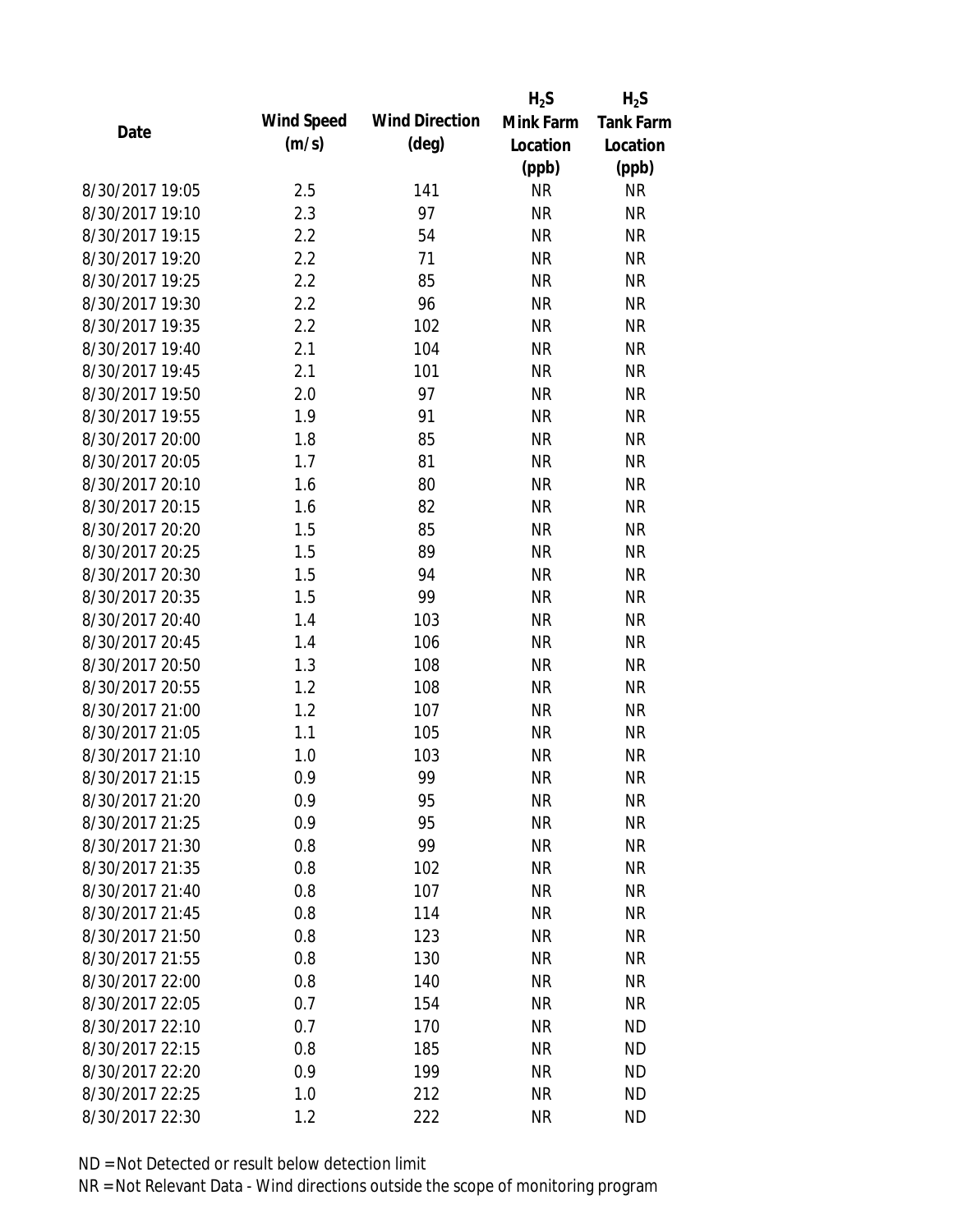| Date | Wind Speed (m/s) | Wind Direction (deg) | $H_2S$ Mink Farm Location (ppb) | $H_2S$ Tank Farm Location (ppb) |
|---|---|---|---|---|
| 8/30/2017 19:05 | 2.5 | 141 | NR | NR |
| 8/30/2017 19:10 | 2.3 | 97 | NR | NR |
| 8/30/2017 19:15 | 2.2 | 54 | NR | NR |
| 8/30/2017 19:20 | 2.2 | 71 | NR | NR |
| 8/30/2017 19:25 | 2.2 | 85 | NR | NR |
| 8/30/2017 19:30 | 2.2 | 96 | NR | NR |
| 8/30/2017 19:35 | 2.2 | 102 | NR | NR |
| 8/30/2017 19:40 | 2.1 | 104 | NR | NR |
| 8/30/2017 19:45 | 2.1 | 101 | NR | NR |
| 8/30/2017 19:50 | 2.0 | 97 | NR | NR |
| 8/30/2017 19:55 | 1.9 | 91 | NR | NR |
| 8/30/2017 20:00 | 1.8 | 85 | NR | NR |
| 8/30/2017 20:05 | 1.7 | 81 | NR | NR |
| 8/30/2017 20:10 | 1.6 | 80 | NR | NR |
| 8/30/2017 20:15 | 1.6 | 82 | NR | NR |
| 8/30/2017 20:20 | 1.5 | 85 | NR | NR |
| 8/30/2017 20:25 | 1.5 | 89 | NR | NR |
| 8/30/2017 20:30 | 1.5 | 94 | NR | NR |
| 8/30/2017 20:35 | 1.5 | 99 | NR | NR |
| 8/30/2017 20:40 | 1.4 | 103 | NR | NR |
| 8/30/2017 20:45 | 1.4 | 106 | NR | NR |
| 8/30/2017 20:50 | 1.3 | 108 | NR | NR |
| 8/30/2017 20:55 | 1.2 | 108 | NR | NR |
| 8/30/2017 21:00 | 1.2 | 107 | NR | NR |
| 8/30/2017 21:05 | 1.1 | 105 | NR | NR |
| 8/30/2017 21:10 | 1.0 | 103 | NR | NR |
| 8/30/2017 21:15 | 0.9 | 99 | NR | NR |
| 8/30/2017 21:20 | 0.9 | 95 | NR | NR |
| 8/30/2017 21:25 | 0.9 | 95 | NR | NR |
| 8/30/2017 21:30 | 0.8 | 99 | NR | NR |
| 8/30/2017 21:35 | 0.8 | 102 | NR | NR |
| 8/30/2017 21:40 | 0.8 | 107 | NR | NR |
| 8/30/2017 21:45 | 0.8 | 114 | NR | NR |
| 8/30/2017 21:50 | 0.8 | 123 | NR | NR |
| 8/30/2017 21:55 | 0.8 | 130 | NR | NR |
| 8/30/2017 22:00 | 0.8 | 140 | NR | NR |
| 8/30/2017 22:05 | 0.7 | 154 | NR | NR |
| 8/30/2017 22:10 | 0.7 | 170 | NR | ND |
| 8/30/2017 22:15 | 0.8 | 185 | NR | ND |
| 8/30/2017 22:20 | 0.9 | 199 | NR | ND |
| 8/30/2017 22:25 | 1.0 | 212 | NR | ND |
| 8/30/2017 22:30 | 1.2 | 222 | NR | ND |

ND = Not Detected or result below detection limit

NR = Not Relevant Data - Wind directions outside the scope of monitoring program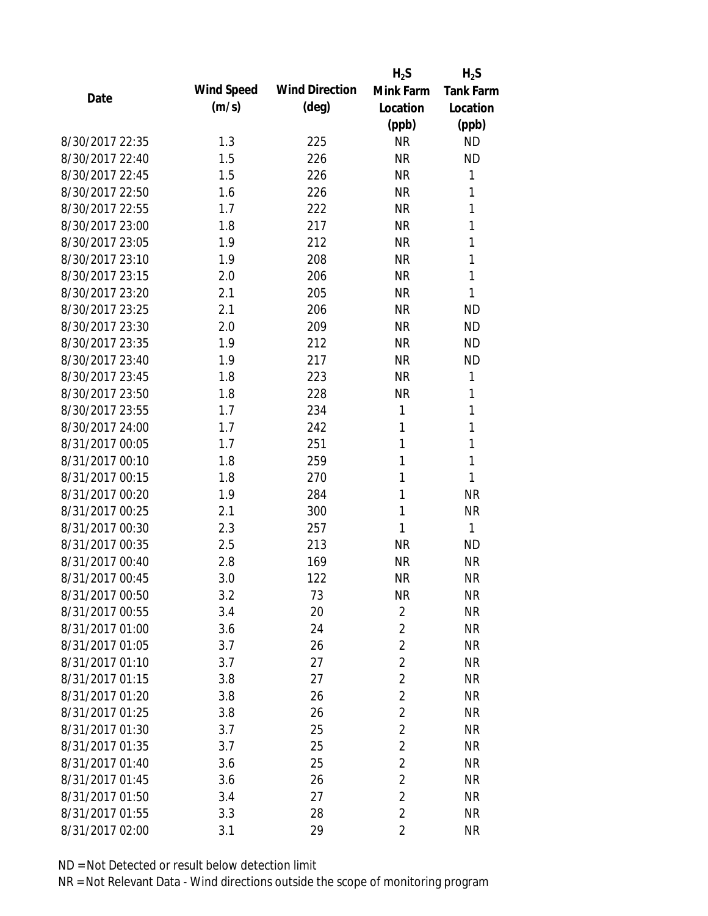| Date | Wind Speed (m/s) | Wind Direction (deg) | $H_2S$ Mink Farm Location (ppb) | $H_2S$ Tank Farm Location (ppb) |
|---|---|---|---|---|
| 8/30/2017 22:35 | 1.3 | 225 | NR | ND |
| 8/30/2017 22:40 | 1.5 | 226 | NR | ND |
| 8/30/2017 22:45 | 1.5 | 226 | NR | 1 |
| 8/30/2017 22:50 | 1.6 | 226 | NR | 1 |
| 8/30/2017 22:55 | 1.7 | 222 | NR | 1 |
| 8/30/2017 23:00 | 1.8 | 217 | NR | 1 |
| 8/30/2017 23:05 | 1.9 | 212 | NR | 1 |
| 8/30/2017 23:10 | 1.9 | 208 | NR | 1 |
| 8/30/2017 23:15 | 2.0 | 206 | NR | 1 |
| 8/30/2017 23:20 | 2.1 | 205 | NR | 1 |
| 8/30/2017 23:25 | 2.1 | 206 | NR | ND |
| 8/30/2017 23:30 | 2.0 | 209 | NR | ND |
| 8/30/2017 23:35 | 1.9 | 212 | NR | ND |
| 8/30/2017 23:40 | 1.9 | 217 | NR | ND |
| 8/30/2017 23:45 | 1.8 | 223 | NR | 1 |
| 8/30/2017 23:50 | 1.8 | 228 | NR | 1 |
| 8/30/2017 23:55 | 1.7 | 234 | 1 | 1 |
| 8/30/2017 24:00 | 1.7 | 242 | 1 | 1 |
| 8/31/2017 00:05 | 1.7 | 251 | 1 | 1 |
| 8/31/2017 00:10 | 1.8 | 259 | 1 | 1 |
| 8/31/2017 00:15 | 1.8 | 270 | 1 | 1 |
| 8/31/2017 00:20 | 1.9 | 284 | 1 | NR |
| 8/31/2017 00:25 | 2.1 | 300 | 1 | NR |
| 8/31/2017 00:30 | 2.3 | 257 | 1 | 1 |
| 8/31/2017 00:35 | 2.5 | 213 | NR | ND |
| 8/31/2017 00:40 | 2.8 | 169 | NR | NR |
| 8/31/2017 00:45 | 3.0 | 122 | NR | NR |
| 8/31/2017 00:50 | 3.2 | 73 | NR | NR |
| 8/31/2017 00:55 | 3.4 | 20 | 2 | NR |
| 8/31/2017 01:00 | 3.6 | 24 | 2 | NR |
| 8/31/2017 01:05 | 3.7 | 26 | 2 | NR |
| 8/31/2017 01:10 | 3.7 | 27 | 2 | NR |
| 8/31/2017 01:15 | 3.8 | 27 | 2 | NR |
| 8/31/2017 01:20 | 3.8 | 26 | 2 | NR |
| 8/31/2017 01:25 | 3.8 | 26 | 2 | NR |
| 8/31/2017 01:30 | 3.7 | 25 | 2 | NR |
| 8/31/2017 01:35 | 3.7 | 25 | 2 | NR |
| 8/31/2017 01:40 | 3.6 | 25 | 2 | NR |
| 8/31/2017 01:45 | 3.6 | 26 | 2 | NR |
| 8/31/2017 01:50 | 3.4 | 27 | 2 | NR |
| 8/31/2017 01:55 | 3.3 | 28 | 2 | NR |
| 8/31/2017 02:00 | 3.1 | 29 | 2 | NR |

ND = Not Detected or result below detection limit

NR = Not Relevant Data - Wind directions outside the scope of monitoring program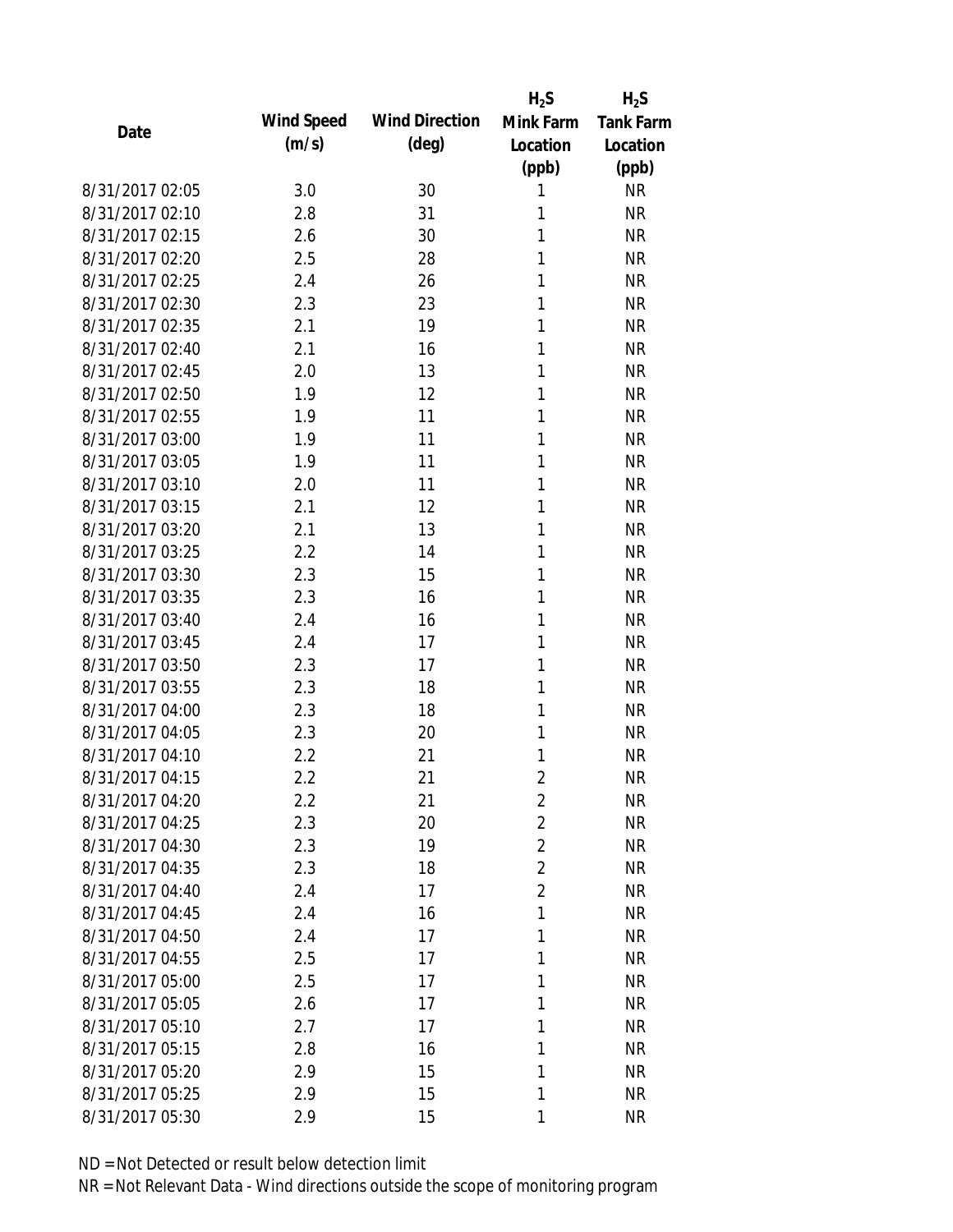| Date | Wind Speed (m/s) | Wind Direction (deg) | $H_2S$ Mink Farm Location (ppb) | $H_2S$ Tank Farm Location (ppb) |
|---|---|---|---|---|
| 8/31/2017 02:05 | 3.0 | 30 | 1 | NR |
| 8/31/2017 02:10 | 2.8 | 31 | 1 | NR |
| 8/31/2017 02:15 | 2.6 | 30 | 1 | NR |
| 8/31/2017 02:20 | 2.5 | 28 | 1 | NR |
| 8/31/2017 02:25 | 2.4 | 26 | 1 | NR |
| 8/31/2017 02:30 | 2.3 | 23 | 1 | NR |
| 8/31/2017 02:35 | 2.1 | 19 | 1 | NR |
| 8/31/2017 02:40 | 2.1 | 16 | 1 | NR |
| 8/31/2017 02:45 | 2.0 | 13 | 1 | NR |
| 8/31/2017 02:50 | 1.9 | 12 | 1 | NR |
| 8/31/2017 02:55 | 1.9 | 11 | 1 | NR |
| 8/31/2017 03:00 | 1.9 | 11 | 1 | NR |
| 8/31/2017 03:05 | 1.9 | 11 | 1 | NR |
| 8/31/2017 03:10 | 2.0 | 11 | 1 | NR |
| 8/31/2017 03:15 | 2.1 | 12 | 1 | NR |
| 8/31/2017 03:20 | 2.1 | 13 | 1 | NR |
| 8/31/2017 03:25 | 2.2 | 14 | 1 | NR |
| 8/31/2017 03:30 | 2.3 | 15 | 1 | NR |
| 8/31/2017 03:35 | 2.3 | 16 | 1 | NR |
| 8/31/2017 03:40 | 2.4 | 16 | 1 | NR |
| 8/31/2017 03:45 | 2.4 | 17 | 1 | NR |
| 8/31/2017 03:50 | 2.3 | 17 | 1 | NR |
| 8/31/2017 03:55 | 2.3 | 18 | 1 | NR |
| 8/31/2017 04:00 | 2.3 | 18 | 1 | NR |
| 8/31/2017 04:05 | 2.3 | 20 | 1 | NR |
| 8/31/2017 04:10 | 2.2 | 21 | 1 | NR |
| 8/31/2017 04:15 | 2.2 | 21 | 2 | NR |
| 8/31/2017 04:20 | 2.2 | 21 | 2 | NR |
| 8/31/2017 04:25 | 2.3 | 20 | 2 | NR |
| 8/31/2017 04:30 | 2.3 | 19 | 2 | NR |
| 8/31/2017 04:35 | 2.3 | 18 | 2 | NR |
| 8/31/2017 04:40 | 2.4 | 17 | 2 | NR |
| 8/31/2017 04:45 | 2.4 | 16 | 1 | NR |
| 8/31/2017 04:50 | 2.4 | 17 | 1 | NR |
| 8/31/2017 04:55 | 2.5 | 17 | 1 | NR |
| 8/31/2017 05:00 | 2.5 | 17 | 1 | NR |
| 8/31/2017 05:05 | 2.6 | 17 | 1 | NR |
| 8/31/2017 05:10 | 2.7 | 17 | 1 | NR |
| 8/31/2017 05:15 | 2.8 | 16 | 1 | NR |
| 8/31/2017 05:20 | 2.9 | 15 | 1 | NR |
| 8/31/2017 05:25 | 2.9 | 15 | 1 | NR |
| 8/31/2017 05:30 | 2.9 | 15 | 1 | NR |

ND = Not Detected or result below detection limit

NR = Not Relevant Data - Wind directions outside the scope of monitoring program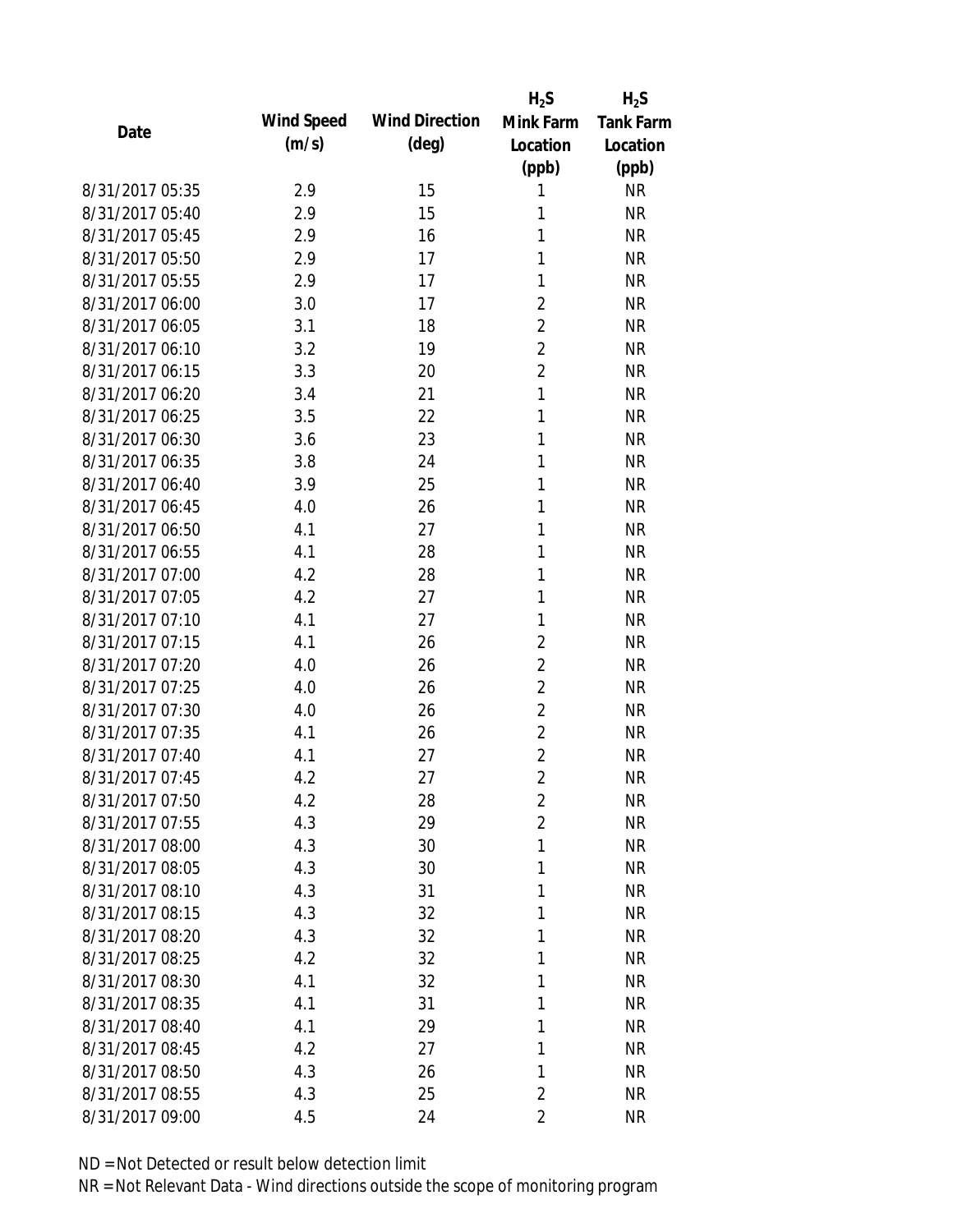| Date | Wind Speed (m/s) | Wind Direction (deg) | $H_2S$ Mink Farm Location (ppb) | $H_2S$ Tank Farm Location (ppb) |
|---|---|---|---|---|
| 8/31/2017 05:35 | 2.9 | 15 | 1 | NR |
| 8/31/2017 05:40 | 2.9 | 15 | 1 | NR |
| 8/31/2017 05:45 | 2.9 | 16 | 1 | NR |
| 8/31/2017 05:50 | 2.9 | 17 | 1 | NR |
| 8/31/2017 05:55 | 2.9 | 17 | 1 | NR |
| 8/31/2017 06:00 | 3.0 | 17 | 2 | NR |
| 8/31/2017 06:05 | 3.1 | 18 | 2 | NR |
| 8/31/2017 06:10 | 3.2 | 19 | 2 | NR |
| 8/31/2017 06:15 | 3.3 | 20 | 2 | NR |
| 8/31/2017 06:20 | 3.4 | 21 | 1 | NR |
| 8/31/2017 06:25 | 3.5 | 22 | 1 | NR |
| 8/31/2017 06:30 | 3.6 | 23 | 1 | NR |
| 8/31/2017 06:35 | 3.8 | 24 | 1 | NR |
| 8/31/2017 06:40 | 3.9 | 25 | 1 | NR |
| 8/31/2017 06:45 | 4.0 | 26 | 1 | NR |
| 8/31/2017 06:50 | 4.1 | 27 | 1 | NR |
| 8/31/2017 06:55 | 4.1 | 28 | 1 | NR |
| 8/31/2017 07:00 | 4.2 | 28 | 1 | NR |
| 8/31/2017 07:05 | 4.2 | 27 | 1 | NR |
| 8/31/2017 07:10 | 4.1 | 27 | 1 | NR |
| 8/31/2017 07:15 | 4.1 | 26 | 2 | NR |
| 8/31/2017 07:20 | 4.0 | 26 | 2 | NR |
| 8/31/2017 07:25 | 4.0 | 26 | 2 | NR |
| 8/31/2017 07:30 | 4.0 | 26 | 2 | NR |
| 8/31/2017 07:35 | 4.1 | 26 | 2 | NR |
| 8/31/2017 07:40 | 4.1 | 27 | 2 | NR |
| 8/31/2017 07:45 | 4.2 | 27 | 2 | NR |
| 8/31/2017 07:50 | 4.2 | 28 | 2 | NR |
| 8/31/2017 07:55 | 4.3 | 29 | 2 | NR |
| 8/31/2017 08:00 | 4.3 | 30 | 1 | NR |
| 8/31/2017 08:05 | 4.3 | 30 | 1 | NR |
| 8/31/2017 08:10 | 4.3 | 31 | 1 | NR |
| 8/31/2017 08:15 | 4.3 | 32 | 1 | NR |
| 8/31/2017 08:20 | 4.3 | 32 | 1 | NR |
| 8/31/2017 08:25 | 4.2 | 32 | 1 | NR |
| 8/31/2017 08:30 | 4.1 | 32 | 1 | NR |
| 8/31/2017 08:35 | 4.1 | 31 | 1 | NR |
| 8/31/2017 08:40 | 4.1 | 29 | 1 | NR |
| 8/31/2017 08:45 | 4.2 | 27 | 1 | NR |
| 8/31/2017 08:50 | 4.3 | 26 | 1 | NR |
| 8/31/2017 08:55 | 4.3 | 25 | 2 | NR |
| 8/31/2017 09:00 | 4.5 | 24 | 2 | NR |

ND = Not Detected or result below detection limit

NR = Not Relevant Data - Wind directions outside the scope of monitoring program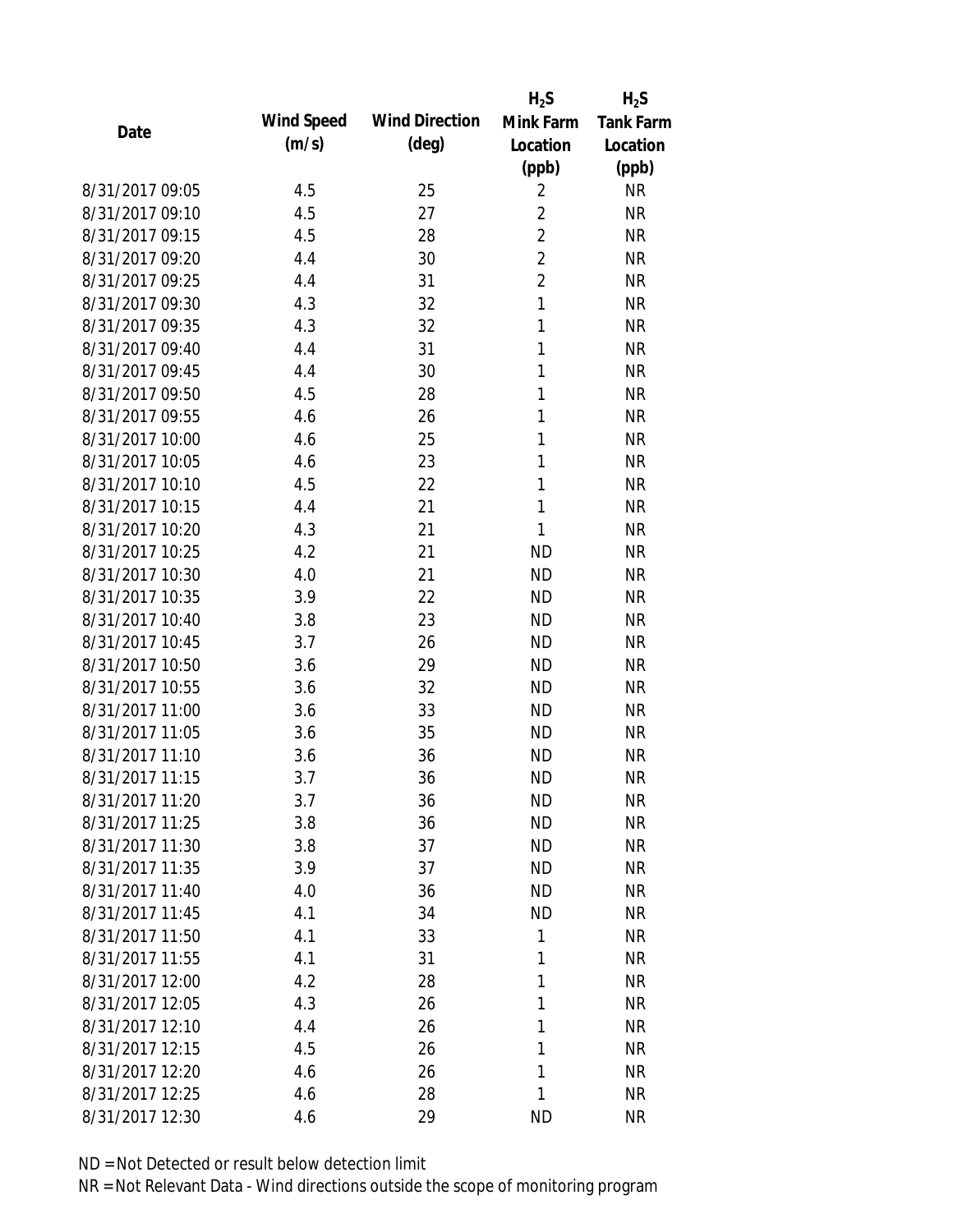| Date | Wind Speed (m/s) | Wind Direction (deg) | $H_2S$ Mink Farm Location (ppb) | $H_2S$ Tank Farm Location (ppb) |
|---|---|---|---|---|
| 8/31/2017 09:05 | 4.5 | 25 | 2 | NR |
| 8/31/2017 09:10 | 4.5 | 27 | 2 | NR |
| 8/31/2017 09:15 | 4.5 | 28 | 2 | NR |
| 8/31/2017 09:20 | 4.4 | 30 | 2 | NR |
| 8/31/2017 09:25 | 4.4 | 31 | 2 | NR |
| 8/31/2017 09:30 | 4.3 | 32 | 1 | NR |
| 8/31/2017 09:35 | 4.3 | 32 | 1 | NR |
| 8/31/2017 09:40 | 4.4 | 31 | 1 | NR |
| 8/31/2017 09:45 | 4.4 | 30 | 1 | NR |
| 8/31/2017 09:50 | 4.5 | 28 | 1 | NR |
| 8/31/2017 09:55 | 4.6 | 26 | 1 | NR |
| 8/31/2017 10:00 | 4.6 | 25 | 1 | NR |
| 8/31/2017 10:05 | 4.6 | 23 | 1 | NR |
| 8/31/2017 10:10 | 4.5 | 22 | 1 | NR |
| 8/31/2017 10:15 | 4.4 | 21 | 1 | NR |
| 8/31/2017 10:20 | 4.3 | 21 | 1 | NR |
| 8/31/2017 10:25 | 4.2 | 21 | ND | NR |
| 8/31/2017 10:30 | 4.0 | 21 | ND | NR |
| 8/31/2017 10:35 | 3.9 | 22 | ND | NR |
| 8/31/2017 10:40 | 3.8 | 23 | ND | NR |
| 8/31/2017 10:45 | 3.7 | 26 | ND | NR |
| 8/31/2017 10:50 | 3.6 | 29 | ND | NR |
| 8/31/2017 10:55 | 3.6 | 32 | ND | NR |
| 8/31/2017 11:00 | 3.6 | 33 | ND | NR |
| 8/31/2017 11:05 | 3.6 | 35 | ND | NR |
| 8/31/2017 11:10 | 3.6 | 36 | ND | NR |
| 8/31/2017 11:15 | 3.7 | 36 | ND | NR |
| 8/31/2017 11:20 | 3.7 | 36 | ND | NR |
| 8/31/2017 11:25 | 3.8 | 36 | ND | NR |
| 8/31/2017 11:30 | 3.8 | 37 | ND | NR |
| 8/31/2017 11:35 | 3.9 | 37 | ND | NR |
| 8/31/2017 11:40 | 4.0 | 36 | ND | NR |
| 8/31/2017 11:45 | 4.1 | 34 | ND | NR |
| 8/31/2017 11:50 | 4.1 | 33 | 1 | NR |
| 8/31/2017 11:55 | 4.1 | 31 | 1 | NR |
| 8/31/2017 12:00 | 4.2 | 28 | 1 | NR |
| 8/31/2017 12:05 | 4.3 | 26 | 1 | NR |
| 8/31/2017 12:10 | 4.4 | 26 | 1 | NR |
| 8/31/2017 12:15 | 4.5 | 26 | 1 | NR |
| 8/31/2017 12:20 | 4.6 | 26 | 1 | NR |
| 8/31/2017 12:25 | 4.6 | 28 | 1 | NR |
| 8/31/2017 12:30 | 4.6 | 29 | ND | NR |

ND = Not Detected or result below detection limit

NR = Not Relevant Data - Wind directions outside the scope of monitoring program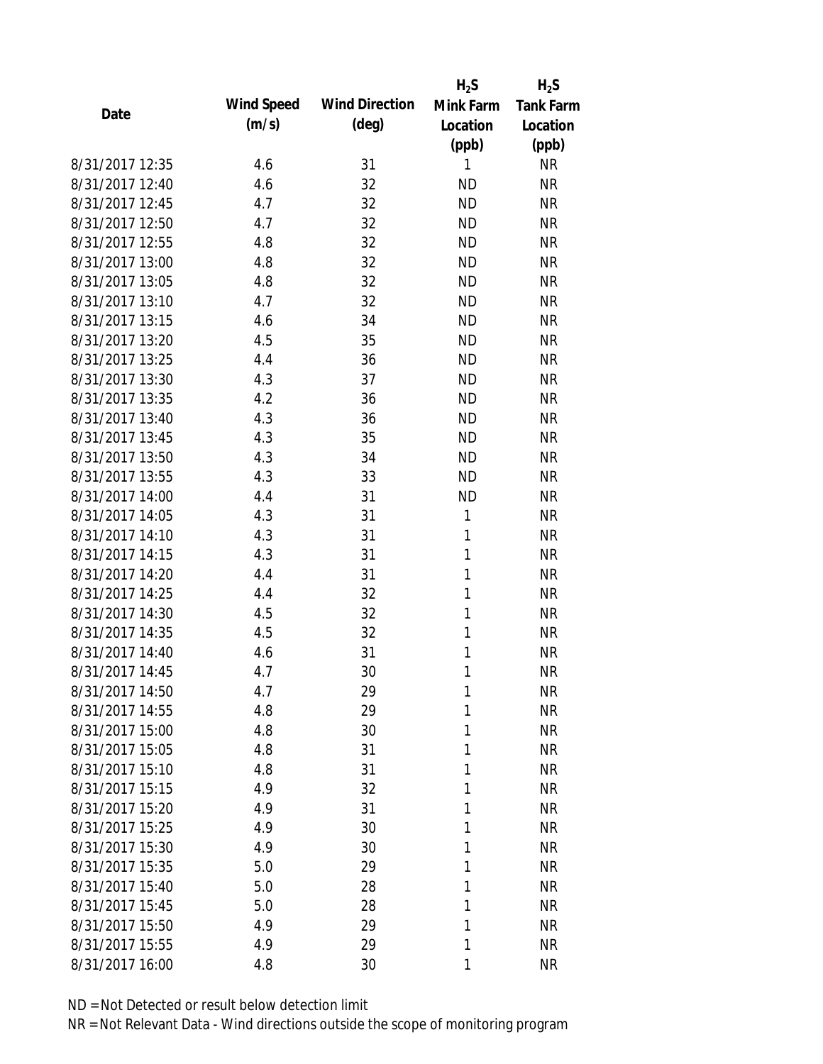| Date | Wind Speed (m/s) | Wind Direction (deg) | $H_2S$ Mink Farm Location (ppb) | $H_2S$ Tank Farm Location (ppb) |
|---|---|---|---|---|
| 8/31/2017 12:35 | 4.6 | 31 | 1 | NR |
| 8/31/2017 12:40 | 4.6 | 32 | ND | NR |
| 8/31/2017 12:45 | 4.7 | 32 | ND | NR |
| 8/31/2017 12:50 | 4.7 | 32 | ND | NR |
| 8/31/2017 12:55 | 4.8 | 32 | ND | NR |
| 8/31/2017 13:00 | 4.8 | 32 | ND | NR |
| 8/31/2017 13:05 | 4.8 | 32 | ND | NR |
| 8/31/2017 13:10 | 4.7 | 32 | ND | NR |
| 8/31/2017 13:15 | 4.6 | 34 | ND | NR |
| 8/31/2017 13:20 | 4.5 | 35 | ND | NR |
| 8/31/2017 13:25 | 4.4 | 36 | ND | NR |
| 8/31/2017 13:30 | 4.3 | 37 | ND | NR |
| 8/31/2017 13:35 | 4.2 | 36 | ND | NR |
| 8/31/2017 13:40 | 4.3 | 36 | ND | NR |
| 8/31/2017 13:45 | 4.3 | 35 | ND | NR |
| 8/31/2017 13:50 | 4.3 | 34 | ND | NR |
| 8/31/2017 13:55 | 4.3 | 33 | ND | NR |
| 8/31/2017 14:00 | 4.4 | 31 | ND | NR |
| 8/31/2017 14:05 | 4.3 | 31 | 1 | NR |
| 8/31/2017 14:10 | 4.3 | 31 | 1 | NR |
| 8/31/2017 14:15 | 4.3 | 31 | 1 | NR |
| 8/31/2017 14:20 | 4.4 | 31 | 1 | NR |
| 8/31/2017 14:25 | 4.4 | 32 | 1 | NR |
| 8/31/2017 14:30 | 4.5 | 32 | 1 | NR |
| 8/31/2017 14:35 | 4.5 | 32 | 1 | NR |
| 8/31/2017 14:40 | 4.6 | 31 | 1 | NR |
| 8/31/2017 14:45 | 4.7 | 30 | 1 | NR |
| 8/31/2017 14:50 | 4.7 | 29 | 1 | NR |
| 8/31/2017 14:55 | 4.8 | 29 | 1 | NR |
| 8/31/2017 15:00 | 4.8 | 30 | 1 | NR |
| 8/31/2017 15:05 | 4.8 | 31 | 1 | NR |
| 8/31/2017 15:10 | 4.8 | 31 | 1 | NR |
| 8/31/2017 15:15 | 4.9 | 32 | 1 | NR |
| 8/31/2017 15:20 | 4.9 | 31 | 1 | NR |
| 8/31/2017 15:25 | 4.9 | 30 | 1 | NR |
| 8/31/2017 15:30 | 4.9 | 30 | 1 | NR |
| 8/31/2017 15:35 | 5.0 | 29 | 1 | NR |
| 8/31/2017 15:40 | 5.0 | 28 | 1 | NR |
| 8/31/2017 15:45 | 5.0 | 28 | 1 | NR |
| 8/31/2017 15:50 | 4.9 | 29 | 1 | NR |
| 8/31/2017 15:55 | 4.9 | 29 | 1 | NR |
| 8/31/2017 16:00 | 4.8 | 30 | 1 | NR |

ND = Not Detected or result below detection limit

NR = Not Relevant Data - Wind directions outside the scope of monitoring program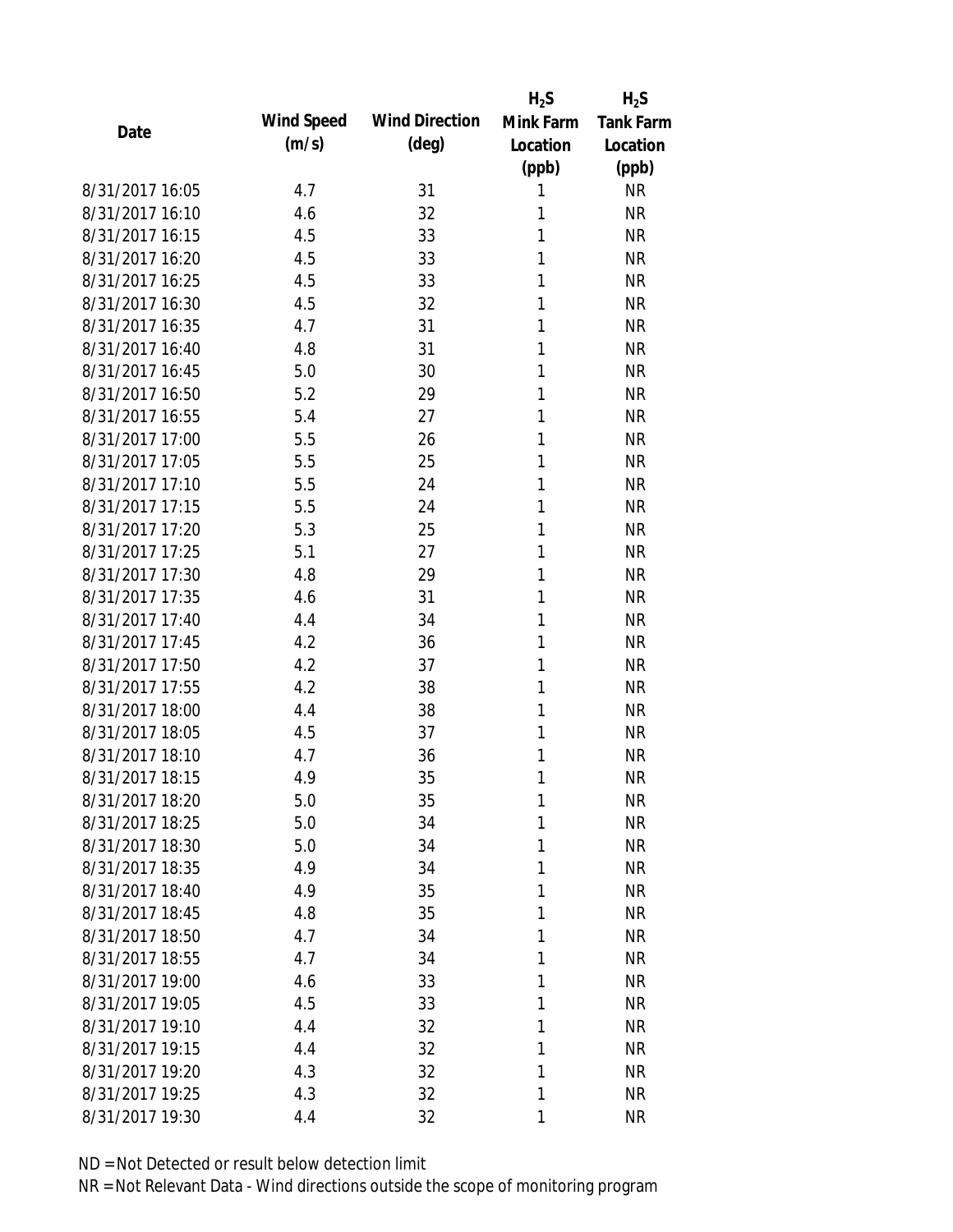| Date | Wind Speed (m/s) | Wind Direction (deg) | $H_2S$ Mink Farm Location (ppb) | $H_2S$ Tank Farm Location (ppb) |
|---|---|---|---|---|
| 8/31/2017 16:05 | 4.7 | 31 | 1 | NR |
| 8/31/2017 16:10 | 4.6 | 32 | 1 | NR |
| 8/31/2017 16:15 | 4.5 | 33 | 1 | NR |
| 8/31/2017 16:20 | 4.5 | 33 | 1 | NR |
| 8/31/2017 16:25 | 4.5 | 33 | 1 | NR |
| 8/31/2017 16:30 | 4.5 | 32 | 1 | NR |
| 8/31/2017 16:35 | 4.7 | 31 | 1 | NR |
| 8/31/2017 16:40 | 4.8 | 31 | 1 | NR |
| 8/31/2017 16:45 | 5.0 | 30 | 1 | NR |
| 8/31/2017 16:50 | 5.2 | 29 | 1 | NR |
| 8/31/2017 16:55 | 5.4 | 27 | 1 | NR |
| 8/31/2017 17:00 | 5.5 | 26 | 1 | NR |
| 8/31/2017 17:05 | 5.5 | 25 | 1 | NR |
| 8/31/2017 17:10 | 5.5 | 24 | 1 | NR |
| 8/31/2017 17:15 | 5.5 | 24 | 1 | NR |
| 8/31/2017 17:20 | 5.3 | 25 | 1 | NR |
| 8/31/2017 17:25 | 5.1 | 27 | 1 | NR |
| 8/31/2017 17:30 | 4.8 | 29 | 1 | NR |
| 8/31/2017 17:35 | 4.6 | 31 | 1 | NR |
| 8/31/2017 17:40 | 4.4 | 34 | 1 | NR |
| 8/31/2017 17:45 | 4.2 | 36 | 1 | NR |
| 8/31/2017 17:50 | 4.2 | 37 | 1 | NR |
| 8/31/2017 17:55 | 4.2 | 38 | 1 | NR |
| 8/31/2017 18:00 | 4.4 | 38 | 1 | NR |
| 8/31/2017 18:05 | 4.5 | 37 | 1 | NR |
| 8/31/2017 18:10 | 4.7 | 36 | 1 | NR |
| 8/31/2017 18:15 | 4.9 | 35 | 1 | NR |
| 8/31/2017 18:20 | 5.0 | 35 | 1 | NR |
| 8/31/2017 18:25 | 5.0 | 34 | 1 | NR |
| 8/31/2017 18:30 | 5.0 | 34 | 1 | NR |
| 8/31/2017 18:35 | 4.9 | 34 | 1 | NR |
| 8/31/2017 18:40 | 4.9 | 35 | 1 | NR |
| 8/31/2017 18:45 | 4.8 | 35 | 1 | NR |
| 8/31/2017 18:50 | 4.7 | 34 | 1 | NR |
| 8/31/2017 18:55 | 4.7 | 34 | 1 | NR |
| 8/31/2017 19:00 | 4.6 | 33 | 1 | NR |
| 8/31/2017 19:05 | 4.5 | 33 | 1 | NR |
| 8/31/2017 19:10 | 4.4 | 32 | 1 | NR |
| 8/31/2017 19:15 | 4.4 | 32 | 1 | NR |
| 8/31/2017 19:20 | 4.3 | 32 | 1 | NR |
| 8/31/2017 19:25 | 4.3 | 32 | 1 | NR |
| 8/31/2017 19:30 | 4.4 | 32 | 1 | NR |

ND = Not Detected or result below detection limit

NR = Not Relevant Data - Wind directions outside the scope of monitoring program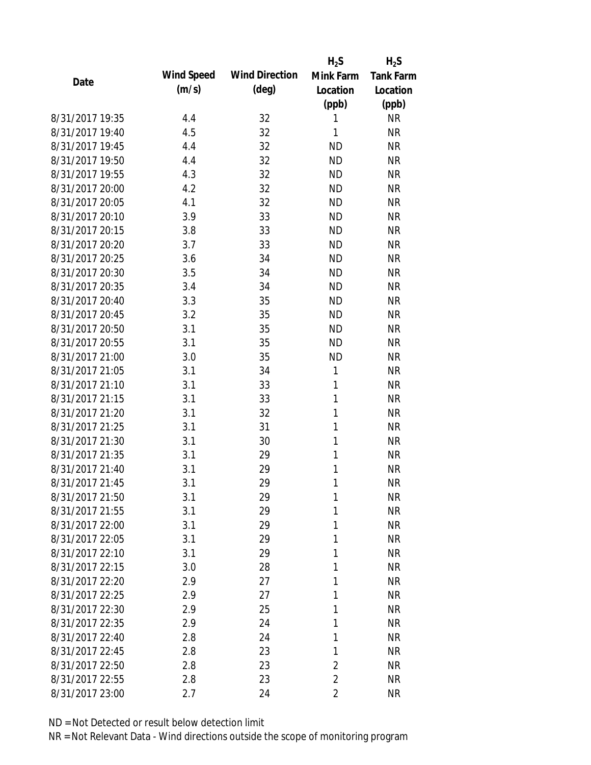| Date | Wind Speed (m/s) | Wind Direction (deg) | $H_2S$ Mink Farm Location (ppb) | $H_2S$ Tank Farm Location (ppb) |
|---|---|---|---|---|
| 8/31/2017 19:35 | 4.4 | 32 | 1 | NR |
| 8/31/2017 19:40 | 4.5 | 32 | 1 | NR |
| 8/31/2017 19:45 | 4.4 | 32 | ND | NR |
| 8/31/2017 19:50 | 4.4 | 32 | ND | NR |
| 8/31/2017 19:55 | 4.3 | 32 | ND | NR |
| 8/31/2017 20:00 | 4.2 | 32 | ND | NR |
| 8/31/2017 20:05 | 4.1 | 32 | ND | NR |
| 8/31/2017 20:10 | 3.9 | 33 | ND | NR |
| 8/31/2017 20:15 | 3.8 | 33 | ND | NR |
| 8/31/2017 20:20 | 3.7 | 33 | ND | NR |
| 8/31/2017 20:25 | 3.6 | 34 | ND | NR |
| 8/31/2017 20:30 | 3.5 | 34 | ND | NR |
| 8/31/2017 20:35 | 3.4 | 34 | ND | NR |
| 8/31/2017 20:40 | 3.3 | 35 | ND | NR |
| 8/31/2017 20:45 | 3.2 | 35 | ND | NR |
| 8/31/2017 20:50 | 3.1 | 35 | ND | NR |
| 8/31/2017 20:55 | 3.1 | 35 | ND | NR |
| 8/31/2017 21:00 | 3.0 | 35 | ND | NR |
| 8/31/2017 21:05 | 3.1 | 34 | 1 | NR |
| 8/31/2017 21:10 | 3.1 | 33 | 1 | NR |
| 8/31/2017 21:15 | 3.1 | 33 | 1 | NR |
| 8/31/2017 21:20 | 3.1 | 32 | 1 | NR |
| 8/31/2017 21:25 | 3.1 | 31 | 1 | NR |
| 8/31/2017 21:30 | 3.1 | 30 | 1 | NR |
| 8/31/2017 21:35 | 3.1 | 29 | 1 | NR |
| 8/31/2017 21:40 | 3.1 | 29 | 1 | NR |
| 8/31/2017 21:45 | 3.1 | 29 | 1 | NR |
| 8/31/2017 21:50 | 3.1 | 29 | 1 | NR |
| 8/31/2017 21:55 | 3.1 | 29 | 1 | NR |
| 8/31/2017 22:00 | 3.1 | 29 | 1 | NR |
| 8/31/2017 22:05 | 3.1 | 29 | 1 | NR |
| 8/31/2017 22:10 | 3.1 | 29 | 1 | NR |
| 8/31/2017 22:15 | 3.0 | 28 | 1 | NR |
| 8/31/2017 22:20 | 2.9 | 27 | 1 | NR |
| 8/31/2017 22:25 | 2.9 | 27 | 1 | NR |
| 8/31/2017 22:30 | 2.9 | 25 | 1 | NR |
| 8/31/2017 22:35 | 2.9 | 24 | 1 | NR |
| 8/31/2017 22:40 | 2.8 | 24 | 1 | NR |
| 8/31/2017 22:45 | 2.8 | 23 | 1 | NR |
| 8/31/2017 22:50 | 2.8 | 23 | 2 | NR |
| 8/31/2017 22:55 | 2.8 | 23 | 2 | NR |
| 8/31/2017 23:00 | 2.7 | 24 | 2 | NR |

ND = Not Detected or result below detection limit

NR = Not Relevant Data - Wind directions outside the scope of monitoring program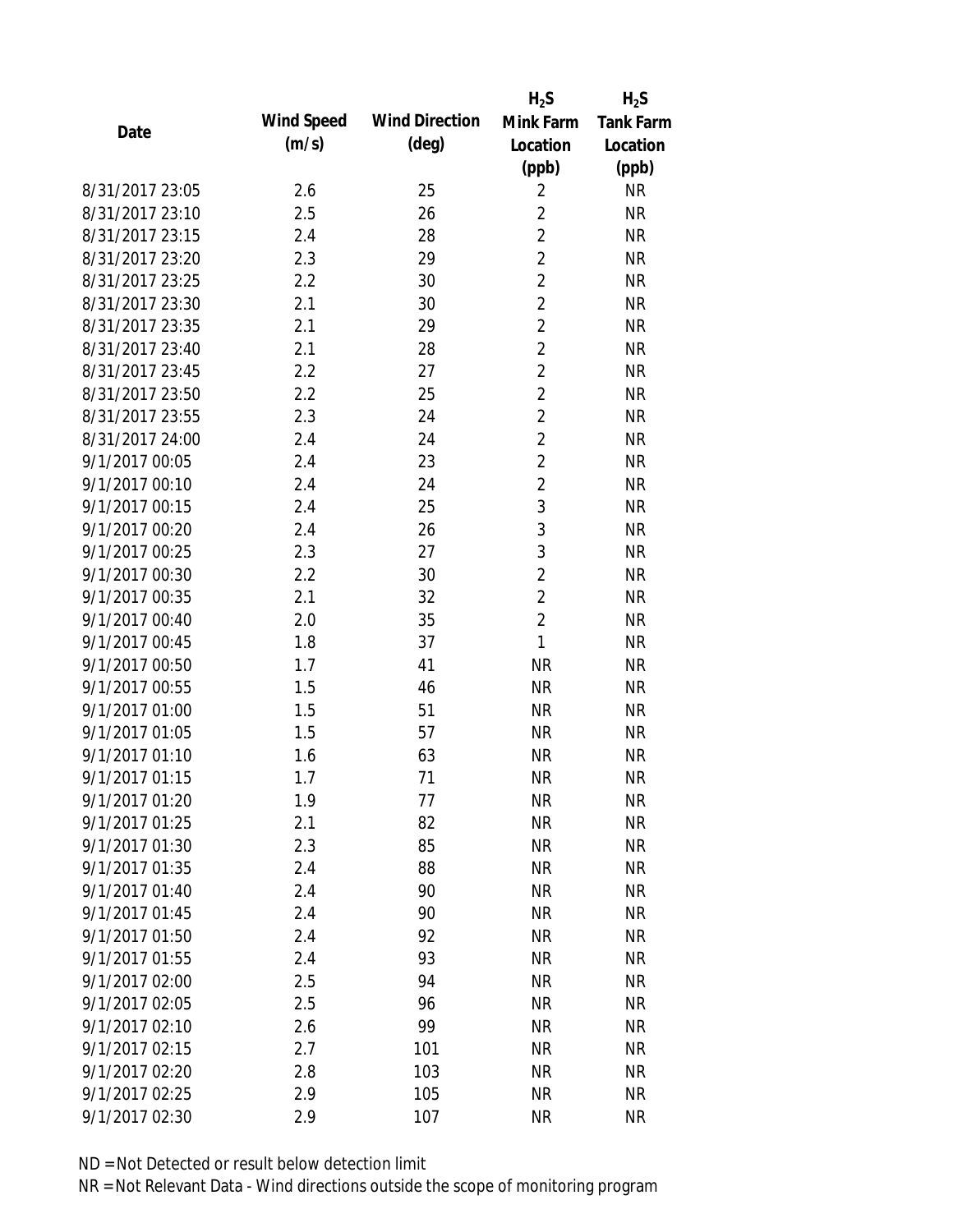| Date | Wind Speed (m/s) | Wind Direction (deg) | $H_2S$ Mink Farm Location (ppb) | $H_2S$ Tank Farm Location (ppb) |
|---|---|---|---|---|
| 8/31/2017 23:05 | 2.6 | 25 | 2 | NR |
| 8/31/2017 23:10 | 2.5 | 26 | 2 | NR |
| 8/31/2017 23:15 | 2.4 | 28 | 2 | NR |
| 8/31/2017 23:20 | 2.3 | 29 | 2 | NR |
| 8/31/2017 23:25 | 2.2 | 30 | 2 | NR |
| 8/31/2017 23:30 | 2.1 | 30 | 2 | NR |
| 8/31/2017 23:35 | 2.1 | 29 | 2 | NR |
| 8/31/2017 23:40 | 2.1 | 28 | 2 | NR |
| 8/31/2017 23:45 | 2.2 | 27 | 2 | NR |
| 8/31/2017 23:50 | 2.2 | 25 | 2 | NR |
| 8/31/2017 23:55 | 2.3 | 24 | 2 | NR |
| 8/31/2017 24:00 | 2.4 | 24 | 2 | NR |
| 9/1/2017 00:05 | 2.4 | 23 | 2 | NR |
| 9/1/2017 00:10 | 2.4 | 24 | 2 | NR |
| 9/1/2017 00:15 | 2.4 | 25 | 3 | NR |
| 9/1/2017 00:20 | 2.4 | 26 | 3 | NR |
| 9/1/2017 00:25 | 2.3 | 27 | 3 | NR |
| 9/1/2017 00:30 | 2.2 | 30 | 2 | NR |
| 9/1/2017 00:35 | 2.1 | 32 | 2 | NR |
| 9/1/2017 00:40 | 2.0 | 35 | 2 | NR |
| 9/1/2017 00:45 | 1.8 | 37 | 1 | NR |
| 9/1/2017 00:50 | 1.7 | 41 | NR | NR |
| 9/1/2017 00:55 | 1.5 | 46 | NR | NR |
| 9/1/2017 01:00 | 1.5 | 51 | NR | NR |
| 9/1/2017 01:05 | 1.5 | 57 | NR | NR |
| 9/1/2017 01:10 | 1.6 | 63 | NR | NR |
| 9/1/2017 01:15 | 1.7 | 71 | NR | NR |
| 9/1/2017 01:20 | 1.9 | 77 | NR | NR |
| 9/1/2017 01:25 | 2.1 | 82 | NR | NR |
| 9/1/2017 01:30 | 2.3 | 85 | NR | NR |
| 9/1/2017 01:35 | 2.4 | 88 | NR | NR |
| 9/1/2017 01:40 | 2.4 | 90 | NR | NR |
| 9/1/2017 01:45 | 2.4 | 90 | NR | NR |
| 9/1/2017 01:50 | 2.4 | 92 | NR | NR |
| 9/1/2017 01:55 | 2.4 | 93 | NR | NR |
| 9/1/2017 02:00 | 2.5 | 94 | NR | NR |
| 9/1/2017 02:05 | 2.5 | 96 | NR | NR |
| 9/1/2017 02:10 | 2.6 | 99 | NR | NR |
| 9/1/2017 02:15 | 2.7 | 101 | NR | NR |
| 9/1/2017 02:20 | 2.8 | 103 | NR | NR |
| 9/1/2017 02:25 | 2.9 | 105 | NR | NR |
| 9/1/2017 02:30 | 2.9 | 107 | NR | NR |

ND = Not Detected or result below detection limit

NR = Not Relevant Data - Wind directions outside the scope of monitoring program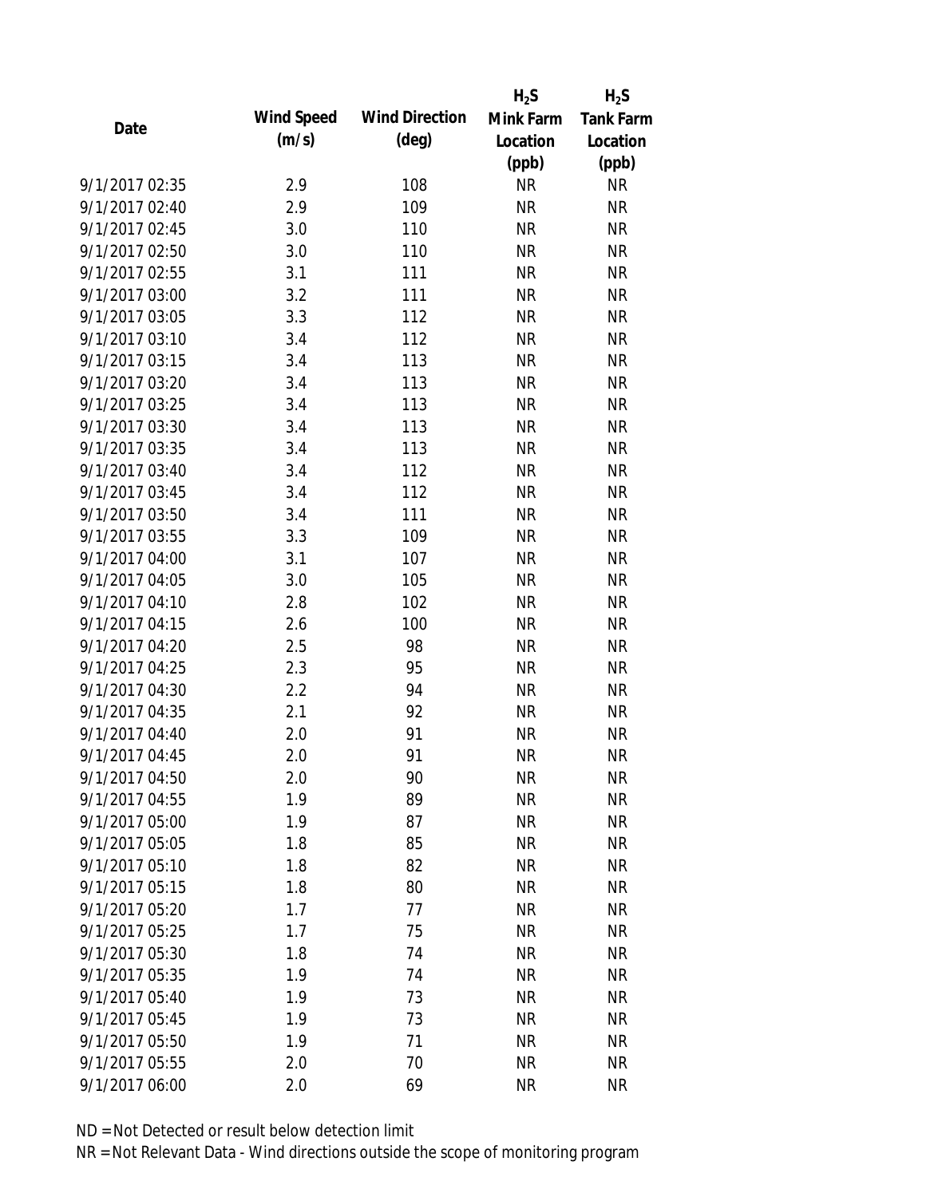| Date | Wind Speed (m/s) | Wind Direction (deg) | $H_2S$ Mink Farm Location (ppb) | $H_2S$ Tank Farm Location (ppb) |
|---|---|---|---|---|
| 9/1/2017 02:35 | 2.9 | 108 | NR | NR |
| 9/1/2017 02:40 | 2.9 | 109 | NR | NR |
| 9/1/2017 02:45 | 3.0 | 110 | NR | NR |
| 9/1/2017 02:50 | 3.0 | 110 | NR | NR |
| 9/1/2017 02:55 | 3.1 | 111 | NR | NR |
| 9/1/2017 03:00 | 3.2 | 111 | NR | NR |
| 9/1/2017 03:05 | 3.3 | 112 | NR | NR |
| 9/1/2017 03:10 | 3.4 | 112 | NR | NR |
| 9/1/2017 03:15 | 3.4 | 113 | NR | NR |
| 9/1/2017 03:20 | 3.4 | 113 | NR | NR |
| 9/1/2017 03:25 | 3.4 | 113 | NR | NR |
| 9/1/2017 03:30 | 3.4 | 113 | NR | NR |
| 9/1/2017 03:35 | 3.4 | 113 | NR | NR |
| 9/1/2017 03:40 | 3.4 | 112 | NR | NR |
| 9/1/2017 03:45 | 3.4 | 112 | NR | NR |
| 9/1/2017 03:50 | 3.4 | 111 | NR | NR |
| 9/1/2017 03:55 | 3.3 | 109 | NR | NR |
| 9/1/2017 04:00 | 3.1 | 107 | NR | NR |
| 9/1/2017 04:05 | 3.0 | 105 | NR | NR |
| 9/1/2017 04:10 | 2.8 | 102 | NR | NR |
| 9/1/2017 04:15 | 2.6 | 100 | NR | NR |
| 9/1/2017 04:20 | 2.5 | 98 | NR | NR |
| 9/1/2017 04:25 | 2.3 | 95 | NR | NR |
| 9/1/2017 04:30 | 2.2 | 94 | NR | NR |
| 9/1/2017 04:35 | 2.1 | 92 | NR | NR |
| 9/1/2017 04:40 | 2.0 | 91 | NR | NR |
| 9/1/2017 04:45 | 2.0 | 91 | NR | NR |
| 9/1/2017 04:50 | 2.0 | 90 | NR | NR |
| 9/1/2017 04:55 | 1.9 | 89 | NR | NR |
| 9/1/2017 05:00 | 1.9 | 87 | NR | NR |
| 9/1/2017 05:05 | 1.8 | 85 | NR | NR |
| 9/1/2017 05:10 | 1.8 | 82 | NR | NR |
| 9/1/2017 05:15 | 1.8 | 80 | NR | NR |
| 9/1/2017 05:20 | 1.7 | 77 | NR | NR |
| 9/1/2017 05:25 | 1.7 | 75 | NR | NR |
| 9/1/2017 05:30 | 1.8 | 74 | NR | NR |
| 9/1/2017 05:35 | 1.9 | 74 | NR | NR |
| 9/1/2017 05:40 | 1.9 | 73 | NR | NR |
| 9/1/2017 05:45 | 1.9 | 73 | NR | NR |
| 9/1/2017 05:50 | 1.9 | 71 | NR | NR |
| 9/1/2017 05:55 | 2.0 | 70 | NR | NR |
| 9/1/2017 06:00 | 2.0 | 69 | NR | NR |

ND = Not Detected or result below detection limit

NR = Not Relevant Data - Wind directions outside the scope of monitoring program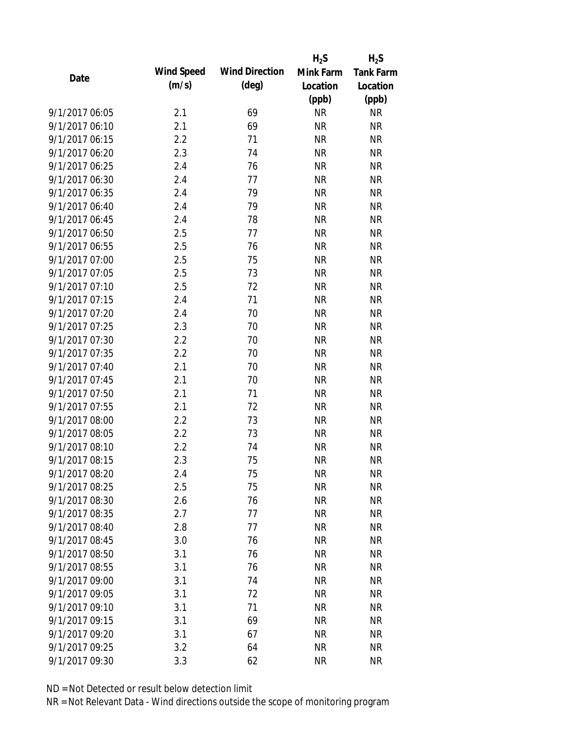| Date | Wind Speed (m/s) | Wind Direction (deg) | $H_2S$ Mink Farm Location (ppb) | $H_2S$ Tank Farm Location (ppb) |
|---|---|---|---|---|
| 9/1/2017 06:05 | 2.1 | 69 | NR | NR |
| 9/1/2017 06:10 | 2.1 | 69 | NR | NR |
| 9/1/2017 06:15 | 2.2 | 71 | NR | NR |
| 9/1/2017 06:20 | 2.3 | 74 | NR | NR |
| 9/1/2017 06:25 | 2.4 | 76 | NR | NR |
| 9/1/2017 06:30 | 2.4 | 77 | NR | NR |
| 9/1/2017 06:35 | 2.4 | 79 | NR | NR |
| 9/1/2017 06:40 | 2.4 | 79 | NR | NR |
| 9/1/2017 06:45 | 2.4 | 78 | NR | NR |
| 9/1/2017 06:50 | 2.5 | 77 | NR | NR |
| 9/1/2017 06:55 | 2.5 | 76 | NR | NR |
| 9/1/2017 07:00 | 2.5 | 75 | NR | NR |
| 9/1/2017 07:05 | 2.5 | 73 | NR | NR |
| 9/1/2017 07:10 | 2.5 | 72 | NR | NR |
| 9/1/2017 07:15 | 2.4 | 71 | NR | NR |
| 9/1/2017 07:20 | 2.4 | 70 | NR | NR |
| 9/1/2017 07:25 | 2.3 | 70 | NR | NR |
| 9/1/2017 07:30 | 2.2 | 70 | NR | NR |
| 9/1/2017 07:35 | 2.2 | 70 | NR | NR |
| 9/1/2017 07:40 | 2.1 | 70 | NR | NR |
| 9/1/2017 07:45 | 2.1 | 70 | NR | NR |
| 9/1/2017 07:50 | 2.1 | 71 | NR | NR |
| 9/1/2017 07:55 | 2.1 | 72 | NR | NR |
| 9/1/2017 08:00 | 2.2 | 73 | NR | NR |
| 9/1/2017 08:05 | 2.2 | 73 | NR | NR |
| 9/1/2017 08:10 | 2.2 | 74 | NR | NR |
| 9/1/2017 08:15 | 2.3 | 75 | NR | NR |
| 9/1/2017 08:20 | 2.4 | 75 | NR | NR |
| 9/1/2017 08:25 | 2.5 | 75 | NR | NR |
| 9/1/2017 08:30 | 2.6 | 76 | NR | NR |
| 9/1/2017 08:35 | 2.7 | 77 | NR | NR |
| 9/1/2017 08:40 | 2.8 | 77 | NR | NR |
| 9/1/2017 08:45 | 3.0 | 76 | NR | NR |
| 9/1/2017 08:50 | 3.1 | 76 | NR | NR |
| 9/1/2017 08:55 | 3.1 | 76 | NR | NR |
| 9/1/2017 09:00 | 3.1 | 74 | NR | NR |
| 9/1/2017 09:05 | 3.1 | 72 | NR | NR |
| 9/1/2017 09:10 | 3.1 | 71 | NR | NR |
| 9/1/2017 09:15 | 3.1 | 69 | NR | NR |
| 9/1/2017 09:20 | 3.1 | 67 | NR | NR |
| 9/1/2017 09:25 | 3.2 | 64 | NR | NR |
| 9/1/2017 09:30 | 3.3 | 62 | NR | NR |

ND = Not Detected or result below detection limit

NR = Not Relevant Data - Wind directions outside the scope of monitoring program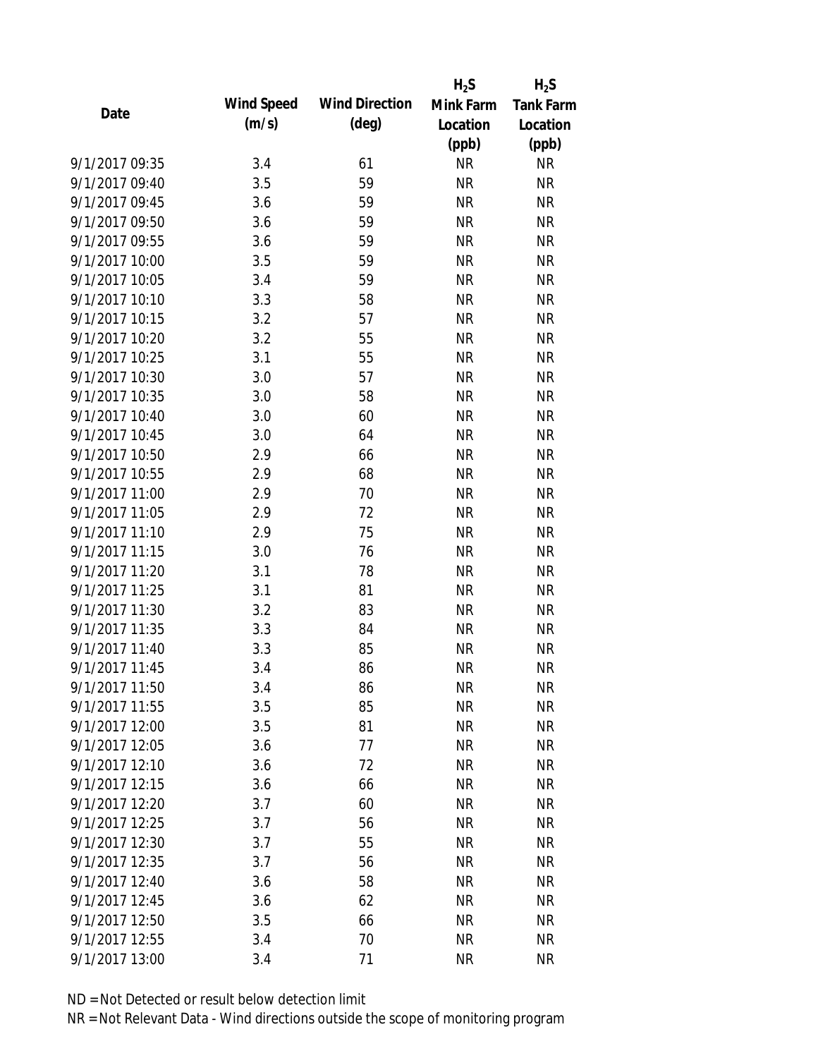| Date | Wind Speed (m/s) | Wind Direction (deg) | $H_2S$ Mink Farm Location (ppb) | $H_2S$ Tank Farm Location (ppb) |
|---|---|---|---|---|
| 9/1/2017 09:35 | 3.4 | 61 | NR | NR |
| 9/1/2017 09:40 | 3.5 | 59 | NR | NR |
| 9/1/2017 09:45 | 3.6 | 59 | NR | NR |
| 9/1/2017 09:50 | 3.6 | 59 | NR | NR |
| 9/1/2017 09:55 | 3.6 | 59 | NR | NR |
| 9/1/2017 10:00 | 3.5 | 59 | NR | NR |
| 9/1/2017 10:05 | 3.4 | 59 | NR | NR |
| 9/1/2017 10:10 | 3.3 | 58 | NR | NR |
| 9/1/2017 10:15 | 3.2 | 57 | NR | NR |
| 9/1/2017 10:20 | 3.2 | 55 | NR | NR |
| 9/1/2017 10:25 | 3.1 | 55 | NR | NR |
| 9/1/2017 10:30 | 3.0 | 57 | NR | NR |
| 9/1/2017 10:35 | 3.0 | 58 | NR | NR |
| 9/1/2017 10:40 | 3.0 | 60 | NR | NR |
| 9/1/2017 10:45 | 3.0 | 64 | NR | NR |
| 9/1/2017 10:50 | 2.9 | 66 | NR | NR |
| 9/1/2017 10:55 | 2.9 | 68 | NR | NR |
| 9/1/2017 11:00 | 2.9 | 70 | NR | NR |
| 9/1/2017 11:05 | 2.9 | 72 | NR | NR |
| 9/1/2017 11:10 | 2.9 | 75 | NR | NR |
| 9/1/2017 11:15 | 3.0 | 76 | NR | NR |
| 9/1/2017 11:20 | 3.1 | 78 | NR | NR |
| 9/1/2017 11:25 | 3.1 | 81 | NR | NR |
| 9/1/2017 11:30 | 3.2 | 83 | NR | NR |
| 9/1/2017 11:35 | 3.3 | 84 | NR | NR |
| 9/1/2017 11:40 | 3.3 | 85 | NR | NR |
| 9/1/2017 11:45 | 3.4 | 86 | NR | NR |
| 9/1/2017 11:50 | 3.4 | 86 | NR | NR |
| 9/1/2017 11:55 | 3.5 | 85 | NR | NR |
| 9/1/2017 12:00 | 3.5 | 81 | NR | NR |
| 9/1/2017 12:05 | 3.6 | 77 | NR | NR |
| 9/1/2017 12:10 | 3.6 | 72 | NR | NR |
| 9/1/2017 12:15 | 3.6 | 66 | NR | NR |
| 9/1/2017 12:20 | 3.7 | 60 | NR | NR |
| 9/1/2017 12:25 | 3.7 | 56 | NR | NR |
| 9/1/2017 12:30 | 3.7 | 55 | NR | NR |
| 9/1/2017 12:35 | 3.7 | 56 | NR | NR |
| 9/1/2017 12:40 | 3.6 | 58 | NR | NR |
| 9/1/2017 12:45 | 3.6 | 62 | NR | NR |
| 9/1/2017 12:50 | 3.5 | 66 | NR | NR |
| 9/1/2017 12:55 | 3.4 | 70 | NR | NR |
| 9/1/2017 13:00 | 3.4 | 71 | NR | NR |

ND = Not Detected or result below detection limit

NR = Not Relevant Data - Wind directions outside the scope of monitoring program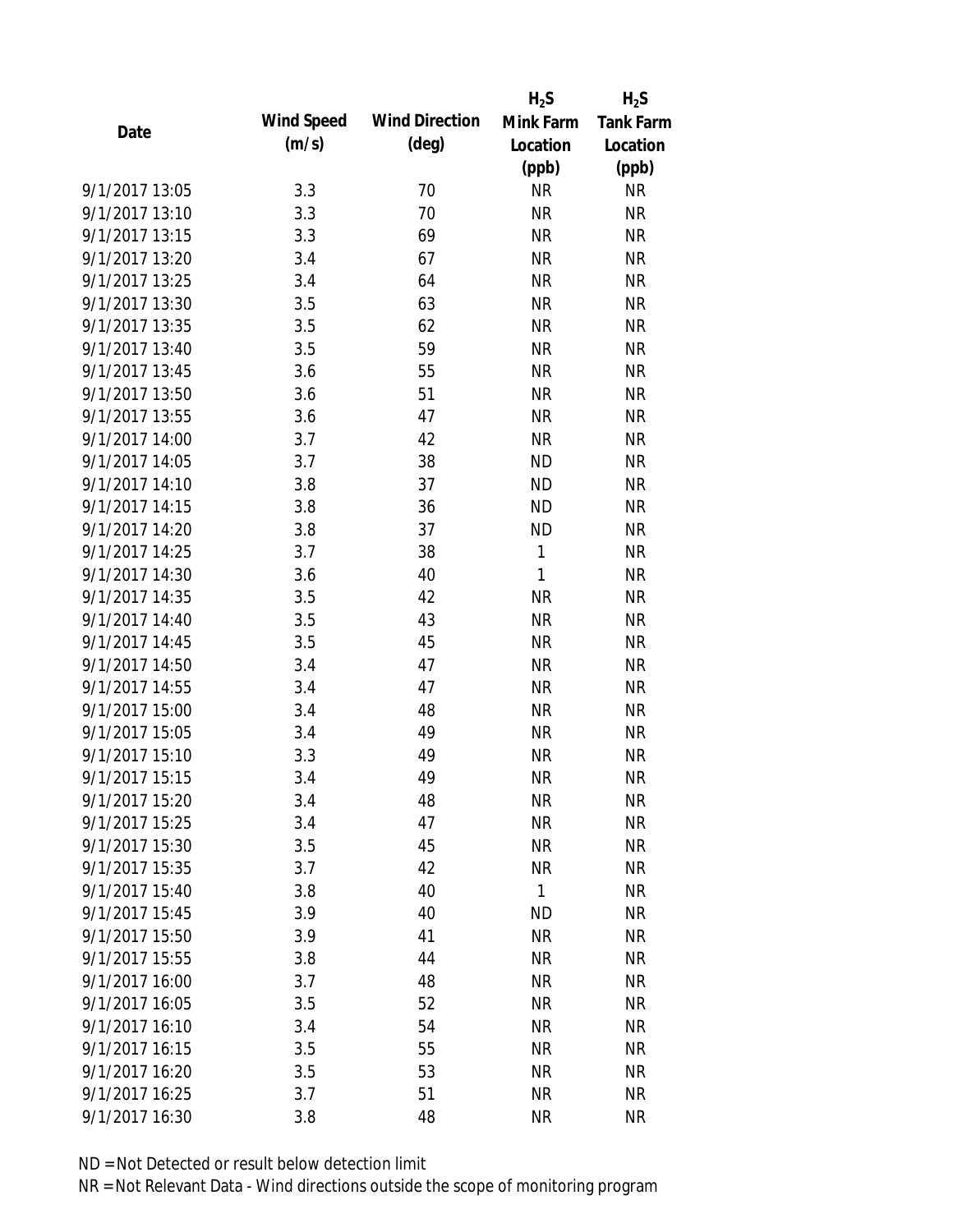| Date | Wind Speed (m/s) | Wind Direction (deg) | $H_2S$ Mink Farm Location (ppb) | $H_2S$ Tank Farm Location (ppb) |
|---|---|---|---|---|
| 9/1/2017 13:05 | 3.3 | 70 | NR | NR |
| 9/1/2017 13:10 | 3.3 | 70 | NR | NR |
| 9/1/2017 13:15 | 3.3 | 69 | NR | NR |
| 9/1/2017 13:20 | 3.4 | 67 | NR | NR |
| 9/1/2017 13:25 | 3.4 | 64 | NR | NR |
| 9/1/2017 13:30 | 3.5 | 63 | NR | NR |
| 9/1/2017 13:35 | 3.5 | 62 | NR | NR |
| 9/1/2017 13:40 | 3.5 | 59 | NR | NR |
| 9/1/2017 13:45 | 3.6 | 55 | NR | NR |
| 9/1/2017 13:50 | 3.6 | 51 | NR | NR |
| 9/1/2017 13:55 | 3.6 | 47 | NR | NR |
| 9/1/2017 14:00 | 3.7 | 42 | NR | NR |
| 9/1/2017 14:05 | 3.7 | 38 | ND | NR |
| 9/1/2017 14:10 | 3.8 | 37 | ND | NR |
| 9/1/2017 14:15 | 3.8 | 36 | ND | NR |
| 9/1/2017 14:20 | 3.8 | 37 | ND | NR |
| 9/1/2017 14:25 | 3.7 | 38 | 1 | NR |
| 9/1/2017 14:30 | 3.6 | 40 | 1 | NR |
| 9/1/2017 14:35 | 3.5 | 42 | NR | NR |
| 9/1/2017 14:40 | 3.5 | 43 | NR | NR |
| 9/1/2017 14:45 | 3.5 | 45 | NR | NR |
| 9/1/2017 14:50 | 3.4 | 47 | NR | NR |
| 9/1/2017 14:55 | 3.4 | 47 | NR | NR |
| 9/1/2017 15:00 | 3.4 | 48 | NR | NR |
| 9/1/2017 15:05 | 3.4 | 49 | NR | NR |
| 9/1/2017 15:10 | 3.3 | 49 | NR | NR |
| 9/1/2017 15:15 | 3.4 | 49 | NR | NR |
| 9/1/2017 15:20 | 3.4 | 48 | NR | NR |
| 9/1/2017 15:25 | 3.4 | 47 | NR | NR |
| 9/1/2017 15:30 | 3.5 | 45 | NR | NR |
| 9/1/2017 15:35 | 3.7 | 42 | NR | NR |
| 9/1/2017 15:40 | 3.8 | 40 | 1 | NR |
| 9/1/2017 15:45 | 3.9 | 40 | ND | NR |
| 9/1/2017 15:50 | 3.9 | 41 | NR | NR |
| 9/1/2017 15:55 | 3.8 | 44 | NR | NR |
| 9/1/2017 16:00 | 3.7 | 48 | NR | NR |
| 9/1/2017 16:05 | 3.5 | 52 | NR | NR |
| 9/1/2017 16:10 | 3.4 | 54 | NR | NR |
| 9/1/2017 16:15 | 3.5 | 55 | NR | NR |
| 9/1/2017 16:20 | 3.5 | 53 | NR | NR |
| 9/1/2017 16:25 | 3.7 | 51 | NR | NR |
| 9/1/2017 16:30 | 3.8 | 48 | NR | NR |

ND = Not Detected or result below detection limit

NR = Not Relevant Data - Wind directions outside the scope of monitoring program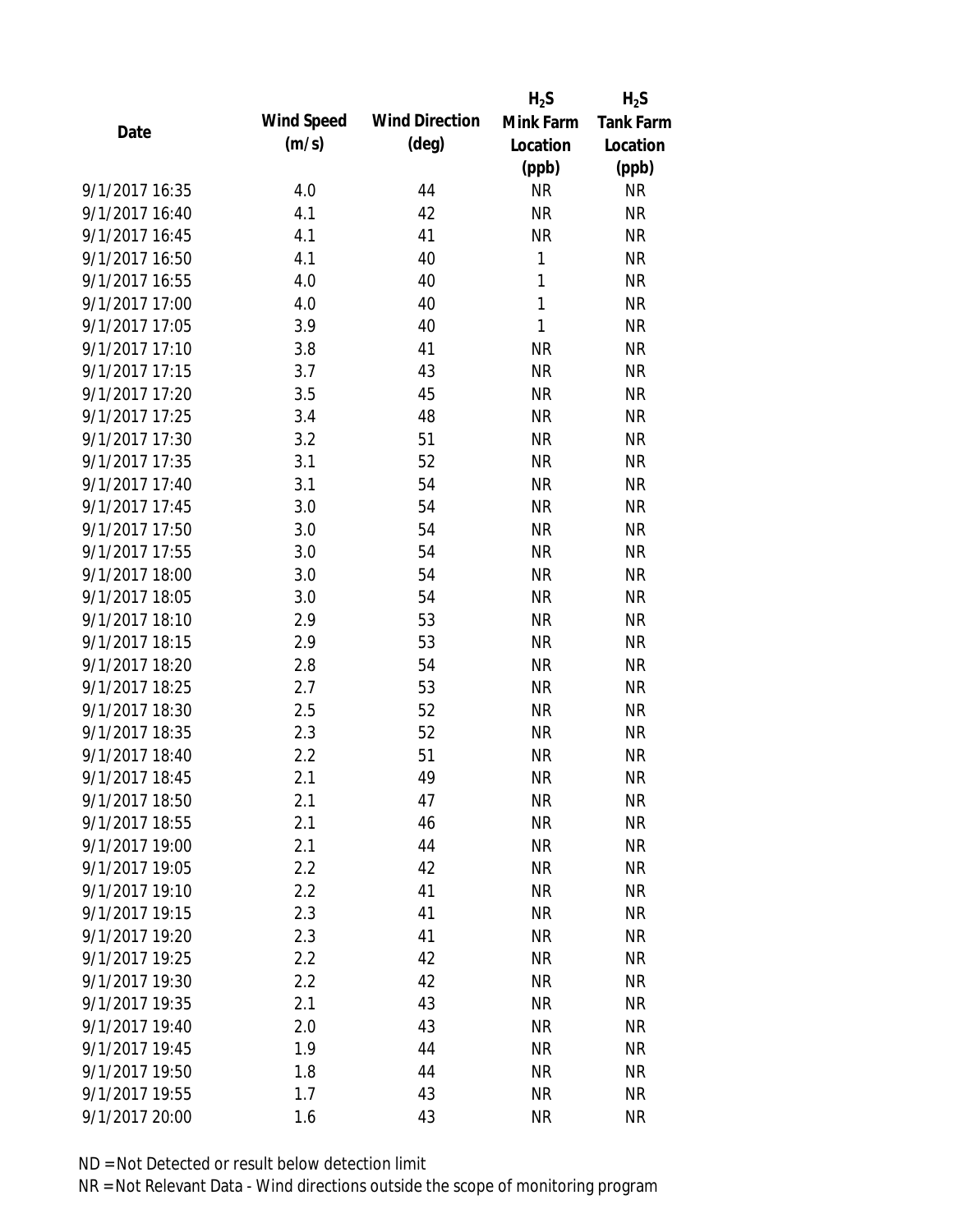| Date | Wind Speed (m/s) | Wind Direction (deg) | $H_2S$ Mink Farm Location (ppb) | $H_2S$ Tank Farm Location (ppb) |
|---|---|---|---|---|
| 9/1/2017 16:35 | 4.0 | 44 | NR | NR |
| 9/1/2017 16:40 | 4.1 | 42 | NR | NR |
| 9/1/2017 16:45 | 4.1 | 41 | NR | NR |
| 9/1/2017 16:50 | 4.1 | 40 | 1 | NR |
| 9/1/2017 16:55 | 4.0 | 40 | 1 | NR |
| 9/1/2017 17:00 | 4.0 | 40 | 1 | NR |
| 9/1/2017 17:05 | 3.9 | 40 | 1 | NR |
| 9/1/2017 17:10 | 3.8 | 41 | NR | NR |
| 9/1/2017 17:15 | 3.7 | 43 | NR | NR |
| 9/1/2017 17:20 | 3.5 | 45 | NR | NR |
| 9/1/2017 17:25 | 3.4 | 48 | NR | NR |
| 9/1/2017 17:30 | 3.2 | 51 | NR | NR |
| 9/1/2017 17:35 | 3.1 | 52 | NR | NR |
| 9/1/2017 17:40 | 3.1 | 54 | NR | NR |
| 9/1/2017 17:45 | 3.0 | 54 | NR | NR |
| 9/1/2017 17:50 | 3.0 | 54 | NR | NR |
| 9/1/2017 17:55 | 3.0 | 54 | NR | NR |
| 9/1/2017 18:00 | 3.0 | 54 | NR | NR |
| 9/1/2017 18:05 | 3.0 | 54 | NR | NR |
| 9/1/2017 18:10 | 2.9 | 53 | NR | NR |
| 9/1/2017 18:15 | 2.9 | 53 | NR | NR |
| 9/1/2017 18:20 | 2.8 | 54 | NR | NR |
| 9/1/2017 18:25 | 2.7 | 53 | NR | NR |
| 9/1/2017 18:30 | 2.5 | 52 | NR | NR |
| 9/1/2017 18:35 | 2.3 | 52 | NR | NR |
| 9/1/2017 18:40 | 2.2 | 51 | NR | NR |
| 9/1/2017 18:45 | 2.1 | 49 | NR | NR |
| 9/1/2017 18:50 | 2.1 | 47 | NR | NR |
| 9/1/2017 18:55 | 2.1 | 46 | NR | NR |
| 9/1/2017 19:00 | 2.1 | 44 | NR | NR |
| 9/1/2017 19:05 | 2.2 | 42 | NR | NR |
| 9/1/2017 19:10 | 2.2 | 41 | NR | NR |
| 9/1/2017 19:15 | 2.3 | 41 | NR | NR |
| 9/1/2017 19:20 | 2.3 | 41 | NR | NR |
| 9/1/2017 19:25 | 2.2 | 42 | NR | NR |
| 9/1/2017 19:30 | 2.2 | 42 | NR | NR |
| 9/1/2017 19:35 | 2.1 | 43 | NR | NR |
| 9/1/2017 19:40 | 2.0 | 43 | NR | NR |
| 9/1/2017 19:45 | 1.9 | 44 | NR | NR |
| 9/1/2017 19:50 | 1.8 | 44 | NR | NR |
| 9/1/2017 19:55 | 1.7 | 43 | NR | NR |
| 9/1/2017 20:00 | 1.6 | 43 | NR | NR |

ND = Not Detected or result below detection limit

NR = Not Relevant Data - Wind directions outside the scope of monitoring program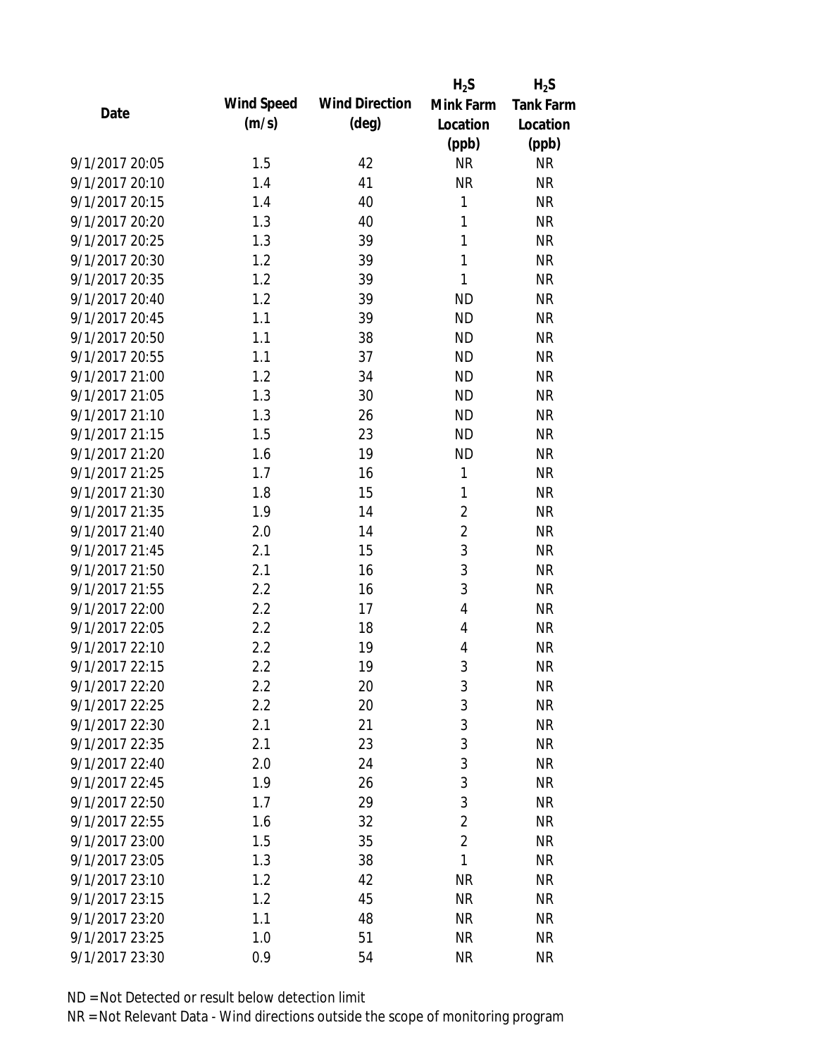| Date | Wind Speed (m/s) | Wind Direction (deg) | $H_2S$ Mink Farm Location (ppb) | $H_2S$ Tank Farm Location (ppb) |
|---|---|---|---|---|
| 9/1/2017 20:05 | 1.5 | 42 | NR | NR |
| 9/1/2017 20:10 | 1.4 | 41 | NR | NR |
| 9/1/2017 20:15 | 1.4 | 40 | 1 | NR |
| 9/1/2017 20:20 | 1.3 | 40 | 1 | NR |
| 9/1/2017 20:25 | 1.3 | 39 | 1 | NR |
| 9/1/2017 20:30 | 1.2 | 39 | 1 | NR |
| 9/1/2017 20:35 | 1.2 | 39 | 1 | NR |
| 9/1/2017 20:40 | 1.2 | 39 | ND | NR |
| 9/1/2017 20:45 | 1.1 | 39 | ND | NR |
| 9/1/2017 20:50 | 1.1 | 38 | ND | NR |
| 9/1/2017 20:55 | 1.1 | 37 | ND | NR |
| 9/1/2017 21:00 | 1.2 | 34 | ND | NR |
| 9/1/2017 21:05 | 1.3 | 30 | ND | NR |
| 9/1/2017 21:10 | 1.3 | 26 | ND | NR |
| 9/1/2017 21:15 | 1.5 | 23 | ND | NR |
| 9/1/2017 21:20 | 1.6 | 19 | ND | NR |
| 9/1/2017 21:25 | 1.7 | 16 | 1 | NR |
| 9/1/2017 21:30 | 1.8 | 15 | 1 | NR |
| 9/1/2017 21:35 | 1.9 | 14 | 2 | NR |
| 9/1/2017 21:40 | 2.0 | 14 | 2 | NR |
| 9/1/2017 21:45 | 2.1 | 15 | 3 | NR |
| 9/1/2017 21:50 | 2.1 | 16 | 3 | NR |
| 9/1/2017 21:55 | 2.2 | 16 | 3 | NR |
| 9/1/2017 22:00 | 2.2 | 17 | 4 | NR |
| 9/1/2017 22:05 | 2.2 | 18 | 4 | NR |
| 9/1/2017 22:10 | 2.2 | 19 | 4 | NR |
| 9/1/2017 22:15 | 2.2 | 19 | 3 | NR |
| 9/1/2017 22:20 | 2.2 | 20 | 3 | NR |
| 9/1/2017 22:25 | 2.2 | 20 | 3 | NR |
| 9/1/2017 22:30 | 2.1 | 21 | 3 | NR |
| 9/1/2017 22:35 | 2.1 | 23 | 3 | NR |
| 9/1/2017 22:40 | 2.0 | 24 | 3 | NR |
| 9/1/2017 22:45 | 1.9 | 26 | 3 | NR |
| 9/1/2017 22:50 | 1.7 | 29 | 3 | NR |
| 9/1/2017 22:55 | 1.6 | 32 | 2 | NR |
| 9/1/2017 23:00 | 1.5 | 35 | 2 | NR |
| 9/1/2017 23:05 | 1.3 | 38 | 1 | NR |
| 9/1/2017 23:10 | 1.2 | 42 | NR | NR |
| 9/1/2017 23:15 | 1.2 | 45 | NR | NR |
| 9/1/2017 23:20 | 1.1 | 48 | NR | NR |
| 9/1/2017 23:25 | 1.0 | 51 | NR | NR |
| 9/1/2017 23:30 | 0.9 | 54 | NR | NR |

ND = Not Detected or result below detection limit

NR = Not Relevant Data - Wind directions outside the scope of monitoring program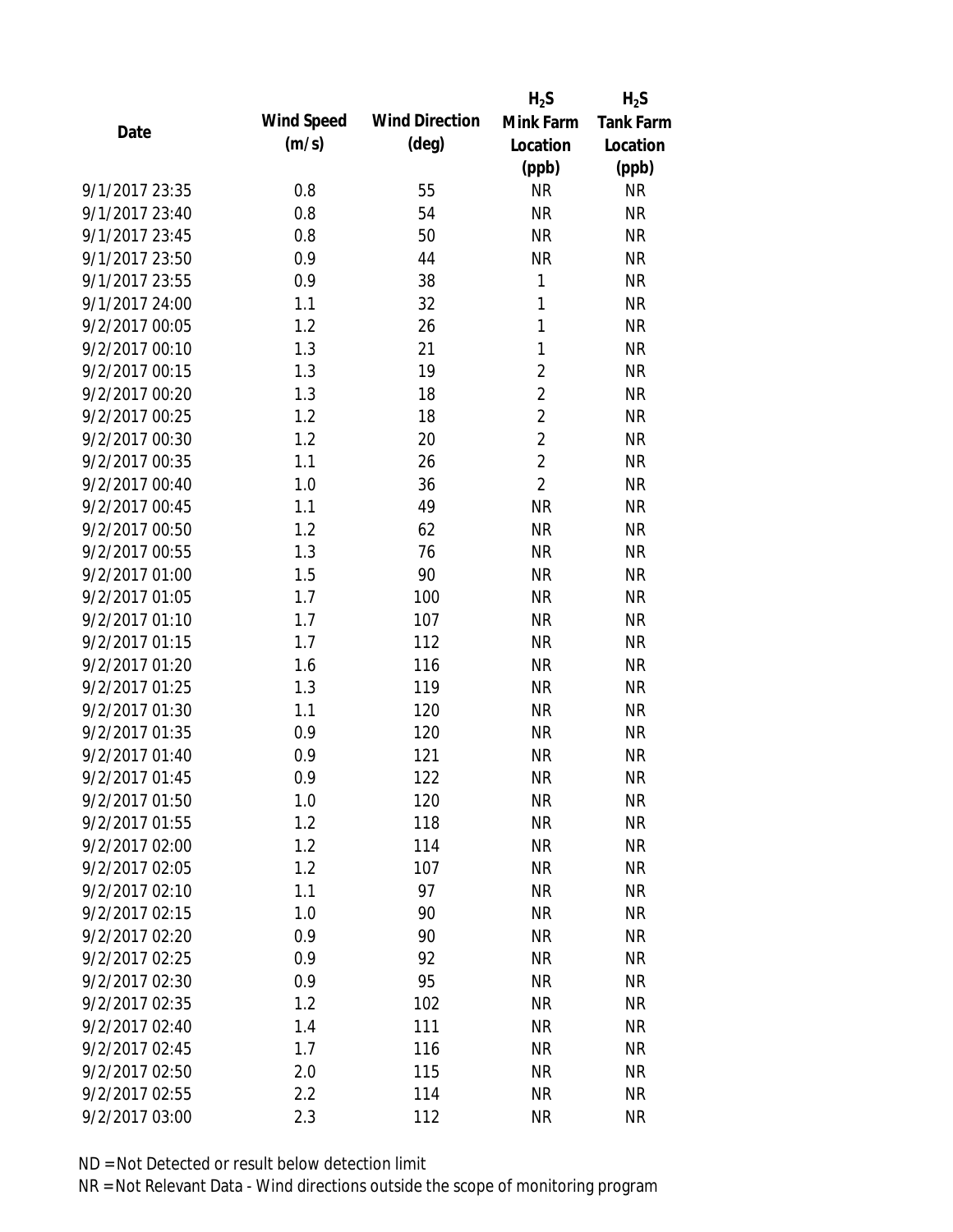| Date | Wind Speed (m/s) | Wind Direction (deg) | $H_2S$ Mink Farm Location (ppb) | $H_2S$ Tank Farm Location (ppb) |
|---|---|---|---|---|
| 9/1/2017 23:35 | 0.8 | 55 | NR | NR |
| 9/1/2017 23:40 | 0.8 | 54 | NR | NR |
| 9/1/2017 23:45 | 0.8 | 50 | NR | NR |
| 9/1/2017 23:50 | 0.9 | 44 | NR | NR |
| 9/1/2017 23:55 | 0.9 | 38 | 1 | NR |
| 9/1/2017 24:00 | 1.1 | 32 | 1 | NR |
| 9/2/2017 00:05 | 1.2 | 26 | 1 | NR |
| 9/2/2017 00:10 | 1.3 | 21 | 1 | NR |
| 9/2/2017 00:15 | 1.3 | 19 | 2 | NR |
| 9/2/2017 00:20 | 1.3 | 18 | 2 | NR |
| 9/2/2017 00:25 | 1.2 | 18 | 2 | NR |
| 9/2/2017 00:30 | 1.2 | 20 | 2 | NR |
| 9/2/2017 00:35 | 1.1 | 26 | 2 | NR |
| 9/2/2017 00:40 | 1.0 | 36 | 2 | NR |
| 9/2/2017 00:45 | 1.1 | 49 | NR | NR |
| 9/2/2017 00:50 | 1.2 | 62 | NR | NR |
| 9/2/2017 00:55 | 1.3 | 76 | NR | NR |
| 9/2/2017 01:00 | 1.5 | 90 | NR | NR |
| 9/2/2017 01:05 | 1.7 | 100 | NR | NR |
| 9/2/2017 01:10 | 1.7 | 107 | NR | NR |
| 9/2/2017 01:15 | 1.7 | 112 | NR | NR |
| 9/2/2017 01:20 | 1.6 | 116 | NR | NR |
| 9/2/2017 01:25 | 1.3 | 119 | NR | NR |
| 9/2/2017 01:30 | 1.1 | 120 | NR | NR |
| 9/2/2017 01:35 | 0.9 | 120 | NR | NR |
| 9/2/2017 01:40 | 0.9 | 121 | NR | NR |
| 9/2/2017 01:45 | 0.9 | 122 | NR | NR |
| 9/2/2017 01:50 | 1.0 | 120 | NR | NR |
| 9/2/2017 01:55 | 1.2 | 118 | NR | NR |
| 9/2/2017 02:00 | 1.2 | 114 | NR | NR |
| 9/2/2017 02:05 | 1.2 | 107 | NR | NR |
| 9/2/2017 02:10 | 1.1 | 97 | NR | NR |
| 9/2/2017 02:15 | 1.0 | 90 | NR | NR |
| 9/2/2017 02:20 | 0.9 | 90 | NR | NR |
| 9/2/2017 02:25 | 0.9 | 92 | NR | NR |
| 9/2/2017 02:30 | 0.9 | 95 | NR | NR |
| 9/2/2017 02:35 | 1.2 | 102 | NR | NR |
| 9/2/2017 02:40 | 1.4 | 111 | NR | NR |
| 9/2/2017 02:45 | 1.7 | 116 | NR | NR |
| 9/2/2017 02:50 | 2.0 | 115 | NR | NR |
| 9/2/2017 02:55 | 2.2 | 114 | NR | NR |
| 9/2/2017 03:00 | 2.3 | 112 | NR | NR |

ND = Not Detected or result below detection limit

NR = Not Relevant Data - Wind directions outside the scope of monitoring program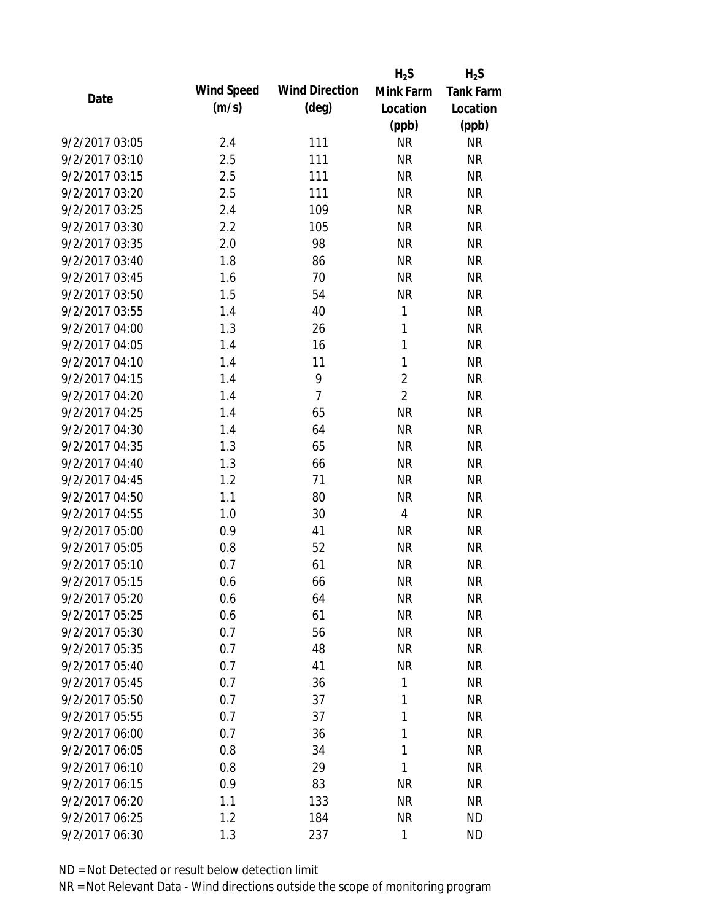| Date | Wind Speed (m/s) | Wind Direction (deg) | $H_2S$ Mink Farm Location (ppb) | $H_2S$ Tank Farm Location (ppb) |
|---|---|---|---|---|
| 9/2/2017 03:05 | 2.4 | 111 | NR | NR |
| 9/2/2017 03:10 | 2.5 | 111 | NR | NR |
| 9/2/2017 03:15 | 2.5 | 111 | NR | NR |
| 9/2/2017 03:20 | 2.5 | 111 | NR | NR |
| 9/2/2017 03:25 | 2.4 | 109 | NR | NR |
| 9/2/2017 03:30 | 2.2 | 105 | NR | NR |
| 9/2/2017 03:35 | 2.0 | 98 | NR | NR |
| 9/2/2017 03:40 | 1.8 | 86 | NR | NR |
| 9/2/2017 03:45 | 1.6 | 70 | NR | NR |
| 9/2/2017 03:50 | 1.5 | 54 | NR | NR |
| 9/2/2017 03:55 | 1.4 | 40 | 1 | NR |
| 9/2/2017 04:00 | 1.3 | 26 | 1 | NR |
| 9/2/2017 04:05 | 1.4 | 16 | 1 | NR |
| 9/2/2017 04:10 | 1.4 | 11 | 1 | NR |
| 9/2/2017 04:15 | 1.4 | 9 | 2 | NR |
| 9/2/2017 04:20 | 1.4 | 7 | 2 | NR |
| 9/2/2017 04:25 | 1.4 | 65 | NR | NR |
| 9/2/2017 04:30 | 1.4 | 64 | NR | NR |
| 9/2/2017 04:35 | 1.3 | 65 | NR | NR |
| 9/2/2017 04:40 | 1.3 | 66 | NR | NR |
| 9/2/2017 04:45 | 1.2 | 71 | NR | NR |
| 9/2/2017 04:50 | 1.1 | 80 | NR | NR |
| 9/2/2017 04:55 | 1.0 | 30 | 4 | NR |
| 9/2/2017 05:00 | 0.9 | 41 | NR | NR |
| 9/2/2017 05:05 | 0.8 | 52 | NR | NR |
| 9/2/2017 05:10 | 0.7 | 61 | NR | NR |
| 9/2/2017 05:15 | 0.6 | 66 | NR | NR |
| 9/2/2017 05:20 | 0.6 | 64 | NR | NR |
| 9/2/2017 05:25 | 0.6 | 61 | NR | NR |
| 9/2/2017 05:30 | 0.7 | 56 | NR | NR |
| 9/2/2017 05:35 | 0.7 | 48 | NR | NR |
| 9/2/2017 05:40 | 0.7 | 41 | NR | NR |
| 9/2/2017 05:45 | 0.7 | 36 | 1 | NR |
| 9/2/2017 05:50 | 0.7 | 37 | 1 | NR |
| 9/2/2017 05:55 | 0.7 | 37 | 1 | NR |
| 9/2/2017 06:00 | 0.7 | 36 | 1 | NR |
| 9/2/2017 06:05 | 0.8 | 34 | 1 | NR |
| 9/2/2017 06:10 | 0.8 | 29 | 1 | NR |
| 9/2/2017 06:15 | 0.9 | 83 | NR | NR |
| 9/2/2017 06:20 | 1.1 | 133 | NR | NR |
| 9/2/2017 06:25 | 1.2 | 184 | NR | ND |
| 9/2/2017 06:30 | 1.3 | 237 | 1 | ND |

ND = Not Detected or result below detection limit

NR = Not Relevant Data - Wind directions outside the scope of monitoring program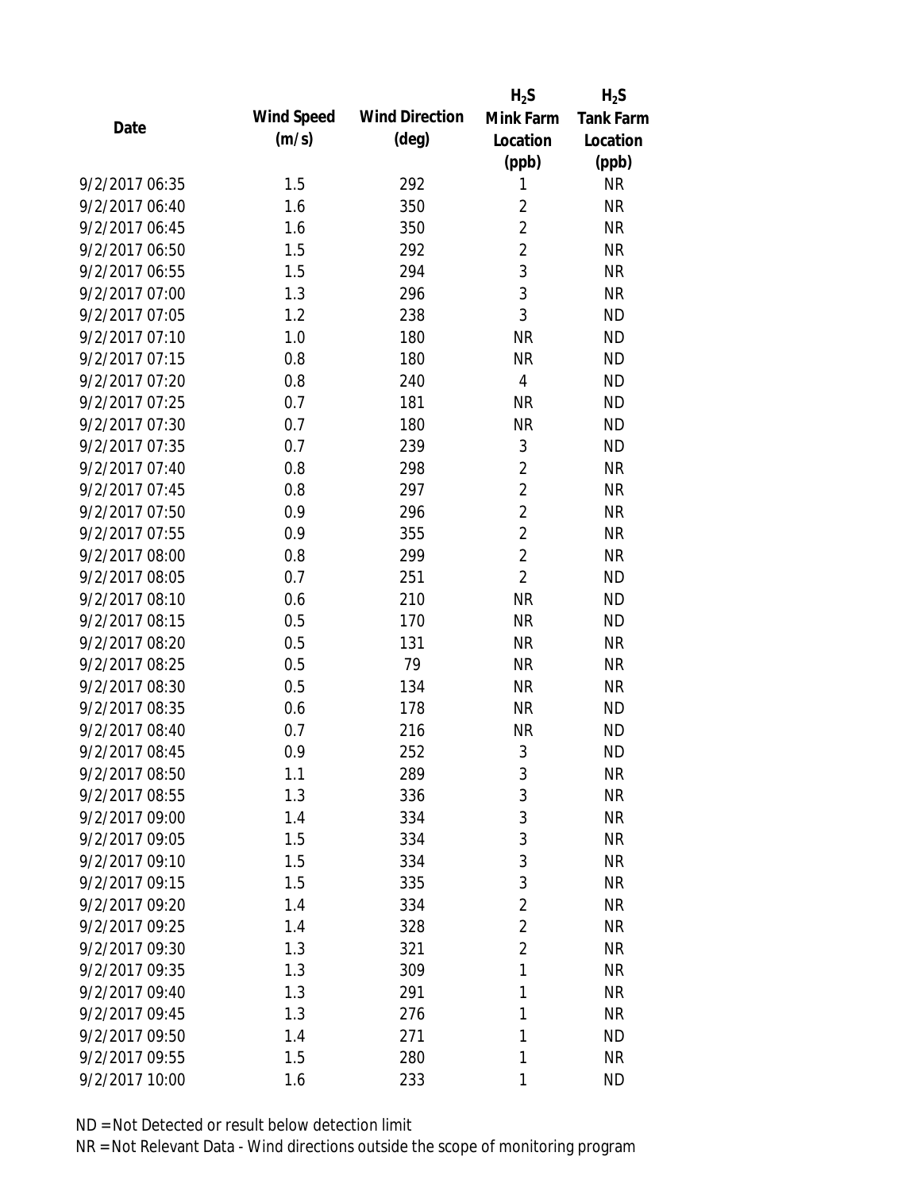| Date | Wind Speed (m/s) | Wind Direction (deg) | $H_2S$ Mink Farm Location (ppb) | $H_2S$ Tank Farm Location (ppb) |
|---|---|---|---|---|
| 9/2/2017 06:35 | 1.5 | 292 | 1 | NR |
| 9/2/2017 06:40 | 1.6 | 350 | 2 | NR |
| 9/2/2017 06:45 | 1.6 | 350 | 2 | NR |
| 9/2/2017 06:50 | 1.5 | 292 | 2 | NR |
| 9/2/2017 06:55 | 1.5 | 294 | 3 | NR |
| 9/2/2017 07:00 | 1.3 | 296 | 3 | NR |
| 9/2/2017 07:05 | 1.2 | 238 | 3 | ND |
| 9/2/2017 07:10 | 1.0 | 180 | NR | ND |
| 9/2/2017 07:15 | 0.8 | 180 | NR | ND |
| 9/2/2017 07:20 | 0.8 | 240 | 4 | ND |
| 9/2/2017 07:25 | 0.7 | 181 | NR | ND |
| 9/2/2017 07:30 | 0.7 | 180 | NR | ND |
| 9/2/2017 07:35 | 0.7 | 239 | 3 | ND |
| 9/2/2017 07:40 | 0.8 | 298 | 2 | NR |
| 9/2/2017 07:45 | 0.8 | 297 | 2 | NR |
| 9/2/2017 07:50 | 0.9 | 296 | 2 | NR |
| 9/2/2017 07:55 | 0.9 | 355 | 2 | NR |
| 9/2/2017 08:00 | 0.8 | 299 | 2 | NR |
| 9/2/2017 08:05 | 0.7 | 251 | 2 | ND |
| 9/2/2017 08:10 | 0.6 | 210 | NR | ND |
| 9/2/2017 08:15 | 0.5 | 170 | NR | ND |
| 9/2/2017 08:20 | 0.5 | 131 | NR | NR |
| 9/2/2017 08:25 | 0.5 | 79 | NR | NR |
| 9/2/2017 08:30 | 0.5 | 134 | NR | NR |
| 9/2/2017 08:35 | 0.6 | 178 | NR | ND |
| 9/2/2017 08:40 | 0.7 | 216 | NR | ND |
| 9/2/2017 08:45 | 0.9 | 252 | 3 | ND |
| 9/2/2017 08:50 | 1.1 | 289 | 3 | NR |
| 9/2/2017 08:55 | 1.3 | 336 | 3 | NR |
| 9/2/2017 09:00 | 1.4 | 334 | 3 | NR |
| 9/2/2017 09:05 | 1.5 | 334 | 3 | NR |
| 9/2/2017 09:10 | 1.5 | 334 | 3 | NR |
| 9/2/2017 09:15 | 1.5 | 335 | 3 | NR |
| 9/2/2017 09:20 | 1.4 | 334 | 2 | NR |
| 9/2/2017 09:25 | 1.4 | 328 | 2 | NR |
| 9/2/2017 09:30 | 1.3 | 321 | 2 | NR |
| 9/2/2017 09:35 | 1.3 | 309 | 1 | NR |
| 9/2/2017 09:40 | 1.3 | 291 | 1 | NR |
| 9/2/2017 09:45 | 1.3 | 276 | 1 | NR |
| 9/2/2017 09:50 | 1.4 | 271 | 1 | ND |
| 9/2/2017 09:55 | 1.5 | 280 | 1 | NR |
| 9/2/2017 10:00 | 1.6 | 233 | 1 | ND |

ND = Not Detected or result below detection limit

NR = Not Relevant Data - Wind directions outside the scope of monitoring program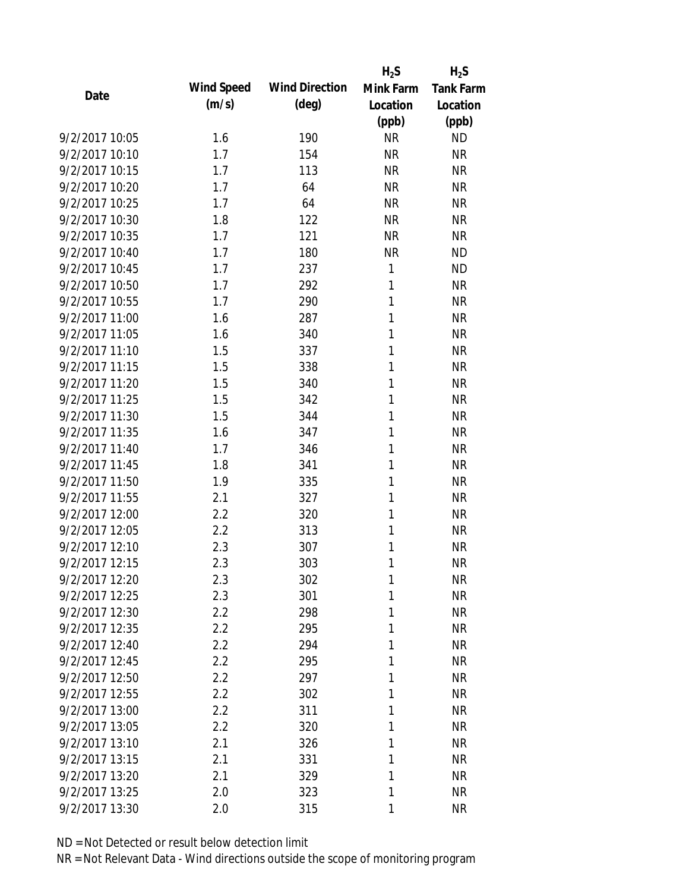| Date | Wind Speed (m/s) | Wind Direction (deg) | $H_2S$ Mink Farm Location (ppb) | $H_2S$ Tank Farm Location (ppb) |
|---|---|---|---|---|
| 9/2/2017 10:05 | 1.6 | 190 | NR | ND |
| 9/2/2017 10:10 | 1.7 | 154 | NR | NR |
| 9/2/2017 10:15 | 1.7 | 113 | NR | NR |
| 9/2/2017 10:20 | 1.7 | 64 | NR | NR |
| 9/2/2017 10:25 | 1.7 | 64 | NR | NR |
| 9/2/2017 10:30 | 1.8 | 122 | NR | NR |
| 9/2/2017 10:35 | 1.7 | 121 | NR | NR |
| 9/2/2017 10:40 | 1.7 | 180 | NR | ND |
| 9/2/2017 10:45 | 1.7 | 237 | 1 | ND |
| 9/2/2017 10:50 | 1.7 | 292 | 1 | NR |
| 9/2/2017 10:55 | 1.7 | 290 | 1 | NR |
| 9/2/2017 11:00 | 1.6 | 287 | 1 | NR |
| 9/2/2017 11:05 | 1.6 | 340 | 1 | NR |
| 9/2/2017 11:10 | 1.5 | 337 | 1 | NR |
| 9/2/2017 11:15 | 1.5 | 338 | 1 | NR |
| 9/2/2017 11:20 | 1.5 | 340 | 1 | NR |
| 9/2/2017 11:25 | 1.5 | 342 | 1 | NR |
| 9/2/2017 11:30 | 1.5 | 344 | 1 | NR |
| 9/2/2017 11:35 | 1.6 | 347 | 1 | NR |
| 9/2/2017 11:40 | 1.7 | 346 | 1 | NR |
| 9/2/2017 11:45 | 1.8 | 341 | 1 | NR |
| 9/2/2017 11:50 | 1.9 | 335 | 1 | NR |
| 9/2/2017 11:55 | 2.1 | 327 | 1 | NR |
| 9/2/2017 12:00 | 2.2 | 320 | 1 | NR |
| 9/2/2017 12:05 | 2.2 | 313 | 1 | NR |
| 9/2/2017 12:10 | 2.3 | 307 | 1 | NR |
| 9/2/2017 12:15 | 2.3 | 303 | 1 | NR |
| 9/2/2017 12:20 | 2.3 | 302 | 1 | NR |
| 9/2/2017 12:25 | 2.3 | 301 | 1 | NR |
| 9/2/2017 12:30 | 2.2 | 298 | 1 | NR |
| 9/2/2017 12:35 | 2.2 | 295 | 1 | NR |
| 9/2/2017 12:40 | 2.2 | 294 | 1 | NR |
| 9/2/2017 12:45 | 2.2 | 295 | 1 | NR |
| 9/2/2017 12:50 | 2.2 | 297 | 1 | NR |
| 9/2/2017 12:55 | 2.2 | 302 | 1 | NR |
| 9/2/2017 13:00 | 2.2 | 311 | 1 | NR |
| 9/2/2017 13:05 | 2.2 | 320 | 1 | NR |
| 9/2/2017 13:10 | 2.1 | 326 | 1 | NR |
| 9/2/2017 13:15 | 2.1 | 331 | 1 | NR |
| 9/2/2017 13:20 | 2.1 | 329 | 1 | NR |
| 9/2/2017 13:25 | 2.0 | 323 | 1 | NR |
| 9/2/2017 13:30 | 2.0 | 315 | 1 | NR |

ND = Not Detected or result below detection limit

NR = Not Relevant Data - Wind directions outside the scope of monitoring program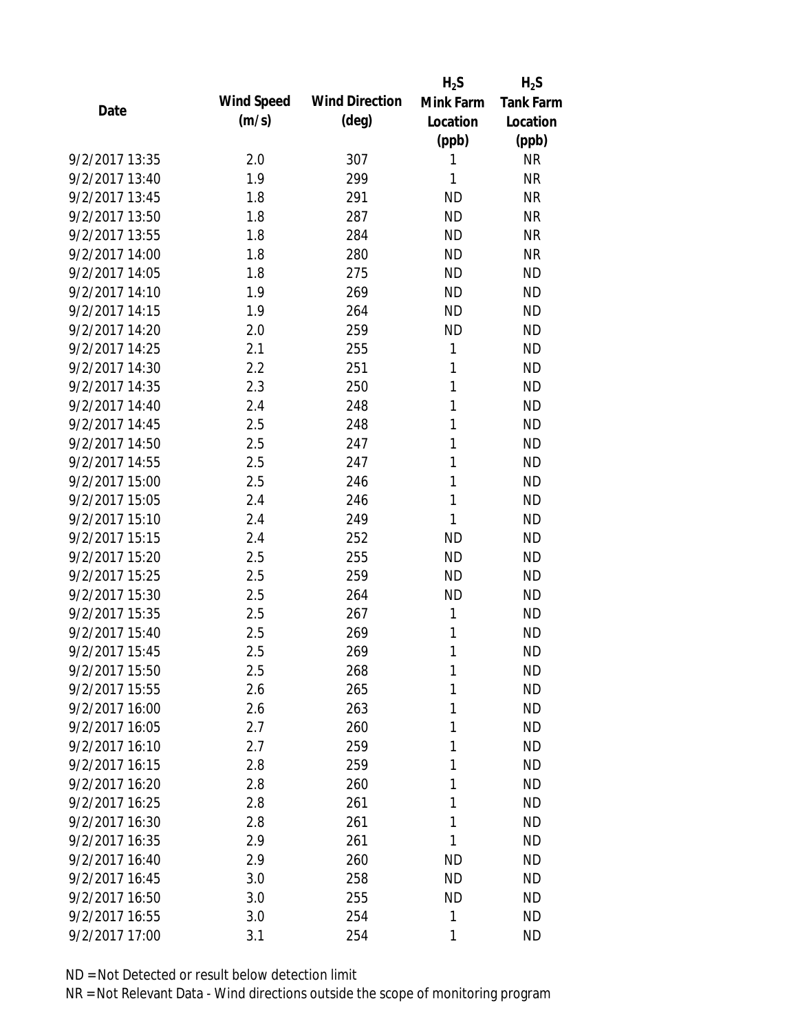| Date | Wind Speed (m/s) | Wind Direction (deg) | $H_2S$ Mink Farm Location (ppb) | $H_2S$ Tank Farm Location (ppb) |
|---|---|---|---|---|
| 9/2/2017 13:35 | 2.0 | 307 | 1 | NR |
| 9/2/2017 13:40 | 1.9 | 299 | 1 | NR |
| 9/2/2017 13:45 | 1.8 | 291 | ND | NR |
| 9/2/2017 13:50 | 1.8 | 287 | ND | NR |
| 9/2/2017 13:55 | 1.8 | 284 | ND | NR |
| 9/2/2017 14:00 | 1.8 | 280 | ND | NR |
| 9/2/2017 14:05 | 1.8 | 275 | ND | ND |
| 9/2/2017 14:10 | 1.9 | 269 | ND | ND |
| 9/2/2017 14:15 | 1.9 | 264 | ND | ND |
| 9/2/2017 14:20 | 2.0 | 259 | ND | ND |
| 9/2/2017 14:25 | 2.1 | 255 | 1 | ND |
| 9/2/2017 14:30 | 2.2 | 251 | 1 | ND |
| 9/2/2017 14:35 | 2.3 | 250 | 1 | ND |
| 9/2/2017 14:40 | 2.4 | 248 | 1 | ND |
| 9/2/2017 14:45 | 2.5 | 248 | 1 | ND |
| 9/2/2017 14:50 | 2.5 | 247 | 1 | ND |
| 9/2/2017 14:55 | 2.5 | 247 | 1 | ND |
| 9/2/2017 15:00 | 2.5 | 246 | 1 | ND |
| 9/2/2017 15:05 | 2.4 | 246 | 1 | ND |
| 9/2/2017 15:10 | 2.4 | 249 | 1 | ND |
| 9/2/2017 15:15 | 2.4 | 252 | ND | ND |
| 9/2/2017 15:20 | 2.5 | 255 | ND | ND |
| 9/2/2017 15:25 | 2.5 | 259 | ND | ND |
| 9/2/2017 15:30 | 2.5 | 264 | ND | ND |
| 9/2/2017 15:35 | 2.5 | 267 | 1 | ND |
| 9/2/2017 15:40 | 2.5 | 269 | 1 | ND |
| 9/2/2017 15:45 | 2.5 | 269 | 1 | ND |
| 9/2/2017 15:50 | 2.5 | 268 | 1 | ND |
| 9/2/2017 15:55 | 2.6 | 265 | 1 | ND |
| 9/2/2017 16:00 | 2.6 | 263 | 1 | ND |
| 9/2/2017 16:05 | 2.7 | 260 | 1 | ND |
| 9/2/2017 16:10 | 2.7 | 259 | 1 | ND |
| 9/2/2017 16:15 | 2.8 | 259 | 1 | ND |
| 9/2/2017 16:20 | 2.8 | 260 | 1 | ND |
| 9/2/2017 16:25 | 2.8 | 261 | 1 | ND |
| 9/2/2017 16:30 | 2.8 | 261 | 1 | ND |
| 9/2/2017 16:35 | 2.9 | 261 | 1 | ND |
| 9/2/2017 16:40 | 2.9 | 260 | ND | ND |
| 9/2/2017 16:45 | 3.0 | 258 | ND | ND |
| 9/2/2017 16:50 | 3.0 | 255 | ND | ND |
| 9/2/2017 16:55 | 3.0 | 254 | 1 | ND |
| 9/2/2017 17:00 | 3.1 | 254 | 1 | ND |

ND = Not Detected or result below detection limit
NR = Not Relevant Data - Wind directions outside the scope of monitoring program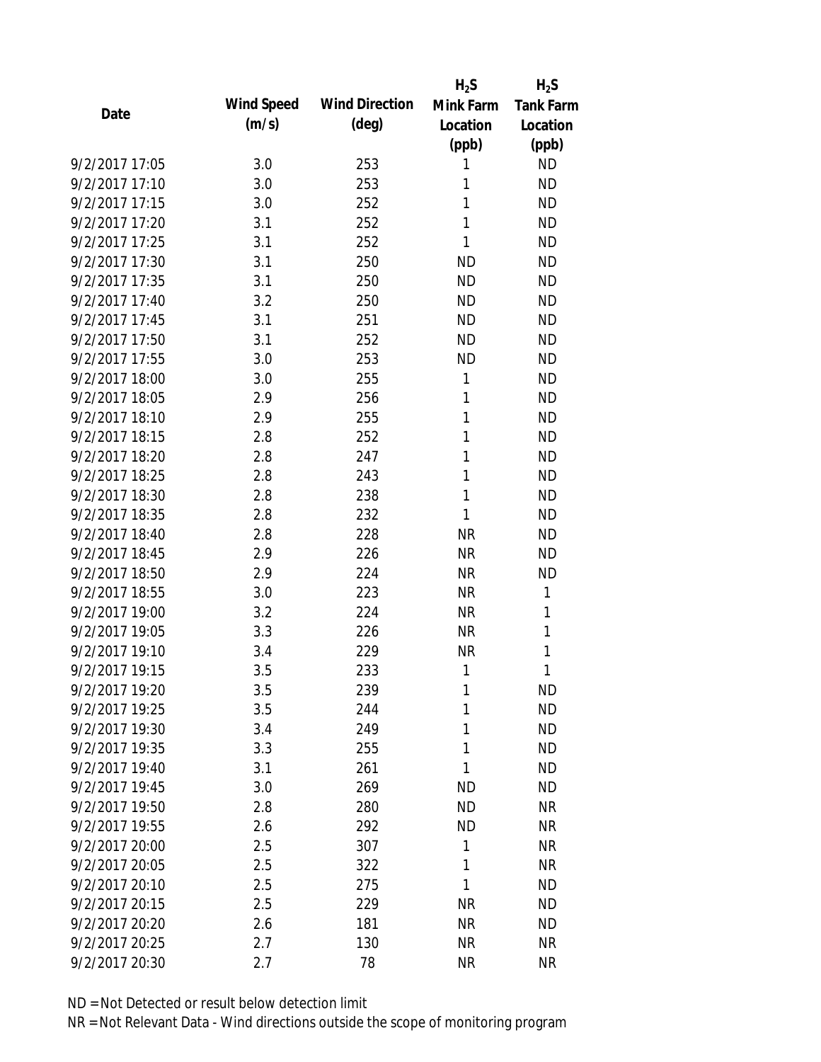| Date | Wind Speed (m/s) | Wind Direction (deg) | $H_2S$ Mink Farm Location (ppb) | $H_2S$ Tank Farm Location (ppb) |
|---|---|---|---|---|
| 9/2/2017 17:05 | 3.0 | 253 | 1 | ND |
| 9/2/2017 17:10 | 3.0 | 253 | 1 | ND |
| 9/2/2017 17:15 | 3.0 | 252 | 1 | ND |
| 9/2/2017 17:20 | 3.1 | 252 | 1 | ND |
| 9/2/2017 17:25 | 3.1 | 252 | 1 | ND |
| 9/2/2017 17:30 | 3.1 | 250 | ND | ND |
| 9/2/2017 17:35 | 3.1 | 250 | ND | ND |
| 9/2/2017 17:40 | 3.2 | 250 | ND | ND |
| 9/2/2017 17:45 | 3.1 | 251 | ND | ND |
| 9/2/2017 17:50 | 3.1 | 252 | ND | ND |
| 9/2/2017 17:55 | 3.0 | 253 | ND | ND |
| 9/2/2017 18:00 | 3.0 | 255 | 1 | ND |
| 9/2/2017 18:05 | 2.9 | 256 | 1 | ND |
| 9/2/2017 18:10 | 2.9 | 255 | 1 | ND |
| 9/2/2017 18:15 | 2.8 | 252 | 1 | ND |
| 9/2/2017 18:20 | 2.8 | 247 | 1 | ND |
| 9/2/2017 18:25 | 2.8 | 243 | 1 | ND |
| 9/2/2017 18:30 | 2.8 | 238 | 1 | ND |
| 9/2/2017 18:35 | 2.8 | 232 | 1 | ND |
| 9/2/2017 18:40 | 2.8 | 228 | NR | ND |
| 9/2/2017 18:45 | 2.9 | 226 | NR | ND |
| 9/2/2017 18:50 | 2.9 | 224 | NR | ND |
| 9/2/2017 18:55 | 3.0 | 223 | NR | 1 |
| 9/2/2017 19:00 | 3.2 | 224 | NR | 1 |
| 9/2/2017 19:05 | 3.3 | 226 | NR | 1 |
| 9/2/2017 19:10 | 3.4 | 229 | NR | 1 |
| 9/2/2017 19:15 | 3.5 | 233 | 1 | 1 |
| 9/2/2017 19:20 | 3.5 | 239 | 1 | ND |
| 9/2/2017 19:25 | 3.5 | 244 | 1 | ND |
| 9/2/2017 19:30 | 3.4 | 249 | 1 | ND |
| 9/2/2017 19:35 | 3.3 | 255 | 1 | ND |
| 9/2/2017 19:40 | 3.1 | 261 | 1 | ND |
| 9/2/2017 19:45 | 3.0 | 269 | ND | ND |
| 9/2/2017 19:50 | 2.8 | 280 | ND | NR |
| 9/2/2017 19:55 | 2.6 | 292 | ND | NR |
| 9/2/2017 20:00 | 2.5 | 307 | 1 | NR |
| 9/2/2017 20:05 | 2.5 | 322 | 1 | NR |
| 9/2/2017 20:10 | 2.5 | 275 | 1 | ND |
| 9/2/2017 20:15 | 2.5 | 229 | NR | ND |
| 9/2/2017 20:20 | 2.6 | 181 | NR | ND |
| 9/2/2017 20:25 | 2.7 | 130 | NR | NR |
| 9/2/2017 20:30 | 2.7 | 78 | NR | NR |

ND = Not Detected or result below detection limit

NR = Not Relevant Data - Wind directions outside the scope of monitoring program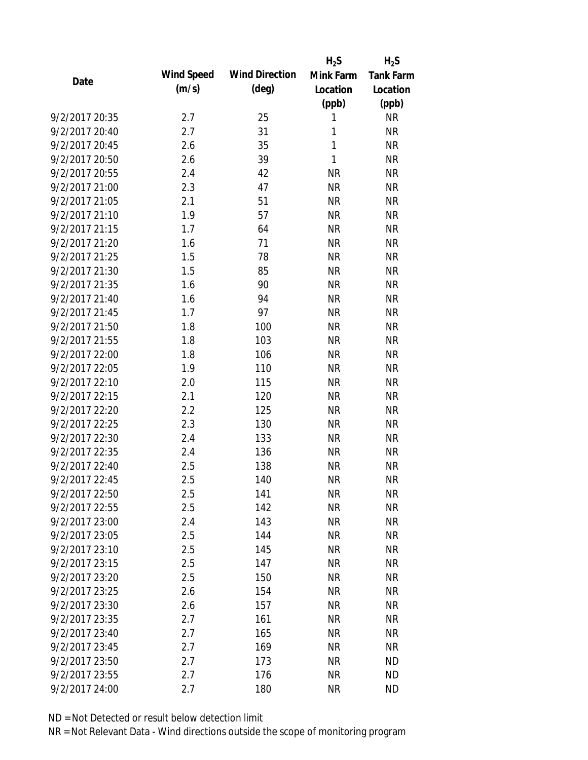| Date | Wind Speed (m/s) | Wind Direction (deg) | $H_2S$ Mink Farm Location (ppb) | $H_2S$ Tank Farm Location (ppb) |
|---|---|---|---|---|
| 9/2/2017 20:35 | 2.7 | 25 | 1 | NR |
| 9/2/2017 20:40 | 2.7 | 31 | 1 | NR |
| 9/2/2017 20:45 | 2.6 | 35 | 1 | NR |
| 9/2/2017 20:50 | 2.6 | 39 | 1 | NR |
| 9/2/2017 20:55 | 2.4 | 42 | NR | NR |
| 9/2/2017 21:00 | 2.3 | 47 | NR | NR |
| 9/2/2017 21:05 | 2.1 | 51 | NR | NR |
| 9/2/2017 21:10 | 1.9 | 57 | NR | NR |
| 9/2/2017 21:15 | 1.7 | 64 | NR | NR |
| 9/2/2017 21:20 | 1.6 | 71 | NR | NR |
| 9/2/2017 21:25 | 1.5 | 78 | NR | NR |
| 9/2/2017 21:30 | 1.5 | 85 | NR | NR |
| 9/2/2017 21:35 | 1.6 | 90 | NR | NR |
| 9/2/2017 21:40 | 1.6 | 94 | NR | NR |
| 9/2/2017 21:45 | 1.7 | 97 | NR | NR |
| 9/2/2017 21:50 | 1.8 | 100 | NR | NR |
| 9/2/2017 21:55 | 1.8 | 103 | NR | NR |
| 9/2/2017 22:00 | 1.8 | 106 | NR | NR |
| 9/2/2017 22:05 | 1.9 | 110 | NR | NR |
| 9/2/2017 22:10 | 2.0 | 115 | NR | NR |
| 9/2/2017 22:15 | 2.1 | 120 | NR | NR |
| 9/2/2017 22:20 | 2.2 | 125 | NR | NR |
| 9/2/2017 22:25 | 2.3 | 130 | NR | NR |
| 9/2/2017 22:30 | 2.4 | 133 | NR | NR |
| 9/2/2017 22:35 | 2.4 | 136 | NR | NR |
| 9/2/2017 22:40 | 2.5 | 138 | NR | NR |
| 9/2/2017 22:45 | 2.5 | 140 | NR | NR |
| 9/2/2017 22:50 | 2.5 | 141 | NR | NR |
| 9/2/2017 22:55 | 2.5 | 142 | NR | NR |
| 9/2/2017 23:00 | 2.4 | 143 | NR | NR |
| 9/2/2017 23:05 | 2.5 | 144 | NR | NR |
| 9/2/2017 23:10 | 2.5 | 145 | NR | NR |
| 9/2/2017 23:15 | 2.5 | 147 | NR | NR |
| 9/2/2017 23:20 | 2.5 | 150 | NR | NR |
| 9/2/2017 23:25 | 2.6 | 154 | NR | NR |
| 9/2/2017 23:30 | 2.6 | 157 | NR | NR |
| 9/2/2017 23:35 | 2.7 | 161 | NR | NR |
| 9/2/2017 23:40 | 2.7 | 165 | NR | NR |
| 9/2/2017 23:45 | 2.7 | 169 | NR | NR |
| 9/2/2017 23:50 | 2.7 | 173 | NR | ND |
| 9/2/2017 23:55 | 2.7 | 176 | NR | ND |
| 9/2/2017 24:00 | 2.7 | 180 | NR | ND |

ND = Not Detected or result below detection limit

NR = Not Relevant Data - Wind directions outside the scope of monitoring program